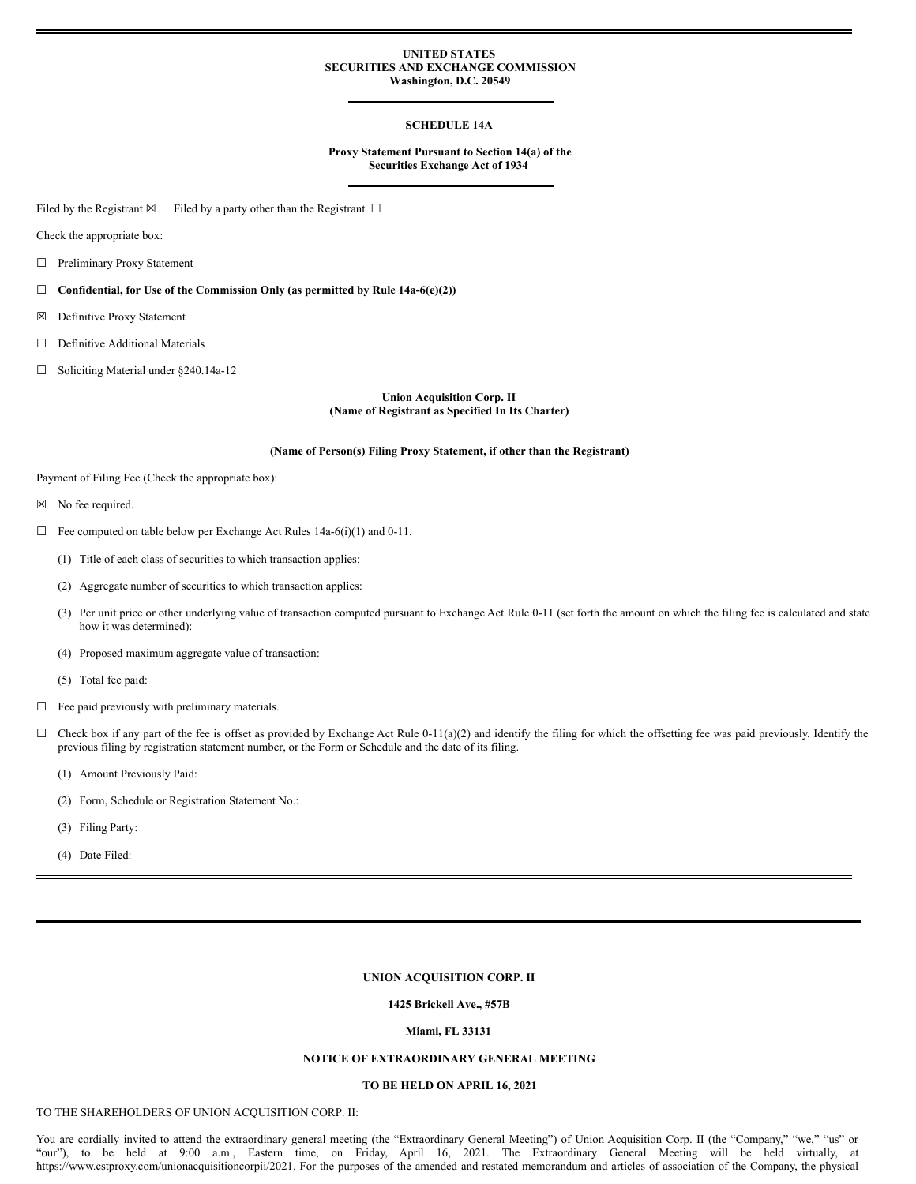**UNITED STATES**
**SECURITIES AND EXCHANGE COMMISSION**
**Washington, D.C. 20549**

---

**SCHEDULE 14A**

**Proxy Statement Pursuant to Section 14(a) of the Securities Exchange Act of 1934**

---

Filed by the Registrant ☒     Filed by a party other than the Registrant ☐

Check the appropriate box:

☐ Preliminary Proxy Statement

☐ **Confidential, for Use of the Commission Only (as permitted by Rule 14a-6(e)(2))**

☒ Definitive Proxy Statement

☐ Definitive Additional Materials

☐ Soliciting Material under §240.14a-12

**Union Acquisition Corp. II**
**(Name of Registrant as Specified In Its Charter)**

**(Name of Person(s) Filing Proxy Statement, if other than the Registrant)**

Payment of Filing Fee (Check the appropriate box):

☒ No fee required.

☐ Fee computed on table below per Exchange Act Rules 14a-6(i)(1) and 0-11.

(1) Title of each class of securities to which transaction applies:

(2) Aggregate number of securities to which transaction applies:

(3) Per unit price or other underlying value of transaction computed pursuant to Exchange Act Rule 0-11 (set forth the amount on which the filing fee is calculated and state how it was determined):

(4) Proposed maximum aggregate value of transaction:

(5) Total fee paid:

☐ Fee paid previously with preliminary materials.

☐ Check box if any part of the fee is offset as provided by Exchange Act Rule 0-11(a)(2) and identify the filing for which the offsetting fee was paid previously. Identify the previous filing by registration statement number, or the Form or Schedule and the date of its filing.

(1) Amount Previously Paid:

(2) Form, Schedule or Registration Statement No.:

(3) Filing Party:

(4) Date Filed:

---

**UNION ACQUISITION CORP. II**

**1425 Brickell Ave., #57B**

**Miami, FL 33131**

**NOTICE OF EXTRAORDINARY GENERAL MEETING**

**TO BE HELD ON APRIL 16, 2021**

TO THE SHAREHOLDERS OF UNION ACQUISITION CORP. II:

You are cordially invited to attend the extraordinary general meeting (the "Extraordinary General Meeting") of Union Acquisition Corp. II (the "Company," "we," "us" or "our"), to be held at 9:00 a.m., Eastern time, on Friday, April 16, 2021. The Extraordinary General Meeting will be held virtually, at https://www.cstproxy.com/unionacquisitioncorpii/2021. For the purposes of the amended and restated memorandum and articles of association of the Company, the physical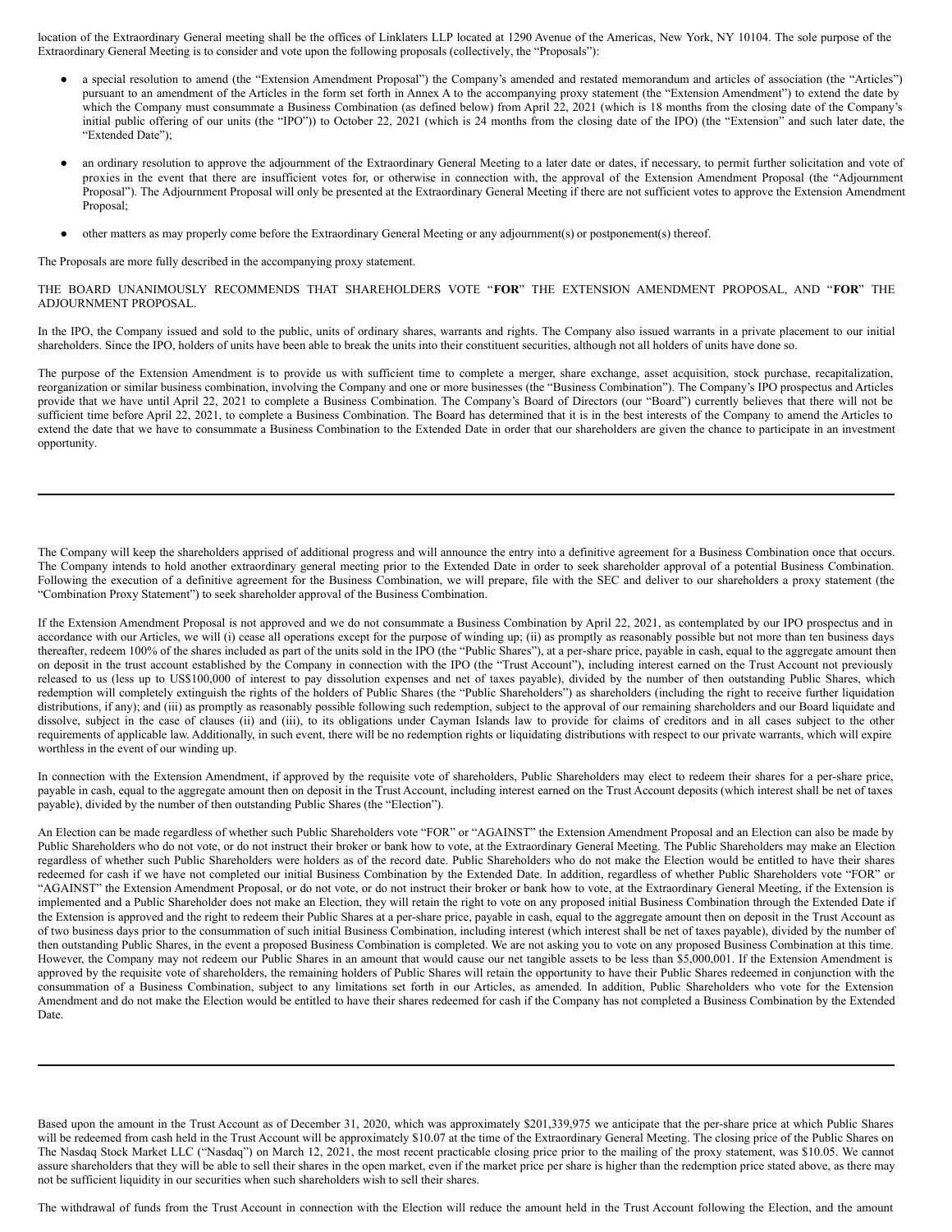location of the Extraordinary General meeting shall be the offices of Linklaters LLP located at 1290 Avenue of the Americas, New York, NY 10104. The sole purpose of the Extraordinary General Meeting is to consider and vote upon the following proposals (collectively, the "Proposals"):

- a special resolution to amend (the "Extension Amendment Proposal") the Company's amended and restated memorandum and articles of association (the "Articles") pursuant to an amendment of the Articles in the form set forth in Annex A to the accompanying proxy statement (the "Extension Amendment") to extend the date by which the Company must consummate a Business Combination (as defined below) from April 22, 2021 (which is 18 months from the closing date of the Company's initial public offering of our units (the "IPO")) to October 22, 2021 (which is 24 months from the closing date of the IPO) (the "Extension" and such later date, the "Extended Date");

- an ordinary resolution to approve the adjournment of the Extraordinary General Meeting to a later date or dates, if necessary, to permit further solicitation and vote of proxies in the event that there are insufficient votes for, or otherwise in connection with, the approval of the Extension Amendment Proposal (the "Adjournment Proposal"). The Adjournment Proposal will only be presented at the Extraordinary General Meeting if there are not sufficient votes to approve the Extension Amendment Proposal;

- other matters as may properly come before the Extraordinary General Meeting or any adjournment(s) or postponement(s) thereof.

The Proposals are more fully described in the accompanying proxy statement.

THE BOARD UNANIMOUSLY RECOMMENDS THAT SHAREHOLDERS VOTE "**FOR**" THE EXTENSION AMENDMENT PROPOSAL, AND "**FOR**" THE ADJOURNMENT PROPOSAL.

In the IPO, the Company issued and sold to the public, units of ordinary shares, warrants and rights. The Company also issued warrants in a private placement to our initial shareholders. Since the IPO, holders of units have been able to break the units into their constituent securities, although not all holders of units have done so.

The purpose of the Extension Amendment is to provide us with sufficient time to complete a merger, share exchange, asset acquisition, stock purchase, recapitalization, reorganization or similar business combination, involving the Company and one or more businesses (the "Business Combination"). The Company's IPO prospectus and Articles provide that we have until April 22, 2021 to complete a Business Combination. The Company's Board of Directors (our "Board") currently believes that there will not be sufficient time before April 22, 2021, to complete a Business Combination. The Board has determined that it is in the best interests of the Company to amend the Articles to extend the date that we have to consummate a Business Combination to the Extended Date in order that our shareholders are given the chance to participate in an investment opportunity.

---

The Company will keep the shareholders apprised of additional progress and will announce the entry into a definitive agreement for a Business Combination once that occurs. The Company intends to hold another extraordinary general meeting prior to the Extended Date in order to seek shareholder approval of a potential Business Combination. Following the execution of a definitive agreement for the Business Combination, we will prepare, file with the SEC and deliver to our shareholders a proxy statement (the "Combination Proxy Statement") to seek shareholder approval of the Business Combination.

If the Extension Amendment Proposal is not approved and we do not consummate a Business Combination by April 22, 2021, as contemplated by our IPO prospectus and in accordance with our Articles, we will (i) cease all operations except for the purpose of winding up; (ii) as promptly as reasonably possible but not more than ten business days thereafter, redeem 100% of the shares included as part of the units sold in the IPO (the "Public Shares"), at a per-share price, payable in cash, equal to the aggregate amount then on deposit in the trust account established by the Company in connection with the IPO (the "Trust Account"), including interest earned on the Trust Account not previously released to us (less up to US$100,000 of interest to pay dissolution expenses and net of taxes payable), divided by the number of then outstanding Public Shares, which redemption will completely extinguish the rights of the holders of Public Shares (the "Public Shareholders") as shareholders (including the right to receive further liquidation distributions, if any); and (iii) as promptly as reasonably possible following such redemption, subject to the approval of our remaining shareholders and our Board liquidate and dissolve, subject in the case of clauses (ii) and (iii), to its obligations under Cayman Islands law to provide for claims of creditors and in all cases subject to the other requirements of applicable law. Additionally, in such event, there will be no redemption rights or liquidating distributions with respect to our private warrants, which will expire worthless in the event of our winding up.

In connection with the Extension Amendment, if approved by the requisite vote of shareholders, Public Shareholders may elect to redeem their shares for a per-share price, payable in cash, equal to the aggregate amount then on deposit in the Trust Account, including interest earned on the Trust Account deposits (which interest shall be net of taxes payable), divided by the number of then outstanding Public Shares (the "Election").

An Election can be made regardless of whether such Public Shareholders vote "FOR" or "AGAINST" the Extension Amendment Proposal and an Election can also be made by Public Shareholders who do not vote, or do not instruct their broker or bank how to vote, at the Extraordinary General Meeting. The Public Shareholders may make an Election regardless of whether such Public Shareholders were holders as of the record date. Public Shareholders who do not make the Election would be entitled to have their shares redeemed for cash if we have not completed our initial Business Combination by the Extended Date. In addition, regardless of whether Public Shareholders vote "FOR" or "AGAINST" the Extension Amendment Proposal, or do not vote, or do not instruct their broker or bank how to vote, at the Extraordinary General Meeting, if the Extension is implemented and a Public Shareholder does not make an Election, they will retain the right to vote on any proposed initial Business Combination through the Extended Date if the Extension is approved and the right to redeem their Public Shares at a per-share price, payable in cash, equal to the aggregate amount then on deposit in the Trust Account as of two business days prior to the consummation of such initial Business Combination, including interest (which interest shall be net of taxes payable), divided by the number of then outstanding Public Shares, in the event a proposed Business Combination is completed. We are not asking you to vote on any proposed Business Combination at this time. However, the Company may not redeem our Public Shares in an amount that would cause our net tangible assets to be less than $5,000,001. If the Extension Amendment is approved by the requisite vote of shareholders, the remaining holders of Public Shares will retain the opportunity to have their Public Shares redeemed in conjunction with the consummation of a Business Combination, subject to any limitations set forth in our Articles, as amended. In addition, Public Shareholders who vote for the Extension Amendment and do not make the Election would be entitled to have their shares redeemed for cash if the Company has not completed a Business Combination by the Extended Date.

---

Based upon the amount in the Trust Account as of December 31, 2020, which was approximately $201,339,975 we anticipate that the per-share price at which Public Shares will be redeemed from cash held in the Trust Account will be approximately $10.07 at the time of the Extraordinary General Meeting. The closing price of the Public Shares on The Nasdaq Stock Market LLC ("Nasdaq") on March 12, 2021, the most recent practicable closing price prior to the mailing of the proxy statement, was $10.05. We cannot assure shareholders that they will be able to sell their shares in the open market, even if the market price per share is higher than the redemption price stated above, as there may not be sufficient liquidity in our securities when such shareholders wish to sell their shares.

The withdrawal of funds from the Trust Account in connection with the Election will reduce the amount held in the Trust Account following the Election, and the amount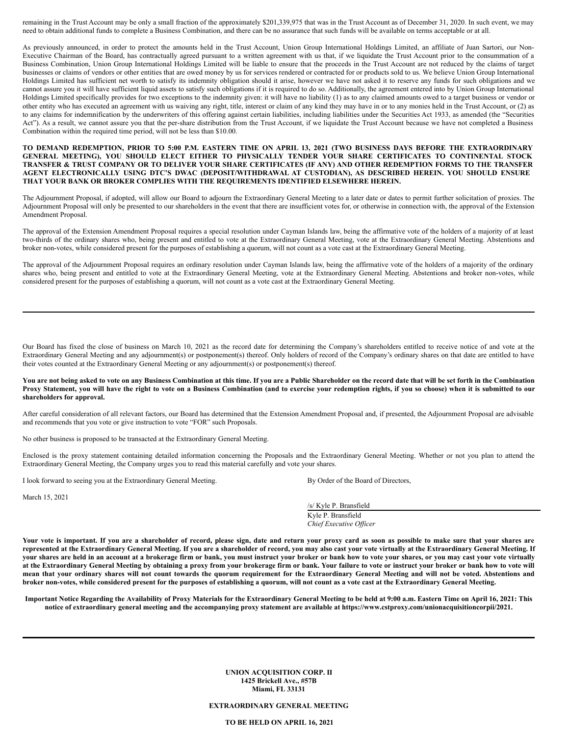remaining in the Trust Account may be only a small fraction of the approximately $201,339,975 that was in the Trust Account as of December 31, 2020. In such event, we may need to obtain additional funds to complete a Business Combination, and there can be no assurance that such funds will be available on terms acceptable or at all.

As previously announced, in order to protect the amounts held in the Trust Account, Union Group International Holdings Limited, an affiliate of Juan Sartori, our Non-Executive Chairman of the Board, has contractually agreed pursuant to a written agreement with us that, if we liquidate the Trust Account prior to the consummation of a Business Combination, Union Group International Holdings Limited will be liable to ensure that the proceeds in the Trust Account are not reduced by the claims of target businesses or claims of vendors or other entities that are owed money by us for services rendered or contracted for or products sold to us. We believe Union Group International Holdings Limited has sufficient net worth to satisfy its indemnity obligation should it arise, however we have not asked it to reserve any funds for such obligations and we cannot assure you it will have sufficient liquid assets to satisfy such obligations if it is required to do so. Additionally, the agreement entered into by Union Group International Holdings Limited specifically provides for two exceptions to the indemnity given: it will have no liability (1) as to any claimed amounts owed to a target business or vendor or other entity who has executed an agreement with us waiving any right, title, interest or claim of any kind they may have in or to any monies held in the Trust Account, or (2) as to any claims for indemnification by the underwriters of this offering against certain liabilities, including liabilities under the Securities Act 1933, as amended (the "Securities Act"). As a result, we cannot assure you that the per-share distribution from the Trust Account, if we liquidate the Trust Account because we have not completed a Business Combination within the required time period, will not be less than $10.00.

**TO DEMAND REDEMPTION, PRIOR TO 5:00 P.M. EASTERN TIME ON APRIL 13, 2021 (TWO BUSINESS DAYS BEFORE THE EXTRAORDINARY GENERAL MEETING), YOU SHOULD ELECT EITHER TO PHYSICALLY TENDER YOUR SHARE CERTIFICATES TO CONTINENTAL STOCK TRANSFER & TRUST COMPANY OR TO DELIVER YOUR SHARE CERTIFICATES (IF ANY) AND OTHER REDEMPTION FORMS TO THE TRANSFER AGENT ELECTRONICALLY USING DTC'S DWAC (DEPOSIT/WITHDRAWAL AT CUSTODIAN), AS DESCRIBED HEREIN. YOU SHOULD ENSURE THAT YOUR BANK OR BROKER COMPLIES WITH THE REQUIREMENTS IDENTIFIED ELSEWHERE HEREIN.**

The Adjournment Proposal, if adopted, will allow our Board to adjourn the Extraordinary General Meeting to a later date or dates to permit further solicitation of proxies. The Adjournment Proposal will only be presented to our shareholders in the event that there are insufficient votes for, or otherwise in connection with, the approval of the Extension Amendment Proposal.

The approval of the Extension Amendment Proposal requires a special resolution under Cayman Islands law, being the affirmative vote of the holders of a majority of at least two-thirds of the ordinary shares who, being present and entitled to vote at the Extraordinary General Meeting, vote at the Extraordinary General Meeting. Abstentions and broker non-votes, while considered present for the purposes of establishing a quorum, will not count as a vote cast at the Extraordinary General Meeting.

The approval of the Adjournment Proposal requires an ordinary resolution under Cayman Islands law, being the affirmative vote of the holders of a majority of the ordinary shares who, being present and entitled to vote at the Extraordinary General Meeting, vote at the Extraordinary General Meeting. Abstentions and broker non-votes, while considered present for the purposes of establishing a quorum, will not count as a vote cast at the Extraordinary General Meeting.

---

Our Board has fixed the close of business on March 10, 2021 as the record date for determining the Company's shareholders entitled to receive notice of and vote at the Extraordinary General Meeting and any adjournment(s) or postponement(s) thereof. Only holders of record of the Company's ordinary shares on that date are entitled to have their votes counted at the Extraordinary General Meeting or any adjournment(s) or postponement(s) thereof.

**You are not being asked to vote on any Business Combination at this time. If you are a Public Shareholder on the record date that will be set forth in the Combination Proxy Statement, you will have the right to vote on a Business Combination (and to exercise your redemption rights, if you so choose) when it is submitted to our shareholders for approval.**

After careful consideration of all relevant factors, our Board has determined that the Extension Amendment Proposal and, if presented, the Adjournment Proposal are advisable and recommends that you vote or give instruction to vote "FOR" such Proposals.

No other business is proposed to be transacted at the Extraordinary General Meeting.

Enclosed is the proxy statement containing detailed information concerning the Proposals and the Extraordinary General Meeting. Whether or not you plan to attend the Extraordinary General Meeting, the Company urges you to read this material carefully and vote your shares.

I look forward to seeing you at the Extraordinary General Meeting.

March 15, 2021

By Order of the Board of Directors,

/s/ Kyle P. Bransfield
Kyle P. Bransfield
*Chief Executive Officer*

**Your vote is important. If you are a shareholder of record, please sign, date and return your proxy card as soon as possible to make sure that your shares are represented at the Extraordinary General Meeting. If you are a shareholder of record, you may also cast your vote virtually at the Extraordinary General Meeting. If your shares are held in an account at a brokerage firm or bank, you must instruct your broker or bank how to vote your shares, or you may cast your vote virtually at the Extraordinary General Meeting by obtaining a proxy from your brokerage firm or bank. Your failure to vote or instruct your broker or bank how to vote will mean that your ordinary shares will not count towards the quorum requirement for the Extraordinary General Meeting and will not be voted. Abstentions and broker non-votes, while considered present for the purposes of establishing a quorum, will not count as a vote cast at the Extraordinary General Meeting.**

**Important Notice Regarding the Availability of Proxy Materials for the Extraordinary General Meeting to be held at 9:00 a.m. Eastern Time on April 16, 2021: This notice of extraordinary general meeting and the accompanying proxy statement are available at https://www.cstproxy.com/unionacquisitioncorpii/2021.**

---

**UNION ACQUISITION CORP. II**
**1425 Brickell Ave., #57B**
**Miami, FL 33131**

**EXTRAORDINARY GENERAL MEETING**

**TO BE HELD ON APRIL 16, 2021**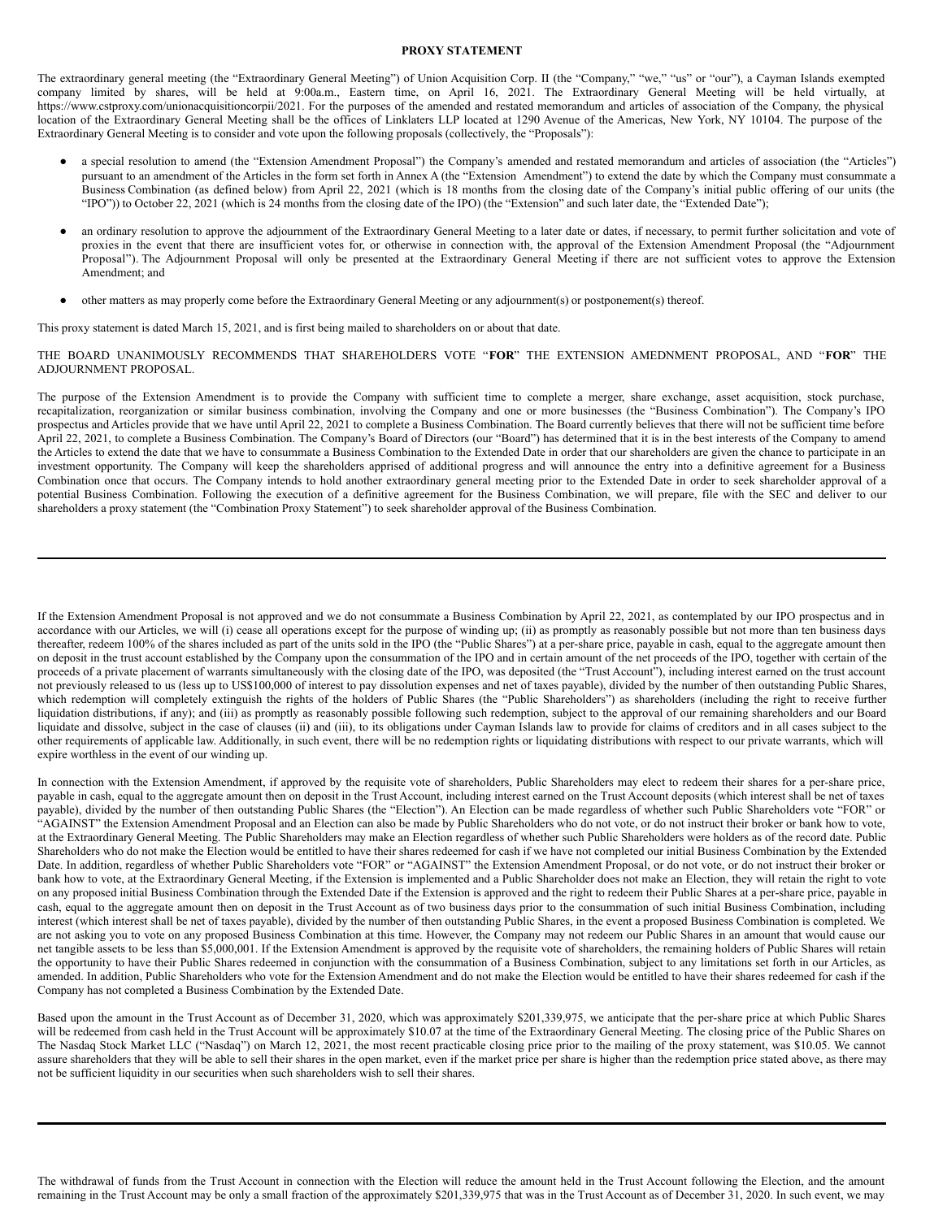**PROXY STATEMENT**

The extraordinary general meeting (the "Extraordinary General Meeting") of Union Acquisition Corp. II (the "Company," "we," "us" or "our"), a Cayman Islands exempted company limited by shares, will be held at 9:00a.m., Eastern time, on April 16, 2021. The Extraordinary General Meeting will be held virtually, at https://www.cstproxy.com/unionacquisitioncorpii/2021. For the purposes of the amended and restated memorandum and articles of association of the Company, the physical location of the Extraordinary General Meeting shall be the offices of Linklaters LLP located at 1290 Avenue of the Americas, New York, NY 10104. The purpose of the Extraordinary General Meeting is to consider and vote upon the following proposals (collectively, the "Proposals"):

- a special resolution to amend (the "Extension Amendment Proposal") the Company's amended and restated memorandum and articles of association (the "Articles") pursuant to an amendment of the Articles in the form set forth in Annex A (the "Extension Amendment") to extend the date by which the Company must consummate a Business Combination (as defined below) from April 22, 2021 (which is 18 months from the closing date of the Company's initial public offering of our units (the "IPO")) to October 22, 2021 (which is 24 months from the closing date of the IPO) (the "Extension" and such later date, the "Extended Date");
- an ordinary resolution to approve the adjournment of the Extraordinary General Meeting to a later date or dates, if necessary, to permit further solicitation and vote of proxies in the event that there are insufficient votes for, or otherwise in connection with, the approval of the Extension Amendment Proposal (the "Adjournment Proposal"). The Adjournment Proposal will only be presented at the Extraordinary General Meeting if there are not sufficient votes to approve the Extension Amendment; and
- other matters as may properly come before the Extraordinary General Meeting or any adjournment(s) or postponement(s) thereof.

This proxy statement is dated March 15, 2021, and is first being mailed to shareholders on or about that date.

THE BOARD UNANIMOUSLY RECOMMENDS THAT SHAREHOLDERS VOTE "**FOR**" THE EXTENSION AMEDNMENT PROPOSAL, AND "**FOR**" THE ADJOURNMENT PROPOSAL.

The purpose of the Extension Amendment is to provide the Company with sufficient time to complete a merger, share exchange, asset acquisition, stock purchase, recapitalization, reorganization or similar business combination, involving the Company and one or more businesses (the "Business Combination"). The Company's IPO prospectus and Articles provide that we have until April 22, 2021 to complete a Business Combination. The Board currently believes that there will not be sufficient time before April 22, 2021, to complete a Business Combination. The Company's Board of Directors (our "Board") has determined that it is in the best interests of the Company to amend the Articles to extend the date that we have to consummate a Business Combination to the Extended Date in order that our shareholders are given the chance to participate in an investment opportunity. The Company will keep the shareholders apprised of additional progress and will announce the entry into a definitive agreement for a Business Combination once that occurs. The Company intends to hold another extraordinary general meeting prior to the Extended Date in order to seek shareholder approval of a potential Business Combination. Following the execution of a definitive agreement for the Business Combination, we will prepare, file with the SEC and deliver to our shareholders a proxy statement (the "Combination Proxy Statement") to seek shareholder approval of the Business Combination.

---

If the Extension Amendment Proposal is not approved and we do not consummate a Business Combination by April 22, 2021, as contemplated by our IPO prospectus and in accordance with our Articles, we will (i) cease all operations except for the purpose of winding up; (ii) as promptly as reasonably possible but not more than ten business days thereafter, redeem 100% of the shares included as part of the units sold in the IPO (the "Public Shares") at a per-share price, payable in cash, equal to the aggregate amount then on deposit in the trust account established by the Company upon the consummation of the IPO and in certain amount of the net proceeds of the IPO, together with certain of the proceeds of a private placement of warrants simultaneously with the closing date of the IPO, was deposited (the "Trust Account"), including interest earned on the trust account not previously released to us (less up to US$100,000 of interest to pay dissolution expenses and net of taxes payable), divided by the number of then outstanding Public Shares, which redemption will completely extinguish the rights of the holders of Public Shares (the "Public Shareholders") as shareholders (including the right to receive further liquidation distributions, if any); and (iii) as promptly as reasonably possible following such redemption, subject to the approval of our remaining shareholders and our Board liquidate and dissolve, subject in the case of clauses (ii) and (iii), to its obligations under Cayman Islands law to provide for claims of creditors and in all cases subject to the other requirements of applicable law. Additionally, in such event, there will be no redemption rights or liquidating distributions with respect to our private warrants, which will expire worthless in the event of our winding up.

In connection with the Extension Amendment, if approved by the requisite vote of shareholders, Public Shareholders may elect to redeem their shares for a per-share price, payable in cash, equal to the aggregate amount then on deposit in the Trust Account, including interest earned on the Trust Account deposits (which interest shall be net of taxes payable), divided by the number of then outstanding Public Shares (the "Election"). An Election can be made regardless of whether such Public Shareholders vote "FOR" or "AGAINST" the Extension Amendment Proposal and an Election can also be made by Public Shareholders who do not vote, or do not instruct their broker or bank how to vote, at the Extraordinary General Meeting. The Public Shareholders may make an Election regardless of whether such Public Shareholders were holders as of the record date. Public Shareholders who do not make the Election would be entitled to have their shares redeemed for cash if we have not completed our initial Business Combination by the Extended Date. In addition, regardless of whether Public Shareholders vote "FOR" or "AGAINST" the Extension Amendment Proposal, or do not vote, or do not instruct their broker or bank how to vote, at the Extraordinary General Meeting, if the Extension is implemented and a Public Shareholder does not make an Election, they will retain the right to vote on any proposed initial Business Combination through the Extended Date if the Extension is approved and the right to redeem their Public Shares at a per-share price, payable in cash, equal to the aggregate amount then on deposit in the Trust Account as of two business days prior to the consummation of such initial Business Combination, including interest (which interest shall be net of taxes payable), divided by the number of then outstanding Public Shares, in the event a proposed Business Combination is completed. We are not asking you to vote on any proposed Business Combination at this time. However, the Company may not redeem our Public Shares in an amount that would cause our net tangible assets to be less than $5,000,001. If the Extension Amendment is approved by the requisite vote of shareholders, the remaining holders of Public Shares will retain the opportunity to have their Public Shares redeemed in conjunction with the consummation of a Business Combination, subject to any limitations set forth in our Articles, as amended. In addition, Public Shareholders who vote for the Extension Amendment and do not make the Election would be entitled to have their shares redeemed for cash if the Company has not completed a Business Combination by the Extended Date.

Based upon the amount in the Trust Account as of December 31, 2020, which was approximately $201,339,975, we anticipate that the per-share price at which Public Shares will be redeemed from cash held in the Trust Account will be approximately $10.07 at the time of the Extraordinary General Meeting. The closing price of the Public Shares on The Nasdaq Stock Market LLC ("Nasdaq") on March 12, 2021, the most recent practicable closing price prior to the mailing of the proxy statement, was $10.05. We cannot assure shareholders that they will be able to sell their shares in the open market, even if the market price per share is higher than the redemption price stated above, as there may not be sufficient liquidity in our securities when such shareholders wish to sell their shares.

---

The withdrawal of funds from the Trust Account in connection with the Election will reduce the amount held in the Trust Account following the Election, and the amount remaining in the Trust Account may be only a small fraction of the approximately $201,339,975 that was in the Trust Account as of December 31, 2020. In such event, we may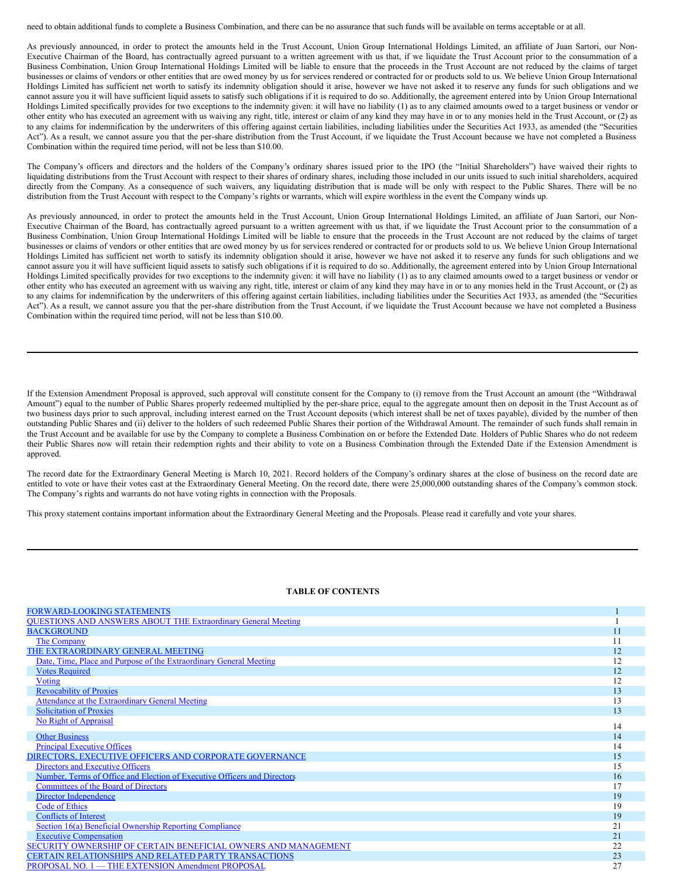need to obtain additional funds to complete a Business Combination, and there can be no assurance that such funds will be available on terms acceptable or at all.

As previously announced, in order to protect the amounts held in the Trust Account, Union Group International Holdings Limited, an affiliate of Juan Sartori, our Non-Executive Chairman of the Board, has contractually agreed pursuant to a written agreement with us that, if we liquidate the Trust Account prior to the consummation of a Business Combination, Union Group International Holdings Limited will be liable to ensure that the proceeds in the Trust Account are not reduced by the claims of target businesses or claims of vendors or other entities that are owed money by us for services rendered or contracted for or products sold to us. We believe Union Group International Holdings Limited has sufficient net worth to satisfy its indemnity obligation should it arise, however we have not asked it to reserve any funds for such obligations and we cannot assure you it will have sufficient liquid assets to satisfy such obligations if it is required to do so. Additionally, the agreement entered into by Union Group International Holdings Limited specifically provides for two exceptions to the indemnity given: it will have no liability (1) as to any claimed amounts owed to a target business or vendor or other entity who has executed an agreement with us waiving any right, title, interest or claim of any kind they may have in or to any monies held in the Trust Account, or (2) as to any claims for indemnification by the underwriters of this offering against certain liabilities, including liabilities under the Securities Act 1933, as amended (the "Securities Act"). As a result, we cannot assure you that the per-share distribution from the Trust Account, if we liquidate the Trust Account because we have not completed a Business Combination within the required time period, will not be less than $10.00.

The Company's officers and directors and the holders of the Company's ordinary shares issued prior to the IPO (the "Initial Shareholders") have waived their rights to liquidating distributions from the Trust Account with respect to their shares of ordinary shares, including those included in our units issued to such initial shareholders, acquired directly from the Company. As a consequence of such waivers, any liquidating distribution that is made will be only with respect to the Public Shares. There will be no distribution from the Trust Account with respect to the Company's rights or warrants, which will expire worthless in the event the Company winds up.

As previously announced, in order to protect the amounts held in the Trust Account, Union Group International Holdings Limited, an affiliate of Juan Sartori, our Non-Executive Chairman of the Board, has contractually agreed pursuant to a written agreement with us that, if we liquidate the Trust Account prior to the consummation of a Business Combination, Union Group International Holdings Limited will be liable to ensure that the proceeds in the Trust Account are not reduced by the claims of target businesses or claims of vendors or other entities that are owed money by us for services rendered or contracted for or products sold to us. We believe Union Group International Holdings Limited has sufficient net worth to satisfy its indemnity obligation should it arise, however we have not asked it to reserve any funds for such obligations and we cannot assure you it will have sufficient liquid assets to satisfy such obligations if it is required to do so. Additionally, the agreement entered into by Union Group International Holdings Limited specifically provides for two exceptions to the indemnity given: it will have no liability (1) as to any claimed amounts owed to a target business or vendor or other entity who has executed an agreement with us waiving any right, title, interest or claim of any kind they may have in or to any monies held in the Trust Account, or (2) as to any claims for indemnification by the underwriters of this offering against certain liabilities, including liabilities under the Securities Act 1933, as amended (the "Securities Act"). As a result, we cannot assure you that the per-share distribution from the Trust Account, if we liquidate the Trust Account because we have not completed a Business Combination within the required time period, will not be less than $10.00.

---

If the Extension Amendment Proposal is approved, such approval will constitute consent for the Company to (i) remove from the Trust Account an amount (the "Withdrawal Amount") equal to the number of Public Shares properly redeemed multiplied by the per-share price, equal to the aggregate amount then on deposit in the Trust Account as of two business days prior to such approval, including interest earned on the Trust Account deposits (which interest shall be net of taxes payable), divided by the number of then outstanding Public Shares and (ii) deliver to the holders of such redeemed Public Shares their portion of the Withdrawal Amount. The remainder of such funds shall remain in the Trust Account and be available for use by the Company to complete a Business Combination on or before the Extended Date. Holders of Public Shares who do not redeem their Public Shares now will retain their redemption rights and their ability to vote on a Business Combination through the Extended Date if the Extension Amendment is approved.

The record date for the Extraordinary General Meeting is March 10, 2021. Record holders of the Company's ordinary shares at the close of business on the record date are entitled to vote or have their votes cast at the Extraordinary General Meeting. On the record date, there were 25,000,000 outstanding shares of the Company's common stock. The Company's rights and warrants do not have voting rights in connection with the Proposals.

This proxy statement contains important information about the Extraordinary General Meeting and the Proposals. Please read it carefully and vote your shares.

---

**TABLE OF CONTENTS**

| | |
|---|---|
| FORWARD-LOOKING STATEMENTS | 1 |
| QUESTIONS AND ANSWERS ABOUT THE Extraordinary General Meeting | 1 |
| BACKGROUND | 11 |
| The Company | 11 |
| THE EXTRAORDINARY GENERAL MEETING | 12 |
| Date, Time, Place and Purpose of the Extraordinary General Meeting | 12 |
| Votes Required | 12 |
| Voting | 12 |
| Revocability of Proxies | 13 |
| Attendance at the Extraordinary General Meeting | 13 |
| Solicitation of Proxies | 13 |
| No Right of Appraisal | 14 |
| Other Business | 14 |
| Principal Executive Offices | 14 |
| DIRECTORS, EXECUTIVE OFFICERS AND CORPORATE GOVERNANCE | 15 |
| Directors and Executive Officers | 15 |
| Number, Terms of Office and Election of Executive Officers and Directors | 16 |
| Committees of the Board of Directors | 17 |
| Director Independence | 19 |
| Code of Ethics | 19 |
| Conflicts of Interest | 19 |
| Section 16(a) Beneficial Ownership Reporting Compliance | 21 |
| Executive Compensation | 21 |
| SECURITY OWNERSHIP OF CERTAIN BENEFICIAL OWNERS AND MANAGEMENT | 22 |
| CERTAIN RELATIONSHIPS AND RELATED PARTY TRANSACTIONS | 23 |
| PROPOSAL NO. 1 — THE EXTENSION Amendment PROPOSAL | 27 |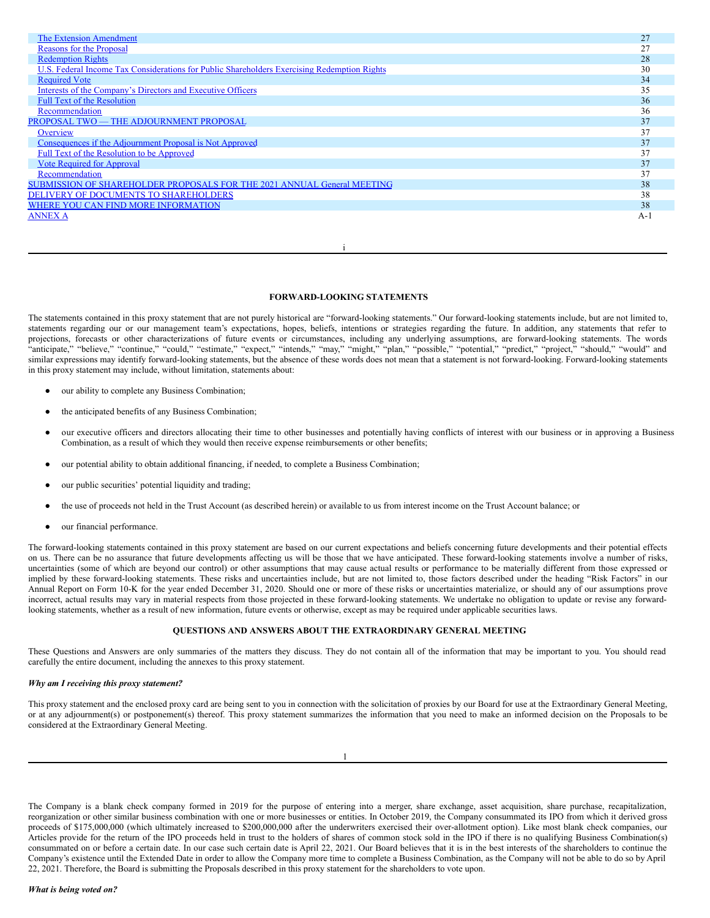| | |
|---|---|
| The Extension Amendment | 27 |
| Reasons for the Proposal | 27 |
| Redemption Rights | 28 |
| U.S. Federal Income Tax Considerations for Public Shareholders Exercising Redemption Rights | 30 |
| Required Vote | 34 |
| Interests of the Company's Directors and Executive Officers | 35 |
| Full Text of the Resolution | 36 |
| Recommendation | 36 |
| PROPOSAL TWO — THE ADJOURNMENT PROPOSAL | 37 |
| Overview | 37 |
| Consequences if the Adjournment Proposal is Not Approved | 37 |
| Full Text of the Resolution to be Approved | 37 |
| Vote Required for Approval | 37 |
| Recommendation | 37 |
| SUBMISSION OF SHAREHOLDER PROPOSALS FOR THE 2021 ANNUAL General MEETING | 38 |
| DELIVERY OF DOCUMENTS TO SHAREHOLDERS | 38 |
| WHERE YOU CAN FIND MORE INFORMATION | 38 |
| ANNEX A | A-1 |

## FORWARD-LOOKING STATEMENTS

The statements contained in this proxy statement that are not purely historical are "forward-looking statements." Our forward-looking statements include, but are not limited to, statements regarding our or our management team's expectations, hopes, beliefs, intentions or strategies regarding the future. In addition, any statements that refer to projections, forecasts or other characterizations of future events or circumstances, including any underlying assumptions, are forward-looking statements. The words "anticipate," "believe," "continue," "could," "estimate," "expect," "intends," "may," "might," "plan," "possible," "potential," "predict," "project," "should," "would" and similar expressions may identify forward-looking statements, but the absence of these words does not mean that a statement is not forward-looking. Forward-looking statements in this proxy statement may include, without limitation, statements about:

- our ability to complete any Business Combination;
- the anticipated benefits of any Business Combination;
- our executive officers and directors allocating their time to other businesses and potentially having conflicts of interest with our business or in approving a Business Combination, as a result of which they would then receive expense reimbursements or other benefits;
- our potential ability to obtain additional financing, if needed, to complete a Business Combination;
- our public securities' potential liquidity and trading;
- the use of proceeds not held in the Trust Account (as described herein) or available to us from interest income on the Trust Account balance; or
- our financial performance.

The forward-looking statements contained in this proxy statement are based on our current expectations and beliefs concerning future developments and their potential effects on us. There can be no assurance that future developments affecting us will be those that we have anticipated. These forward-looking statements involve a number of risks, uncertainties (some of which are beyond our control) or other assumptions that may cause actual results or performance to be materially different from those expressed or implied by these forward-looking statements. These risks and uncertainties include, but are not limited to, those factors described under the heading "Risk Factors" in our Annual Report on Form 10-K for the year ended December 31, 2020. Should one or more of these risks or uncertainties materialize, or should any of our assumptions prove incorrect, actual results may vary in material respects from those projected in these forward-looking statements. We undertake no obligation to update or revise any forward-looking statements, whether as a result of new information, future events or otherwise, except as may be required under applicable securities laws.

## QUESTIONS AND ANSWERS ABOUT THE EXTRAORDINARY GENERAL MEETING

These Questions and Answers are only summaries of the matters they discuss. They do not contain all of the information that may be important to you. You should read carefully the entire document, including the annexes to this proxy statement.

***Why am I receiving this proxy statement?***

This proxy statement and the enclosed proxy card are being sent to you in connection with the solicitation of proxies by our Board for use at the Extraordinary General Meeting, or at any adjournment(s) or postponement(s) thereof. This proxy statement summarizes the information that you need to make an informed decision on the Proposals to be considered at the Extraordinary General Meeting.

The Company is a blank check company formed in 2019 for the purpose of entering into a merger, share exchange, asset acquisition, share purchase, recapitalization, reorganization or other similar business combination with one or more businesses or entities. In October 2019, the Company consummated its IPO from which it derived gross proceeds of $175,000,000 (which ultimately increased to $200,000,000 after the underwriters exercised their over-allotment option). Like most blank check companies, our Articles provide for the return of the IPO proceeds held in trust to the holders of shares of common stock sold in the IPO if there is no qualifying Business Combination(s) consummated on or before a certain date. In our case such certain date is April 22, 2021. Our Board believes that it is in the best interests of the shareholders to continue the Company's existence until the Extended Date in order to allow the Company more time to complete a Business Combination, as the Company will not be able to do so by April 22, 2021. Therefore, the Board is submitting the Proposals described in this proxy statement for the shareholders to vote upon.

***What is being voted on?***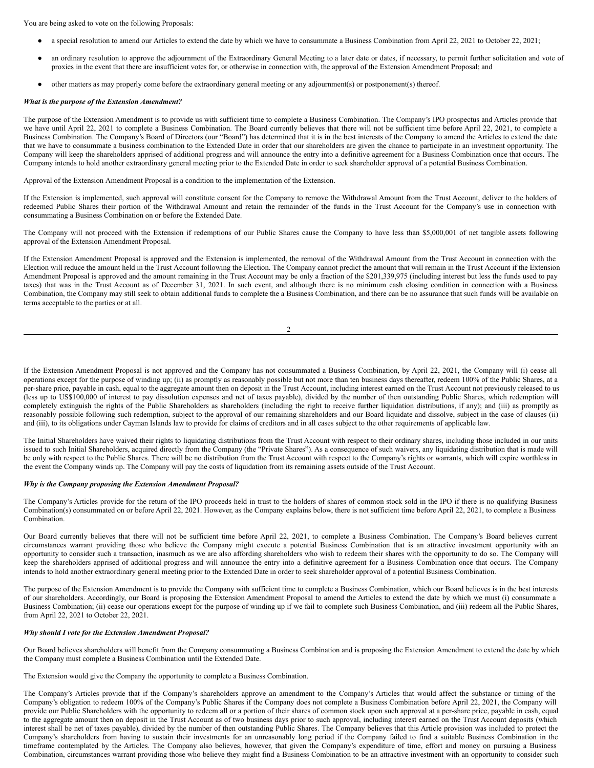You are being asked to vote on the following Proposals:

- a special resolution to amend our Articles to extend the date by which we have to consummate a Business Combination from April 22, 2021 to October 22, 2021;
- an ordinary resolution to approve the adjournment of the Extraordinary General Meeting to a later date or dates, if necessary, to permit further solicitation and vote of proxies in the event that there are insufficient votes for, or otherwise in connection with, the approval of the Extension Amendment Proposal; and
- other matters as may properly come before the extraordinary general meeting or any adjournment(s) or postponement(s) thereof.

***What is the purpose of the Extension Amendment?***

The purpose of the Extension Amendment is to provide us with sufficient time to complete a Business Combination. The Company's IPO prospectus and Articles provide that we have until April 22, 2021 to complete a Business Combination. The Board currently believes that there will not be sufficient time before April 22, 2021, to complete a Business Combination. The Company's Board of Directors (our "Board") has determined that it is in the best interests of the Company to amend the Articles to extend the date that we have to consummate a business combination to the Extended Date in order that our shareholders are given the chance to participate in an investment opportunity. The Company will keep the shareholders apprised of additional progress and will announce the entry into a definitive agreement for a Business Combination once that occurs. The Company intends to hold another extraordinary general meeting prior to the Extended Date in order to seek shareholder approval of a potential Business Combination.

Approval of the Extension Amendment Proposal is a condition to the implementation of the Extension.

If the Extension is implemented, such approval will constitute consent for the Company to remove the Withdrawal Amount from the Trust Account, deliver to the holders of redeemed Public Shares their portion of the Withdrawal Amount and retain the remainder of the funds in the Trust Account for the Company's use in connection with consummating a Business Combination on or before the Extended Date.

The Company will not proceed with the Extension if redemptions of our Public Shares cause the Company to have less than $5,000,001 of net tangible assets following approval of the Extension Amendment Proposal.

If the Extension Amendment Proposal is approved and the Extension is implemented, the removal of the Withdrawal Amount from the Trust Account in connection with the Election will reduce the amount held in the Trust Account following the Election. The Company cannot predict the amount that will remain in the Trust Account if the Extension Amendment Proposal is approved and the amount remaining in the Trust Account may be only a fraction of the $201,339,975 (including interest but less the funds used to pay taxes) that was in the Trust Account as of December 31, 2021. In such event, and although there is no minimum cash closing condition in connection with a Business Combination, the Company may still seek to obtain additional funds to complete the a Business Combination, and there can be no assurance that such funds will be available on terms acceptable to the parties or at all.

If the Extension Amendment Proposal is not approved and the Company has not consummated a Business Combination, by April 22, 2021, the Company will (i) cease all operations except for the purpose of winding up; (ii) as promptly as reasonably possible but not more than ten business days thereafter, redeem 100% of the Public Shares, at a per-share price, payable in cash, equal to the aggregate amount then on deposit in the Trust Account, including interest earned on the Trust Account not previously released to us (less up to US$100,000 of interest to pay dissolution expenses and net of taxes payable), divided by the number of then outstanding Public Shares, which redemption will completely extinguish the rights of the Public Shareholders as shareholders (including the right to receive further liquidation distributions, if any); and (iii) as promptly as reasonably possible following such redemption, subject to the approval of our remaining shareholders and our Board liquidate and dissolve, subject in the case of clauses (ii) and (iii), to its obligations under Cayman Islands law to provide for claims of creditors and in all cases subject to the other requirements of applicable law.

The Initial Shareholders have waived their rights to liquidating distributions from the Trust Account with respect to their ordinary shares, including those included in our units issued to such Initial Shareholders, acquired directly from the Company (the "Private Shares"). As a consequence of such waivers, any liquidating distribution that is made will be only with respect to the Public Shares. There will be no distribution from the Trust Account with respect to the Company's rights or warrants, which will expire worthless in the event the Company winds up. The Company will pay the costs of liquidation from its remaining assets outside of the Trust Account.

***Why is the Company proposing the Extension Amendment Proposal?***

The Company's Articles provide for the return of the IPO proceeds held in trust to the holders of shares of common stock sold in the IPO if there is no qualifying Business Combination(s) consummated on or before April 22, 2021. However, as the Company explains below, there is not sufficient time before April 22, 2021, to complete a Business Combination.

Our Board currently believes that there will not be sufficient time before April 22, 2021, to complete a Business Combination. The Company's Board believes current circumstances warrant providing those who believe the Company might execute a potential Business Combination that is an attractive investment opportunity with an opportunity to consider such a transaction, inasmuch as we are also affording shareholders who wish to redeem their shares with the opportunity to do so. The Company will keep the shareholders apprised of additional progress and will announce the entry into a definitive agreement for a Business Combination once that occurs. The Company intends to hold another extraordinary general meeting prior to the Extended Date in order to seek shareholder approval of a potential Business Combination.

The purpose of the Extension Amendment is to provide the Company with sufficient time to complete a Business Combination, which our Board believes is in the best interests of our shareholders. Accordingly, our Board is proposing the Extension Amendment Proposal to amend the Articles to extend the date by which we must (i) consummate a Business Combination; (ii) cease our operations except for the purpose of winding up if we fail to complete such Business Combination, and (iii) redeem all the Public Shares, from April 22, 2021 to October 22, 2021.

***Why should I vote for the Extension Amendment Proposal?***

Our Board believes shareholders will benefit from the Company consummating a Business Combination and is proposing the Extension Amendment to extend the date by which the Company must complete a Business Combination until the Extended Date.

The Extension would give the Company the opportunity to complete a Business Combination.

The Company's Articles provide that if the Company's shareholders approve an amendment to the Company's Articles that would affect the substance or timing of the Company's obligation to redeem 100% of the Company's Public Shares if the Company does not complete a Business Combination before April 22, 2021, the Company will provide our Public Shareholders with the opportunity to redeem all or a portion of their shares of common stock upon such approval at a per-share price, payable in cash, equal to the aggregate amount then on deposit in the Trust Account as of two business days prior to such approval, including interest earned on the Trust Account deposits (which interest shall be net of taxes payable), divided by the number of then outstanding Public Shares. The Company believes that this Article provision was included to protect the Company's shareholders from having to sustain their investments for an unreasonably long period if the Company failed to find a suitable Business Combination in the timeframe contemplated by the Articles. The Company also believes, however, that given the Company's expenditure of time, effort and money on pursuing a Business Combination, circumstances warrant providing those who believe they might find a Business Combination to be an attractive investment with an opportunity to consider such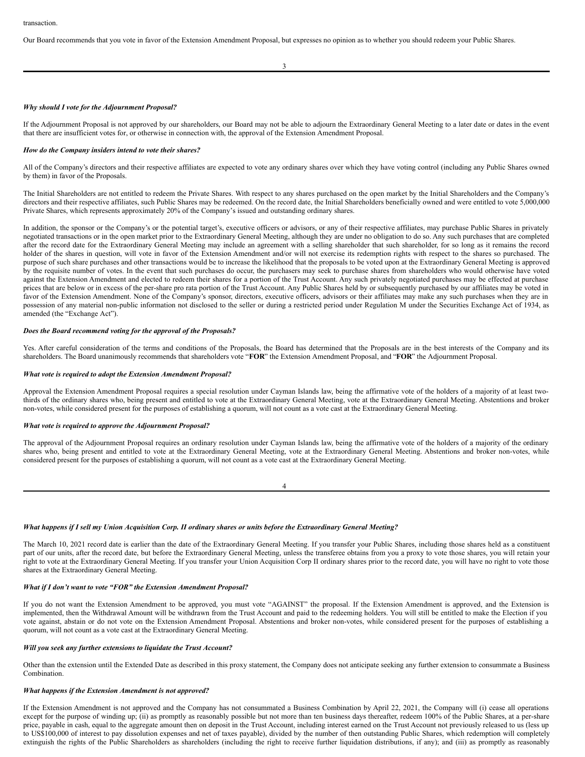transaction.

Our Board recommends that you vote in favor of the Extension Amendment Proposal, but expresses no opinion as to whether you should redeem your Public Shares.

***Why should I vote for the Adjournment Proposal?***

If the Adjournment Proposal is not approved by our shareholders, our Board may not be able to adjourn the Extraordinary General Meeting to a later date or dates in the event that there are insufficient votes for, or otherwise in connection with, the approval of the Extension Amendment Proposal.

***How do the Company insiders intend to vote their shares?***

All of the Company's directors and their respective affiliates are expected to vote any ordinary shares over which they have voting control (including any Public Shares owned by them) in favor of the Proposals.

The Initial Shareholders are not entitled to redeem the Private Shares. With respect to any shares purchased on the open market by the Initial Shareholders and the Company's directors and their respective affiliates, such Public Shares may be redeemed. On the record date, the Initial Shareholders beneficially owned and were entitled to vote 5,000,000 Private Shares, which represents approximately 20% of the Company's issued and outstanding ordinary shares.

In addition, the sponsor or the Company's or the potential target's, executive officers or advisors, or any of their respective affiliates, may purchase Public Shares in privately negotiated transactions or in the open market prior to the Extraordinary General Meeting, although they are under no obligation to do so. Any such purchases that are completed after the record date for the Extraordinary General Meeting may include an agreement with a selling shareholder that such shareholder, for so long as it remains the record holder of the shares in question, will vote in favor of the Extension Amendment and/or will not exercise its redemption rights with respect to the shares so purchased. The purpose of such share purchases and other transactions would be to increase the likelihood that the proposals to be voted upon at the Extraordinary General Meeting is approved by the requisite number of votes. In the event that such purchases do occur, the purchasers may seek to purchase shares from shareholders who would otherwise have voted against the Extension Amendment and elected to redeem their shares for a portion of the Trust Account. Any such privately negotiated purchases may be effected at purchase prices that are below or in excess of the per-share pro rata portion of the Trust Account. Any Public Shares held by or subsequently purchased by our affiliates may be voted in favor of the Extension Amendment. None of the Company's sponsor, directors, executive officers, advisors or their affiliates may make any such purchases when they are in possession of any material non-public information not disclosed to the seller or during a restricted period under Regulation M under the Securities Exchange Act of 1934, as amended (the "Exchange Act").

***Does the Board recommend voting for the approval of the Proposals?***

Yes. After careful consideration of the terms and conditions of the Proposals, the Board has determined that the Proposals are in the best interests of the Company and its shareholders. The Board unanimously recommends that shareholders vote "**FOR**" the Extension Amendment Proposal, and "**FOR**" the Adjournment Proposal.

***What vote is required to adopt the Extension Amendment Proposal?***

Approval the Extension Amendment Proposal requires a special resolution under Cayman Islands law, being the affirmative vote of the holders of a majority of at least two-thirds of the ordinary shares who, being present and entitled to vote at the Extraordinary General Meeting, vote at the Extraordinary General Meeting. Abstentions and broker non-votes, while considered present for the purposes of establishing a quorum, will not count as a vote cast at the Extraordinary General Meeting.

***What vote is required to approve the Adjournment Proposal?***

The approval of the Adjournment Proposal requires an ordinary resolution under Cayman Islands law, being the affirmative vote of the holders of a majority of the ordinary shares who, being present and entitled to vote at the Extraordinary General Meeting, vote at the Extraordinary General Meeting. Abstentions and broker non-votes, while considered present for the purposes of establishing a quorum, will not count as a vote cast at the Extraordinary General Meeting.

***What happens if I sell my Union Acquisition Corp. II ordinary shares or units before the Extraordinary General Meeting?***

The March 10, 2021 record date is earlier than the date of the Extraordinary General Meeting. If you transfer your Public Shares, including those shares held as a constituent part of our units, after the record date, but before the Extraordinary General Meeting, unless the transferee obtains from you a proxy to vote those shares, you will retain your right to vote at the Extraordinary General Meeting. If you transfer your Union Acquisition Corp II ordinary shares prior to the record date, you will have no right to vote those shares at the Extraordinary General Meeting.

***What if I don't want to vote "FOR" the Extension Amendment Proposal?***

If you do not want the Extension Amendment to be approved, you must vote "AGAINST" the proposal. If the Extension Amendment is approved, and the Extension is implemented, then the Withdrawal Amount will be withdrawn from the Trust Account and paid to the redeeming holders. You will still be entitled to make the Election if you vote against, abstain or do not vote on the Extension Amendment Proposal. Abstentions and broker non-votes, while considered present for the purposes of establishing a quorum, will not count as a vote cast at the Extraordinary General Meeting.

***Will you seek any further extensions to liquidate the Trust Account?***

Other than the extension until the Extended Date as described in this proxy statement, the Company does not anticipate seeking any further extension to consummate a Business Combination.

***What happens if the Extension Amendment is not approved?***

If the Extension Amendment is not approved and the Company has not consummated a Business Combination by April 22, 2021, the Company will (i) cease all operations except for the purpose of winding up; (ii) as promptly as reasonably possible but not more than ten business days thereafter, redeem 100% of the Public Shares, at a per-share price, payable in cash, equal to the aggregate amount then on deposit in the Trust Account, including interest earned on the Trust Account not previously released to us (less up to US$100,000 of interest to pay dissolution expenses and net of taxes payable), divided by the number of then outstanding Public Shares, which redemption will completely extinguish the rights of the Public Shareholders as shareholders (including the right to receive further liquidation distributions, if any); and (iii) as promptly as reasonably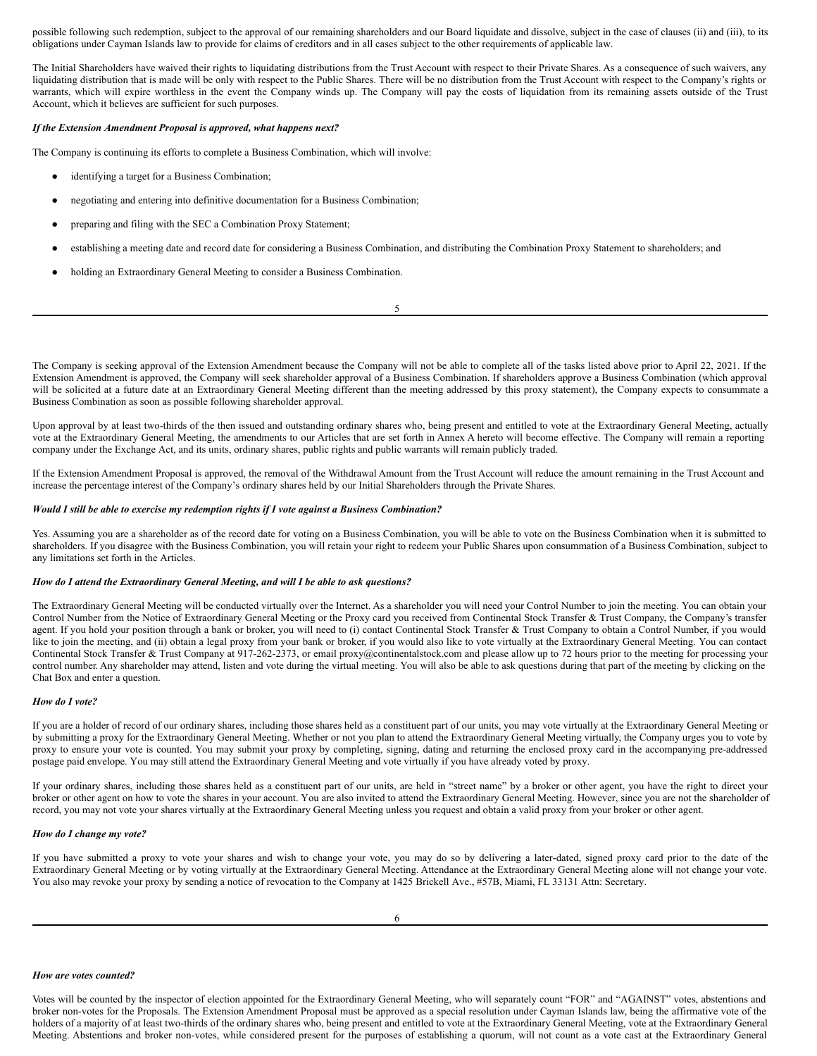possible following such redemption, subject to the approval of our remaining shareholders and our Board liquidate and dissolve, subject in the case of clauses (ii) and (iii), to its obligations under Cayman Islands law to provide for claims of creditors and in all cases subject to the other requirements of applicable law.

The Initial Shareholders have waived their rights to liquidating distributions from the Trust Account with respect to their Private Shares. As a consequence of such waivers, any liquidating distribution that is made will be only with respect to the Public Shares. There will be no distribution from the Trust Account with respect to the Company's rights or warrants, which will expire worthless in the event the Company winds up. The Company will pay the costs of liquidation from its remaining assets outside of the Trust Account, which it believes are sufficient for such purposes.

***If the Extension Amendment Proposal is approved, what happens next?***

The Company is continuing its efforts to complete a Business Combination, which will involve:

- identifying a target for a Business Combination;
- negotiating and entering into definitive documentation for a Business Combination;
- preparing and filing with the SEC a Combination Proxy Statement;
- establishing a meeting date and record date for considering a Business Combination, and distributing the Combination Proxy Statement to shareholders; and
- holding an Extraordinary General Meeting to consider a Business Combination.

The Company is seeking approval of the Extension Amendment because the Company will not be able to complete all of the tasks listed above prior to April 22, 2021. If the Extension Amendment is approved, the Company will seek shareholder approval of a Business Combination. If shareholders approve a Business Combination (which approval will be solicited at a future date at an Extraordinary General Meeting different than the meeting addressed by this proxy statement), the Company expects to consummate a Business Combination as soon as possible following shareholder approval.

Upon approval by at least two-thirds of the then issued and outstanding ordinary shares who, being present and entitled to vote at the Extraordinary General Meeting, actually vote at the Extraordinary General Meeting, the amendments to our Articles that are set forth in Annex A hereto will become effective. The Company will remain a reporting company under the Exchange Act, and its units, ordinary shares, public rights and public warrants will remain publicly traded.

If the Extension Amendment Proposal is approved, the removal of the Withdrawal Amount from the Trust Account will reduce the amount remaining in the Trust Account and increase the percentage interest of the Company's ordinary shares held by our Initial Shareholders through the Private Shares.

***Would I still be able to exercise my redemption rights if I vote against a Business Combination?***

Yes. Assuming you are a shareholder as of the record date for voting on a Business Combination, you will be able to vote on the Business Combination when it is submitted to shareholders. If you disagree with the Business Combination, you will retain your right to redeem your Public Shares upon consummation of a Business Combination, subject to any limitations set forth in the Articles.

***How do I attend the Extraordinary General Meeting, and will I be able to ask questions?***

The Extraordinary General Meeting will be conducted virtually over the Internet. As a shareholder you will need your Control Number to join the meeting. You can obtain your Control Number from the Notice of Extraordinary General Meeting or the Proxy card you received from Continental Stock Transfer & Trust Company, the Company's transfer agent. If you hold your position through a bank or broker, you will need to (i) contact Continental Stock Transfer & Trust Company to obtain a Control Number, if you would like to join the meeting, and (ii) obtain a legal proxy from your bank or broker, if you would also like to vote virtually at the Extraordinary General Meeting. You can contact Continental Stock Transfer & Trust Company at 917-262-2373, or email proxy@continentalstock.com and please allow up to 72 hours prior to the meeting for processing your control number. Any shareholder may attend, listen and vote during the virtual meeting. You will also be able to ask questions during that part of the meeting by clicking on the Chat Box and enter a question.

***How do I vote?***

If you are a holder of record of our ordinary shares, including those shares held as a constituent part of our units, you may vote virtually at the Extraordinary General Meeting or by submitting a proxy for the Extraordinary General Meeting. Whether or not you plan to attend the Extraordinary General Meeting virtually, the Company urges you to vote by proxy to ensure your vote is counted. You may submit your proxy by completing, signing, dating and returning the enclosed proxy card in the accompanying pre-addressed postage paid envelope. You may still attend the Extraordinary General Meeting and vote virtually if you have already voted by proxy.

If your ordinary shares, including those shares held as a constituent part of our units, are held in "street name" by a broker or other agent, you have the right to direct your broker or other agent on how to vote the shares in your account. You are also invited to attend the Extraordinary General Meeting. However, since you are not the shareholder of record, you may not vote your shares virtually at the Extraordinary General Meeting unless you request and obtain a valid proxy from your broker or other agent.

***How do I change my vote?***

If you have submitted a proxy to vote your shares and wish to change your vote, you may do so by delivering a later-dated, signed proxy card prior to the date of the Extraordinary General Meeting or by voting virtually at the Extraordinary General Meeting. Attendance at the Extraordinary General Meeting alone will not change your vote. You also may revoke your proxy by sending a notice of revocation to the Company at 1425 Brickell Ave., #57B, Miami, FL 33131 Attn: Secretary.

***How are votes counted?***

Votes will be counted by the inspector of election appointed for the Extraordinary General Meeting, who will separately count "FOR" and "AGAINST" votes, abstentions and broker non-votes for the Proposals. The Extension Amendment Proposal must be approved as a special resolution under Cayman Islands law, being the affirmative vote of the holders of a majority of at least two-thirds of the ordinary shares who, being present and entitled to vote at the Extraordinary General Meeting, vote at the Extraordinary General Meeting. Abstentions and broker non-votes, while considered present for the purposes of establishing a quorum, will not count as a vote cast at the Extraordinary General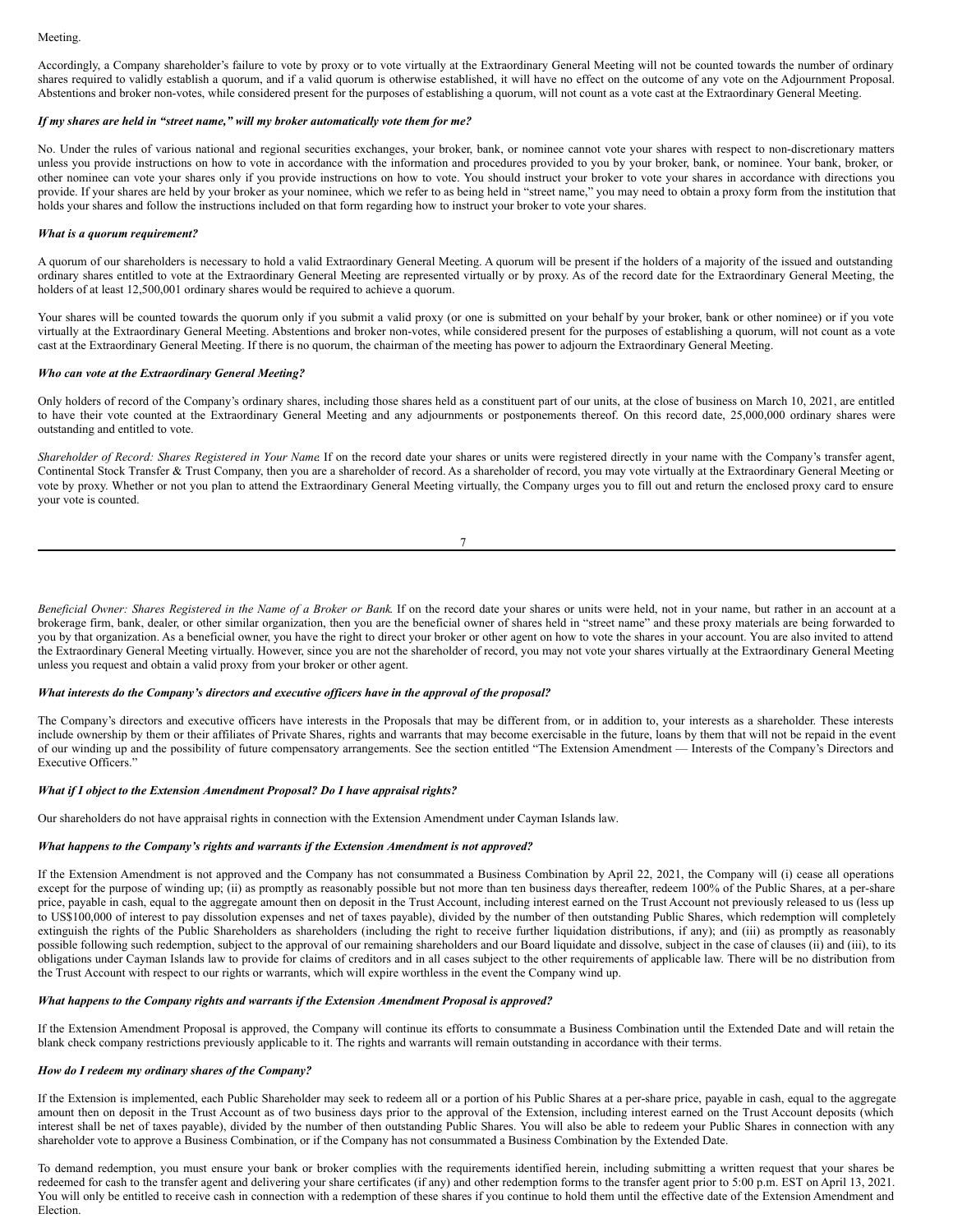Meeting.

Accordingly, a Company shareholder's failure to vote by proxy or to vote virtually at the Extraordinary General Meeting will not be counted towards the number of ordinary shares required to validly establish a quorum, and if a valid quorum is otherwise established, it will have no effect on the outcome of any vote on the Adjournment Proposal. Abstentions and broker non-votes, while considered present for the purposes of establishing a quorum, will not count as a vote cast at the Extraordinary General Meeting.

***If my shares are held in "street name," will my broker automatically vote them for me?***

No. Under the rules of various national and regional securities exchanges, your broker, bank, or nominee cannot vote your shares with respect to non-discretionary matters unless you provide instructions on how to vote in accordance with the information and procedures provided to you by your broker, bank, or nominee. Your bank, broker, or other nominee can vote your shares only if you provide instructions on how to vote. You should instruct your broker to vote your shares in accordance with directions you provide. If your shares are held by your broker as your nominee, which we refer to as being held in "street name," you may need to obtain a proxy form from the institution that holds your shares and follow the instructions included on that form regarding how to instruct your broker to vote your shares.

***What is a quorum requirement?***

A quorum of our shareholders is necessary to hold a valid Extraordinary General Meeting. A quorum will be present if the holders of a majority of the issued and outstanding ordinary shares entitled to vote at the Extraordinary General Meeting are represented virtually or by proxy. As of the record date for the Extraordinary General Meeting, the holders of at least 12,500,001 ordinary shares would be required to achieve a quorum.

Your shares will be counted towards the quorum only if you submit a valid proxy (or one is submitted on your behalf by your broker, bank or other nominee) or if you vote virtually at the Extraordinary General Meeting. Abstentions and broker non-votes, while considered present for the purposes of establishing a quorum, will not count as a vote cast at the Extraordinary General Meeting. If there is no quorum, the chairman of the meeting has power to adjourn the Extraordinary General Meeting.

***Who can vote at the Extraordinary General Meeting?***

Only holders of record of the Company's ordinary shares, including those shares held as a constituent part of our units, at the close of business on March 10, 2021, are entitled to have their vote counted at the Extraordinary General Meeting and any adjournments or postponements thereof. On this record date, 25,000,000 ordinary shares were outstanding and entitled to vote.

*Shareholder of Record: Shares Registered in Your Name.* If on the record date your shares or units were registered directly in your name with the Company's transfer agent, Continental Stock Transfer & Trust Company, then you are a shareholder of record. As a shareholder of record, you may vote virtually at the Extraordinary General Meeting or vote by proxy. Whether or not you plan to attend the Extraordinary General Meeting virtually, the Company urges you to fill out and return the enclosed proxy card to ensure your vote is counted.

*Beneficial Owner: Shares Registered in the Name of a Broker or Bank.* If on the record date your shares or units were held, not in your name, but rather in an account at a brokerage firm, bank, dealer, or other similar organization, then you are the beneficial owner of shares held in "street name" and these proxy materials are being forwarded to you by that organization. As a beneficial owner, you have the right to direct your broker or other agent on how to vote the shares in your account. You are also invited to attend the Extraordinary General Meeting virtually. However, since you are not the shareholder of record, you may not vote your shares virtually at the Extraordinary General Meeting unless you request and obtain a valid proxy from your broker or other agent.

***What interests do the Company's directors and executive officers have in the approval of the proposal?***

The Company's directors and executive officers have interests in the Proposals that may be different from, or in addition to, your interests as a shareholder. These interests include ownership by them or their affiliates of Private Shares, rights and warrants that may become exercisable in the future, loans by them that will not be repaid in the event of our winding up and the possibility of future compensatory arrangements. See the section entitled "The Extension Amendment — Interests of the Company's Directors and Executive Officers."

***What if I object to the Extension Amendment Proposal? Do I have appraisal rights?***

Our shareholders do not have appraisal rights in connection with the Extension Amendment under Cayman Islands law.

***What happens to the Company's rights and warrants if the Extension Amendment is not approved?***

If the Extension Amendment is not approved and the Company has not consummated a Business Combination by April 22, 2021, the Company will (i) cease all operations except for the purpose of winding up; (ii) as promptly as reasonably possible but not more than ten business days thereafter, redeem 100% of the Public Shares, at a per-share price, payable in cash, equal to the aggregate amount then on deposit in the Trust Account, including interest earned on the Trust Account not previously released to us (less up to US$100,000 of interest to pay dissolution expenses and net of taxes payable), divided by the number of then outstanding Public Shares, which redemption will completely extinguish the rights of the Public Shareholders as shareholders (including the right to receive further liquidation distributions, if any); and (iii) as promptly as reasonably possible following such redemption, subject to the approval of our remaining shareholders and our Board liquidate and dissolve, subject in the case of clauses (ii) and (iii), to its obligations under Cayman Islands law to provide for claims of creditors and in all cases subject to the other requirements of applicable law. There will be no distribution from the Trust Account with respect to our rights or warrants, which will expire worthless in the event the Company wind up.

***What happens to the Company rights and warrants if the Extension Amendment Proposal is approved?***

If the Extension Amendment Proposal is approved, the Company will continue its efforts to consummate a Business Combination until the Extended Date and will retain the blank check company restrictions previously applicable to it. The rights and warrants will remain outstanding in accordance with their terms.

***How do I redeem my ordinary shares of the Company?***

If the Extension is implemented, each Public Shareholder may seek to redeem all or a portion of his Public Shares at a per-share price, payable in cash, equal to the aggregate amount then on deposit in the Trust Account as of two business days prior to the approval of the Extension, including interest earned on the Trust Account deposits (which interest shall be net of taxes payable), divided by the number of then outstanding Public Shares. You will also be able to redeem your Public Shares in connection with any shareholder vote to approve a Business Combination, or if the Company has not consummated a Business Combination by the Extended Date.

To demand redemption, you must ensure your bank or broker complies with the requirements identified herein, including submitting a written request that your shares be redeemed for cash to the transfer agent and delivering your share certificates (if any) and other redemption forms to the transfer agent prior to 5:00 p.m. EST on April 13, 2021. You will only be entitled to receive cash in connection with a redemption of these shares if you continue to hold them until the effective date of the Extension Amendment and Election.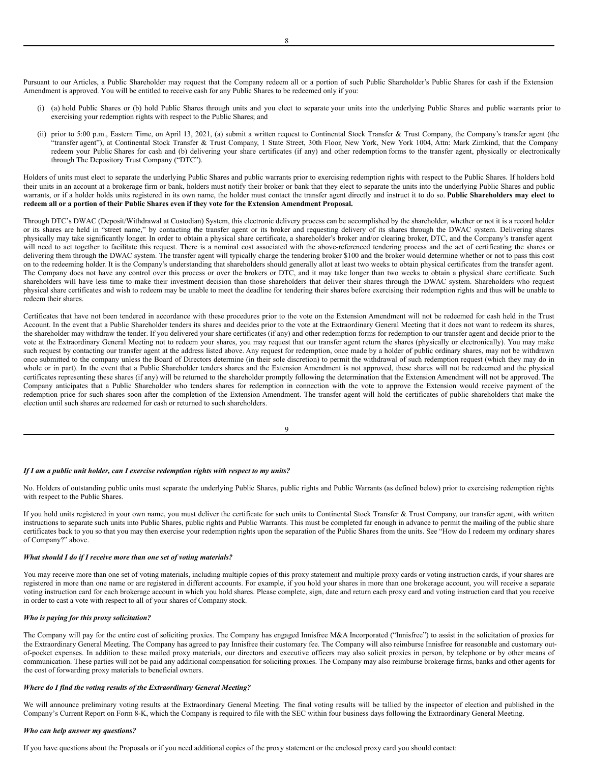Pursuant to our Articles, a Public Shareholder may request that the Company redeem all or a portion of such Public Shareholder's Public Shares for cash if the Extension Amendment is approved. You will be entitled to receive cash for any Public Shares to be redeemed only if you:

- (i) (a) hold Public Shares or (b) hold Public Shares through units and you elect to separate your units into the underlying Public Shares and public warrants prior to exercising your redemption rights with respect to the Public Shares; and

- (ii) prior to 5:00 p.m., Eastern Time, on April 13, 2021, (a) submit a written request to Continental Stock Transfer & Trust Company, the Company's transfer agent (the "transfer agent"), at Continental Stock Transfer & Trust Company, 1 State Street, 30th Floor, New York, New York 1004, Attn: Mark Zimkind, that the Company redeem your Public Shares for cash and (b) delivering your share certificates (if any) and other redemption forms to the transfer agent, physically or electronically through The Depository Trust Company ("DTC").

Holders of units must elect to separate the underlying Public Shares and public warrants prior to exercising redemption rights with respect to the Public Shares. If holders hold their units in an account at a brokerage firm or bank, holders must notify their broker or bank that they elect to separate the units into the underlying Public Shares and public warrants, or if a holder holds units registered in its own name, the holder must contact the transfer agent directly and instruct it to do so. **Public Shareholders may elect to redeem all or a portion of their Public Shares even if they vote for the Extension Amendment Proposal.**

Through DTC's DWAC (Deposit/Withdrawal at Custodian) System, this electronic delivery process can be accomplished by the shareholder, whether or not it is a record holder or its shares are held in "street name," by contacting the transfer agent or its broker and requesting delivery of its shares through the DWAC system. Delivering shares physically may take significantly longer. In order to obtain a physical share certificate, a shareholder's broker and/or clearing broker, DTC, and the Company's transfer agent will need to act together to facilitate this request. There is a nominal cost associated with the above-referenced tendering process and the act of certificating the shares or delivering them through the DWAC system. The transfer agent will typically charge the tendering broker $100 and the broker would determine whether or not to pass this cost on to the redeeming holder. It is the Company's understanding that shareholders should generally allot at least two weeks to obtain physical certificates from the transfer agent. The Company does not have any control over this process or over the brokers or DTC, and it may take longer than two weeks to obtain a physical share certificate. Such shareholders will have less time to make their investment decision than those shareholders that deliver their shares through the DWAC system. Shareholders who request physical share certificates and wish to redeem may be unable to meet the deadline for tendering their shares before exercising their redemption rights and thus will be unable to redeem their shares.

Certificates that have not been tendered in accordance with these procedures prior to the vote on the Extension Amendment will not be redeemed for cash held in the Trust Account. In the event that a Public Shareholder tenders its shares and decides prior to the vote at the Extraordinary General Meeting that it does not want to redeem its shares, the shareholder may withdraw the tender. If you delivered your share certificates (if any) and other redemption forms for redemption to our transfer agent and decide prior to the vote at the Extraordinary General Meeting not to redeem your shares, you may request that our transfer agent return the shares (physically or electronically). You may make such request by contacting our transfer agent at the address listed above. Any request for redemption, once made by a holder of public ordinary shares, may not be withdrawn once submitted to the company unless the Board of Directors determine (in their sole discretion) to permit the withdrawal of such redemption request (which they may do in whole or in part). In the event that a Public Shareholder tenders shares and the Extension Amendment is not approved, these shares will not be redeemed and the physical certificates representing these shares (if any) will be returned to the shareholder promptly following the determination that the Extension Amendment will not be approved. The Company anticipates that a Public Shareholder who tenders shares for redemption in connection with the vote to approve the Extension would receive payment of the redemption price for such shares soon after the completion of the Extension Amendment. The transfer agent will hold the certificates of public shareholders that make the election until such shares are redeemed for cash or returned to such shareholders.

***If I am a public unit holder, can I exercise redemption rights with respect to my units?***

No. Holders of outstanding public units must separate the underlying Public Shares, public rights and Public Warrants (as defined below) prior to exercising redemption rights with respect to the Public Shares.

If you hold units registered in your own name, you must deliver the certificate for such units to Continental Stock Transfer & Trust Company, our transfer agent, with written instructions to separate such units into Public Shares, public rights and Public Warrants. This must be completed far enough in advance to permit the mailing of the public share certificates back to you so that you may then exercise your redemption rights upon the separation of the Public Shares from the units. See "How do I redeem my ordinary shares of Company?" above.

***What should I do if I receive more than one set of voting materials?***

You may receive more than one set of voting materials, including multiple copies of this proxy statement and multiple proxy cards or voting instruction cards, if your shares are registered in more than one name or are registered in different accounts. For example, if you hold your shares in more than one brokerage account, you will receive a separate voting instruction card for each brokerage account in which you hold shares. Please complete, sign, date and return each proxy card and voting instruction card that you receive in order to cast a vote with respect to all of your shares of Company stock.

***Who is paying for this proxy solicitation?***

The Company will pay for the entire cost of soliciting proxies. The Company has engaged Innisfree M&A Incorporated ("Innisfree") to assist in the solicitation of proxies for the Extraordinary General Meeting. The Company has agreed to pay Innisfree their customary fee. The Company will also reimburse Innisfree for reasonable and customary out-of-pocket expenses. In addition to these mailed proxy materials, our directors and executive officers may also solicit proxies in person, by telephone or by other means of communication. These parties will not be paid any additional compensation for soliciting proxies. The Company may also reimburse brokerage firms, banks and other agents for the cost of forwarding proxy materials to beneficial owners.

***Where do I find the voting results of the Extraordinary General Meeting?***

We will announce preliminary voting results at the Extraordinary General Meeting. The final voting results will be tallied by the inspector of election and published in the Company's Current Report on Form 8-K, which the Company is required to file with the SEC within four business days following the Extraordinary General Meeting.

***Who can help answer my questions?***

If you have questions about the Proposals or if you need additional copies of the proxy statement or the enclosed proxy card you should contact: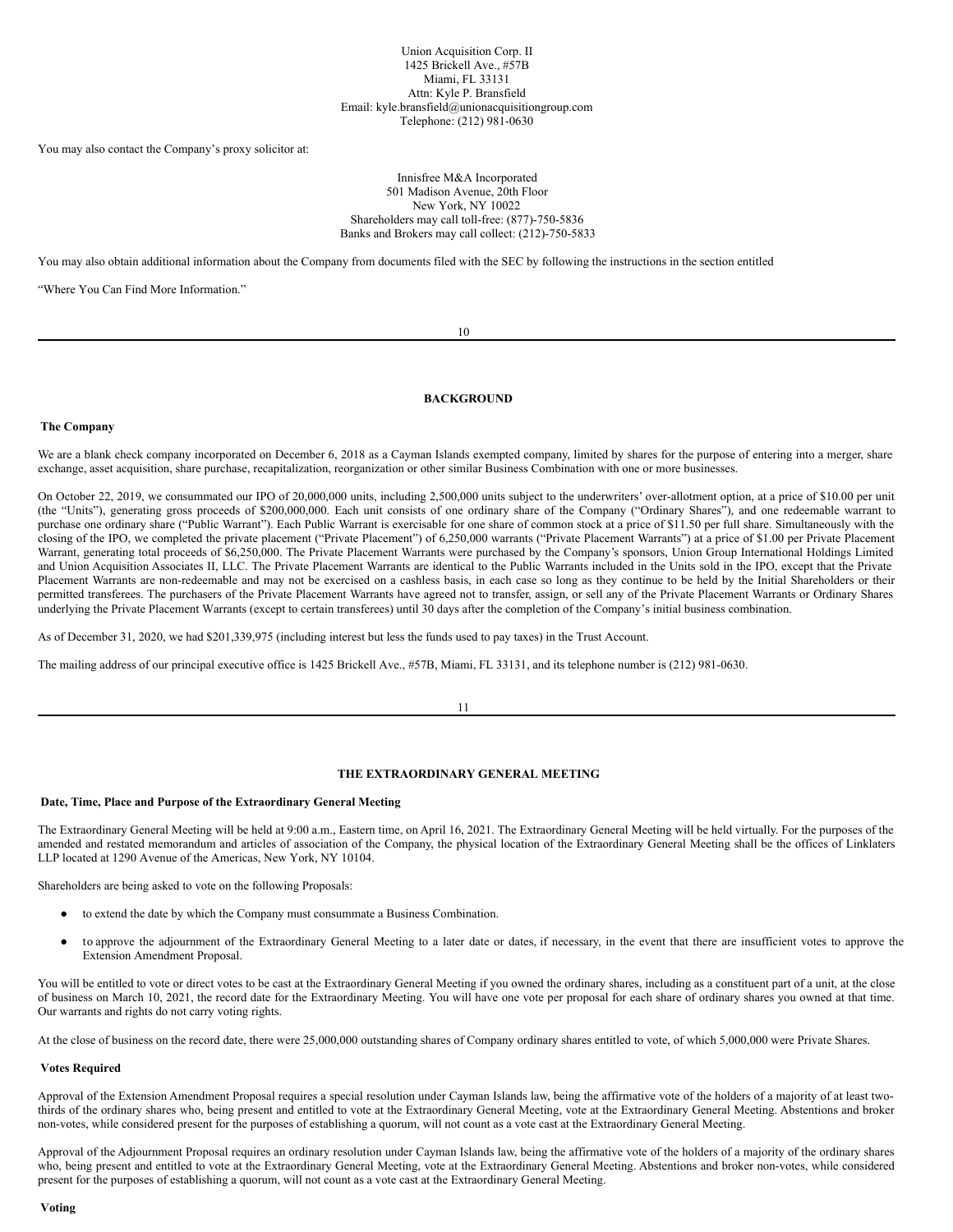Union Acquisition Corp. II
1425 Brickell Ave., #57B
Miami, FL 33131
Attn: Kyle P. Bransfield
Email: kyle.bransfield@unionacquisitiongroup.com
Telephone: (212) 981-0630

You may also contact the Company's proxy solicitor at:

Innisfree M&A Incorporated
501 Madison Avenue, 20th Floor
New York, NY 10022
Shareholders may call toll-free: (877)-750-5836
Banks and Brokers may call collect: (212)-750-5833

You may also obtain additional information about the Company from documents filed with the SEC by following the instructions in the section entitled

"Where You Can Find More Information."

## BACKGROUND

### The Company

We are a blank check company incorporated on December 6, 2018 as a Cayman Islands exempted company, limited by shares for the purpose of entering into a merger, share exchange, asset acquisition, share purchase, recapitalization, reorganization or other similar Business Combination with one or more businesses.

On October 22, 2019, we consummated our IPO of 20,000,000 units, including 2,500,000 units subject to the underwriters' over-allotment option, at a price of $10.00 per unit (the "Units"), generating gross proceeds of $200,000,000. Each unit consists of one ordinary share of the Company ("Ordinary Shares"), and one redeemable warrant to purchase one ordinary share ("Public Warrant"). Each Public Warrant is exercisable for one share of common stock at a price of $11.50 per full share. Simultaneously with the closing of the IPO, we completed the private placement ("Private Placement") of 6,250,000 warrants ("Private Placement Warrants") at a price of $1.00 per Private Placement Warrant, generating total proceeds of $6,250,000. The Private Placement Warrants were purchased by the Company's sponsors, Union Group International Holdings Limited and Union Acquisition Associates II, LLC. The Private Placement Warrants are identical to the Public Warrants included in the Units sold in the IPO, except that the Private Placement Warrants are non-redeemable and may not be exercised on a cashless basis, in each case so long as they continue to be held by the Initial Shareholders or their permitted transferees. The purchasers of the Private Placement Warrants have agreed not to transfer, assign, or sell any of the Private Placement Warrants or Ordinary Shares underlying the Private Placement Warrants (except to certain transferees) until 30 days after the completion of the Company's initial business combination.

As of December 31, 2020, we had $201,339,975 (including interest but less the funds used to pay taxes) in the Trust Account.

The mailing address of our principal executive office is 1425 Brickell Ave., #57B, Miami, FL 33131, and its telephone number is (212) 981-0630.

## THE EXTRAORDINARY GENERAL MEETING

### Date, Time, Place and Purpose of the Extraordinary General Meeting

The Extraordinary General Meeting will be held at 9:00 a.m., Eastern time, on April 16, 2021. The Extraordinary General Meeting will be held virtually. For the purposes of the amended and restated memorandum and articles of association of the Company, the physical location of the Extraordinary General Meeting shall be the offices of Linklaters LLP located at 1290 Avenue of the Americas, New York, NY 10104.

Shareholders are being asked to vote on the following Proposals:

- to extend the date by which the Company must consummate a Business Combination.
- to approve the adjournment of the Extraordinary General Meeting to a later date or dates, if necessary, in the event that there are insufficient votes to approve the Extension Amendment Proposal.

You will be entitled to vote or direct votes to be cast at the Extraordinary General Meeting if you owned the ordinary shares, including as a constituent part of a unit, at the close of business on March 10, 2021, the record date for the Extraordinary Meeting. You will have one vote per proposal for each share of ordinary shares you owned at that time. Our warrants and rights do not carry voting rights.

At the close of business on the record date, there were 25,000,000 outstanding shares of Company ordinary shares entitled to vote, of which 5,000,000 were Private Shares.

### Votes Required

Approval of the Extension Amendment Proposal requires a special resolution under Cayman Islands law, being the affirmative vote of the holders of a majority of at least two-thirds of the ordinary shares who, being present and entitled to vote at the Extraordinary General Meeting, vote at the Extraordinary General Meeting. Abstentions and broker non-votes, while considered present for the purposes of establishing a quorum, will not count as a vote cast at the Extraordinary General Meeting.

Approval of the Adjournment Proposal requires an ordinary resolution under Cayman Islands law, being the affirmative vote of the holders of a majority of the ordinary shares who, being present and entitled to vote at the Extraordinary General Meeting, vote at the Extraordinary General Meeting. Abstentions and broker non-votes, while considered present for the purposes of establishing a quorum, will not count as a vote cast at the Extraordinary General Meeting.

### Voting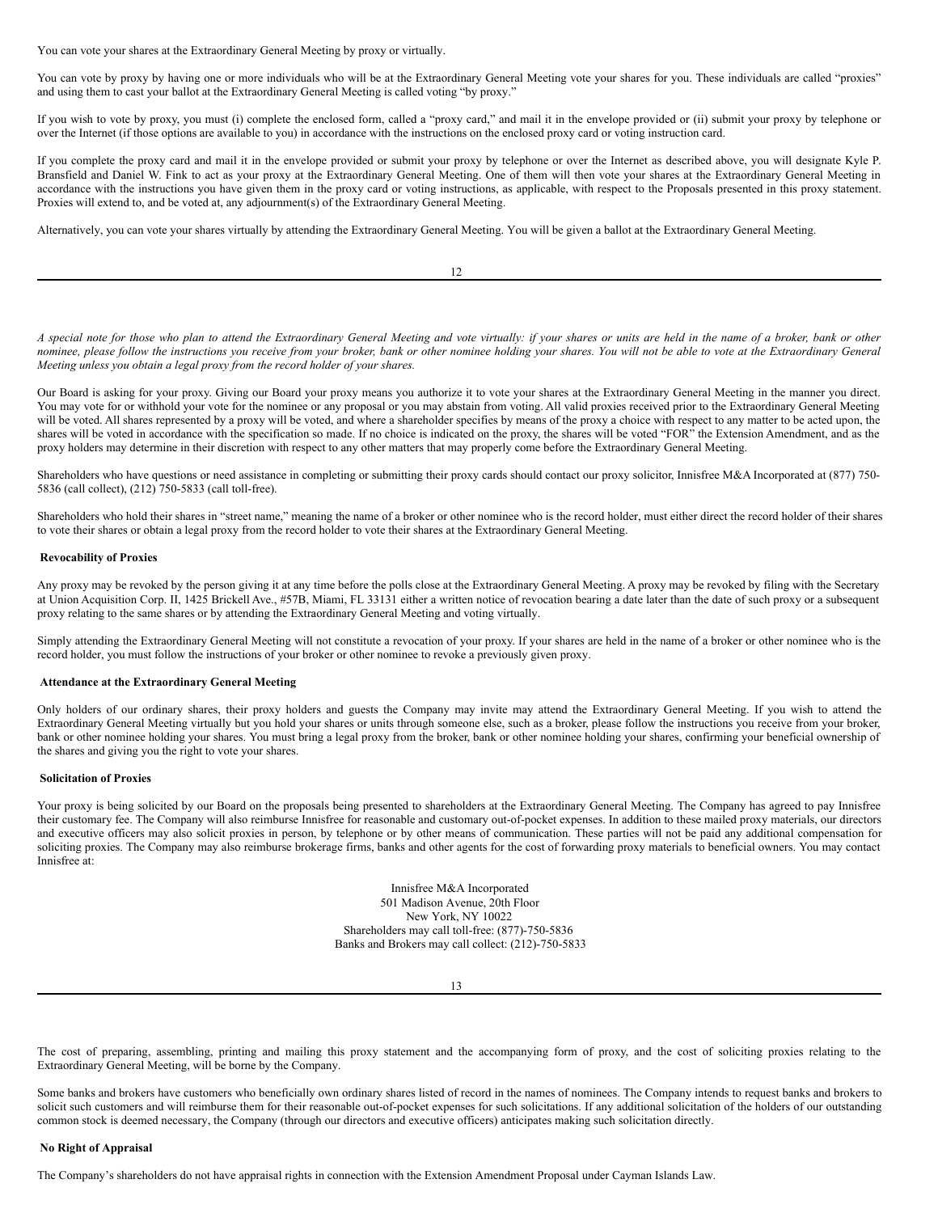You can vote your shares at the Extraordinary General Meeting by proxy or virtually.

You can vote by proxy by having one or more individuals who will be at the Extraordinary General Meeting vote your shares for you. These individuals are called "proxies" and using them to cast your ballot at the Extraordinary General Meeting is called voting "by proxy."

If you wish to vote by proxy, you must (i) complete the enclosed form, called a "proxy card," and mail it in the envelope provided or (ii) submit your proxy by telephone or over the Internet (if those options are available to you) in accordance with the instructions on the enclosed proxy card or voting instruction card.

If you complete the proxy card and mail it in the envelope provided or submit your proxy by telephone or over the Internet as described above, you will designate Kyle P. Bransfield and Daniel W. Fink to act as your proxy at the Extraordinary General Meeting. One of them will then vote your shares at the Extraordinary General Meeting in accordance with the instructions you have given them in the proxy card or voting instructions, as applicable, with respect to the Proposals presented in this proxy statement. Proxies will extend to, and be voted at, any adjournment(s) of the Extraordinary General Meeting.

Alternatively, you can vote your shares virtually by attending the Extraordinary General Meeting. You will be given a ballot at the Extraordinary General Meeting.

*A special note for those who plan to attend the Extraordinary General Meeting and vote virtually: if your shares or units are held in the name of a broker, bank or other nominee, please follow the instructions you receive from your broker, bank or other nominee holding your shares. You will not be able to vote at the Extraordinary General Meeting unless you obtain a legal proxy from the record holder of your shares.*

Our Board is asking for your proxy. Giving our Board your proxy means you authorize it to vote your shares at the Extraordinary General Meeting in the manner you direct. You may vote for or withhold your vote for the nominee or any proposal or you may abstain from voting. All valid proxies received prior to the Extraordinary General Meeting will be voted. All shares represented by a proxy will be voted, and where a shareholder specifies by means of the proxy a choice with respect to any matter to be acted upon, the shares will be voted in accordance with the specification so made. If no choice is indicated on the proxy, the shares will be voted "FOR" the Extension Amendment, and as the proxy holders may determine in their discretion with respect to any other matters that may properly come before the Extraordinary General Meeting.

Shareholders who have questions or need assistance in completing or submitting their proxy cards should contact our proxy solicitor, Innisfree M&A Incorporated at (877) 750-5836 (call collect), (212) 750-5833 (call toll-free).

Shareholders who hold their shares in "street name," meaning the name of a broker or other nominee who is the record holder, must either direct the record holder of their shares to vote their shares or obtain a legal proxy from the record holder to vote their shares at the Extraordinary General Meeting.

**Revocability of Proxies**

Any proxy may be revoked by the person giving it at any time before the polls close at the Extraordinary General Meeting. A proxy may be revoked by filing with the Secretary at Union Acquisition Corp. II, 1425 Brickell Ave., #57B, Miami, FL 33131 either a written notice of revocation bearing a date later than the date of such proxy or a subsequent proxy relating to the same shares or by attending the Extraordinary General Meeting and voting virtually.

Simply attending the Extraordinary General Meeting will not constitute a revocation of your proxy. If your shares are held in the name of a broker or other nominee who is the record holder, you must follow the instructions of your broker or other nominee to revoke a previously given proxy.

**Attendance at the Extraordinary General Meeting**

Only holders of our ordinary shares, their proxy holders and guests the Company may invite may attend the Extraordinary General Meeting. If you wish to attend the Extraordinary General Meeting virtually but you hold your shares or units through someone else, such as a broker, please follow the instructions you receive from your broker, bank or other nominee holding your shares. You must bring a legal proxy from the broker, bank or other nominee holding your shares, confirming your beneficial ownership of the shares and giving you the right to vote your shares.

**Solicitation of Proxies**

Your proxy is being solicited by our Board on the proposals being presented to shareholders at the Extraordinary General Meeting. The Company has agreed to pay Innisfree their customary fee. The Company will also reimburse Innisfree for reasonable and customary out-of-pocket expenses. In addition to these mailed proxy materials, our directors and executive officers may also solicit proxies in person, by telephone or by other means of communication. These parties will not be paid any additional compensation for soliciting proxies. The Company may also reimburse brokerage firms, banks and other agents for the cost of forwarding proxy materials to beneficial owners. You may contact Innisfree at:

Innisfree M&A Incorporated
501 Madison Avenue, 20th Floor
New York, NY 10022
Shareholders may call toll-free: (877)-750-5836
Banks and Brokers may call collect: (212)-750-5833

The cost of preparing, assembling, printing and mailing this proxy statement and the accompanying form of proxy, and the cost of soliciting proxies relating to the Extraordinary General Meeting, will be borne by the Company.

Some banks and brokers have customers who beneficially own ordinary shares listed of record in the names of nominees. The Company intends to request banks and brokers to solicit such customers and will reimburse them for their reasonable out-of-pocket expenses for such solicitations. If any additional solicitation of the holders of our outstanding common stock is deemed necessary, the Company (through our directors and executive officers) anticipates making such solicitation directly.

**No Right of Appraisal**

The Company's shareholders do not have appraisal rights in connection with the Extension Amendment Proposal under Cayman Islands Law.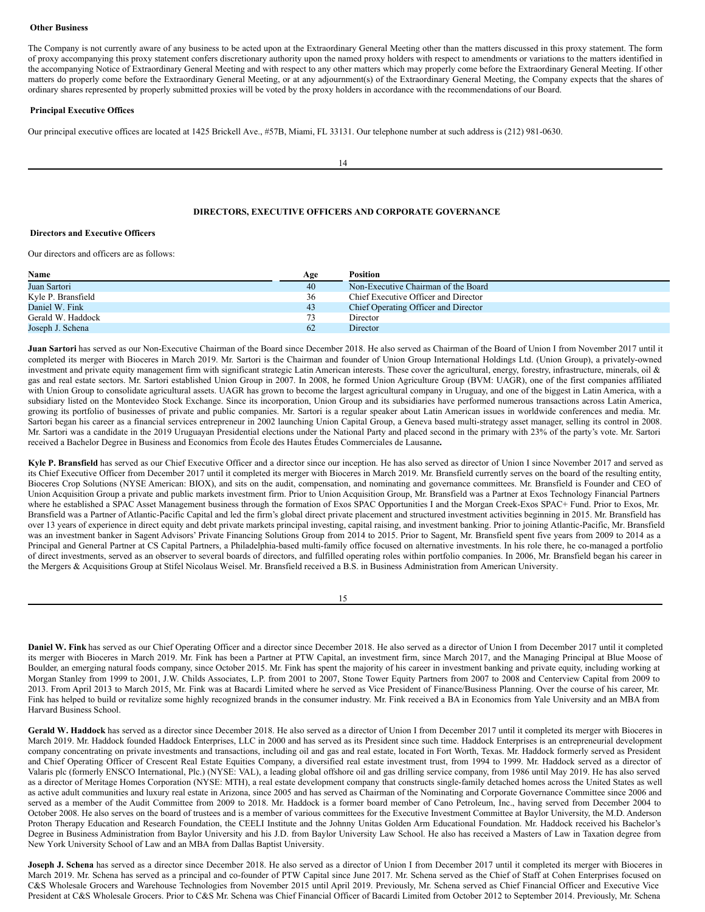### Other Business

The Company is not currently aware of any business to be acted upon at the Extraordinary General Meeting other than the matters discussed in this proxy statement. The form of proxy accompanying this proxy statement confers discretionary authority upon the named proxy holders with respect to amendments or variations to the matters identified in the accompanying Notice of Extraordinary General Meeting and with respect to any other matters which may properly come before the Extraordinary General Meeting. If other matters do properly come before the Extraordinary General Meeting, or at any adjournment(s) of the Extraordinary General Meeting, the Company expects that the shares of ordinary shares represented by properly submitted proxies will be voted by the proxy holders in accordance with the recommendations of our Board.

### Principal Executive Offices

Our principal executive offices are located at 1425 Brickell Ave., #57B, Miami, FL 33131. Our telephone number at such address is (212) 981-0630.

## DIRECTORS, EXECUTIVE OFFICERS AND CORPORATE GOVERNANCE

### Directors and Executive Officers

Our directors and officers are as follows:

| Name | Age | Position |
|---|---|---|
| Juan Sartori | 40 | Non-Executive Chairman of the Board |
| Kyle P. Bransfield | 36 | Chief Executive Officer and Director |
| Daniel W. Fink | 43 | Chief Operating Officer and Director |
| Gerald W. Haddock | 73 | Director |
| Joseph J. Schena | 62 | Director |

**Juan Sartori** has served as our Non-Executive Chairman of the Board since December 2018. He also served as Chairman of the Board of Union I from November 2017 until it completed its merger with Bioceres in March 2019. Mr. Sartori is the Chairman and founder of Union Group International Holdings Ltd. (Union Group), a privately-owned investment and private equity management firm with significant strategic Latin American interests. These cover the agricultural, energy, forestry, infrastructure, minerals, oil & gas and real estate sectors. Mr. Sartori established Union Group in 2007. In 2008, he formed Union Agriculture Group (BVM: UAGR), one of the first companies affiliated with Union Group to consolidate agricultural assets. UAGR has grown to become the largest agricultural company in Uruguay, and one of the biggest in Latin America, with a subsidiary listed on the Montevideo Stock Exchange. Since its incorporation, Union Group and its subsidiaries have performed numerous transactions across Latin America, growing its portfolio of businesses of private and public companies. Mr. Sartori is a regular speaker about Latin American issues in worldwide conferences and media. Mr. Sartori began his career as a financial services entrepreneur in 2002 launching Union Capital Group, a Geneva based multi-strategy asset manager, selling its control in 2008. Mr. Sartori was a candidate in the 2019 Uruguayan Presidential elections under the National Party and placed second in the primary with 23% of the party's vote. Mr. Sartori received a Bachelor Degree in Business and Economics from École des Hautes Études Commerciales de Lausanne**.**

**Kyle P. Bransfield** has served as our Chief Executive Officer and a director since our inception. He has also served as director of Union I since November 2017 and served as its Chief Executive Officer from December 2017 until it completed its merger with Bioceres in March 2019. Mr. Bransfield currently serves on the board of the resulting entity, Bioceres Crop Solutions (NYSE American: BIOX), and sits on the audit, compensation, and nominating and governance committees. Mr. Bransfield is Founder and CEO of Union Acquisition Group a private and public markets investment firm. Prior to Union Acquisition Group, Mr. Bransfield was a Partner at Exos Technology Financial Partners where he established a SPAC Asset Management business through the formation of Exos SPAC Opportunities I and the Morgan Creek-Exos SPAC+ Fund. Prior to Exos, Mr. Bransfield was a Partner of Atlantic-Pacific Capital and led the firm's global direct private placement and structured investment activities beginning in 2015. Mr. Bransfield has over 13 years of experience in direct equity and debt private markets principal investing, capital raising, and investment banking. Prior to joining Atlantic-Pacific, Mr. Bransfield was an investment banker in Sagent Advisors' Private Financing Solutions Group from 2014 to 2015. Prior to Sagent, Mr. Bransfield spent five years from 2009 to 2014 as a Principal and General Partner at CS Capital Partners, a Philadelphia-based multi-family office focused on alternative investments. In his role there, he co-managed a portfolio of direct investments, served as an observer to several boards of directors, and fulfilled operating roles within portfolio companies. In 2006, Mr. Bransfield began his career in the Mergers & Acquisitions Group at Stifel Nicolaus Weisel. Mr. Bransfield received a B.S. in Business Administration from American University.

**Daniel W. Fink** has served as our Chief Operating Officer and a director since December 2018. He also served as a director of Union I from December 2017 until it completed its merger with Bioceres in March 2019. Mr. Fink has been a Partner at PTW Capital, an investment firm, since March 2017, and the Managing Principal at Blue Moose of Boulder, an emerging natural foods company, since October 2015. Mr. Fink has spent the majority of his career in investment banking and private equity, including working at Morgan Stanley from 1999 to 2001, J.W. Childs Associates, L.P. from 2001 to 2007, Stone Tower Equity Partners from 2007 to 2008 and Centerview Capital from 2009 to 2013. From April 2013 to March 2015, Mr. Fink was at Bacardi Limited where he served as Vice President of Finance/Business Planning. Over the course of his career, Mr. Fink has helped to build or revitalize some highly recognized brands in the consumer industry. Mr. Fink received a BA in Economics from Yale University and an MBA from Harvard Business School.

**Gerald W. Haddock** has served as a director since December 2018. He also served as a director of Union I from December 2017 until it completed its merger with Bioceres in March 2019. Mr. Haddock founded Haddock Enterprises, LLC in 2000 and has served as its President since such time. Haddock Enterprises is an entrepreneurial development company concentrating on private investments and transactions, including oil and gas and real estate, located in Fort Worth, Texas. Mr. Haddock formerly served as President and Chief Operating Officer of Crescent Real Estate Equities Company, a diversified real estate investment trust, from 1994 to 1999. Mr. Haddock served as a director of Valaris plc (formerly ENSCO International, Plc.) (NYSE: VAL), a leading global offshore oil and gas drilling service company, from 1986 until May 2019. He has also served as a director of Meritage Homes Corporation (NYSE: MTH), a real estate development company that constructs single-family detached homes across the United States as well as active adult communities and luxury real estate in Arizona, since 2005 and has served as Chairman of the Nominating and Corporate Governance Committee since 2006 and served as a member of the Audit Committee from 2009 to 2018. Mr. Haddock is a former board member of Cano Petroleum, Inc., having served from December 2004 to October 2008. He also serves on the board of trustees and is a member of various committees for the Executive Investment Committee at Baylor University, the M.D. Anderson Proton Therapy Education and Research Foundation, the CEELI Institute and the Johnny Unitas Golden Arm Educational Foundation. Mr. Haddock received his Bachelor's Degree in Business Administration from Baylor University and his J.D. from Baylor University Law School. He also has received a Masters of Law in Taxation degree from New York University School of Law and an MBA from Dallas Baptist University.

**Joseph J. Schena** has served as a director since December 2018. He also served as a director of Union I from December 2017 until it completed its merger with Bioceres in March 2019. Mr. Schena has served as a principal and co-founder of PTW Capital since June 2017. Mr. Schena served as the Chief of Staff at Cohen Enterprises focused on C&S Wholesale Grocers and Warehouse Technologies from November 2015 until April 2019. Previously, Mr. Schena served as Chief Financial Officer and Executive Vice President at C&S Wholesale Grocers. Prior to C&S Mr. Schena was Chief Financial Officer of Bacardi Limited from October 2012 to September 2014. Previously, Mr. Schena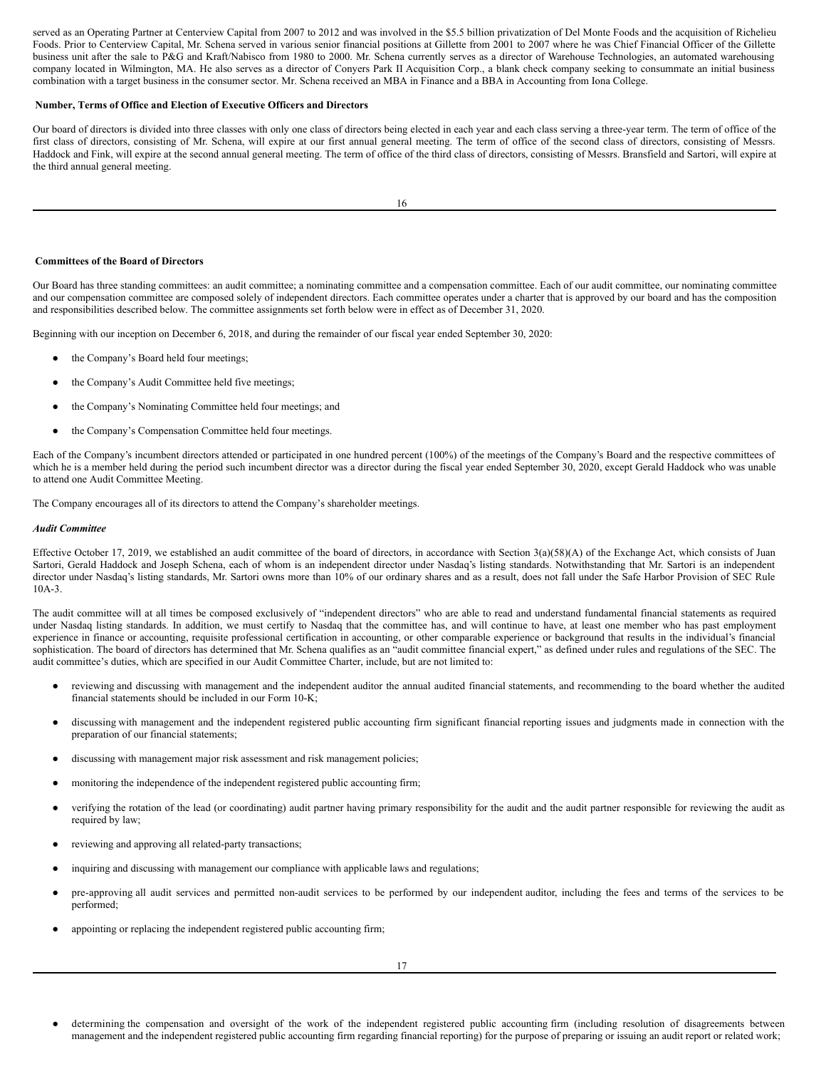served as an Operating Partner at Centerview Capital from 2007 to 2012 and was involved in the $5.5 billion privatization of Del Monte Foods and the acquisition of Richelieu Foods. Prior to Centerview Capital, Mr. Schena served in various senior financial positions at Gillette from 2001 to 2007 where he was Chief Financial Officer of the Gillette business unit after the sale to P&G and Kraft/Nabisco from 1980 to 2000. Mr. Schena currently serves as a director of Warehouse Technologies, an automated warehousing company located in Wilmington, MA. He also serves as a director of Conyers Park II Acquisition Corp., a blank check company seeking to consummate an initial business combination with a target business in the consumer sector. Mr. Schena received an MBA in Finance and a BBA in Accounting from Iona College.

**Number, Terms of Office and Election of Executive Officers and Directors**

Our board of directors is divided into three classes with only one class of directors being elected in each year and each class serving a three-year term. The term of office of the first class of directors, consisting of Mr. Schena, will expire at our first annual general meeting. The term of office of the second class of directors, consisting of Messrs. Haddock and Fink, will expire at the second annual general meeting. The term of office of the third class of directors, consisting of Messrs. Bransfield and Sartori, will expire at the third annual general meeting.

**Committees of the Board of Directors**

Our Board has three standing committees: an audit committee; a nominating committee and a compensation committee. Each of our audit committee, our nominating committee and our compensation committee are composed solely of independent directors. Each committee operates under a charter that is approved by our board and has the composition and responsibilities described below. The committee assignments set forth below were in effect as of December 31, 2020.

Beginning with our inception on December 6, 2018, and during the remainder of our fiscal year ended September 30, 2020:

- the Company's Board held four meetings;
- the Company's Audit Committee held five meetings;
- the Company's Nominating Committee held four meetings; and
- the Company's Compensation Committee held four meetings.

Each of the Company's incumbent directors attended or participated in one hundred percent (100%) of the meetings of the Company's Board and the respective committees of which he is a member held during the period such incumbent director was a director during the fiscal year ended September 30, 2020, except Gerald Haddock who was unable to attend one Audit Committee Meeting.

The Company encourages all of its directors to attend the Company's shareholder meetings.

***Audit Committee***

Effective October 17, 2019, we established an audit committee of the board of directors, in accordance with Section 3(a)(58)(A) of the Exchange Act, which consists of Juan Sartori, Gerald Haddock and Joseph Schena, each of whom is an independent director under Nasdaq's listing standards. Notwithstanding that Mr. Sartori is an independent director under Nasdaq's listing standards, Mr. Sartori owns more than 10% of our ordinary shares and as a result, does not fall under the Safe Harbor Provision of SEC Rule 10A-3.

The audit committee will at all times be composed exclusively of "independent directors" who are able to read and understand fundamental financial statements as required under Nasdaq listing standards. In addition, we must certify to Nasdaq that the committee has, and will continue to have, at least one member who has past employment experience in finance or accounting, requisite professional certification in accounting, or other comparable experience or background that results in the individual's financial sophistication. The board of directors has determined that Mr. Schena qualifies as an "audit committee financial expert," as defined under rules and regulations of the SEC. The audit committee's duties, which are specified in our Audit Committee Charter, include, but are not limited to:

- reviewing and discussing with management and the independent auditor the annual audited financial statements, and recommending to the board whether the audited financial statements should be included in our Form 10-K;
- discussing with management and the independent registered public accounting firm significant financial reporting issues and judgments made in connection with the preparation of our financial statements;
- discussing with management major risk assessment and risk management policies;
- monitoring the independence of the independent registered public accounting firm;
- verifying the rotation of the lead (or coordinating) audit partner having primary responsibility for the audit and the audit partner responsible for reviewing the audit as required by law;
- reviewing and approving all related-party transactions;
- inquiring and discussing with management our compliance with applicable laws and regulations;
- pre-approving all audit services and permitted non-audit services to be performed by our independent auditor, including the fees and terms of the services to be performed;
- appointing or replacing the independent registered public accounting firm;
- determining the compensation and oversight of the work of the independent registered public accounting firm (including resolution of disagreements between management and the independent registered public accounting firm regarding financial reporting) for the purpose of preparing or issuing an audit report or related work;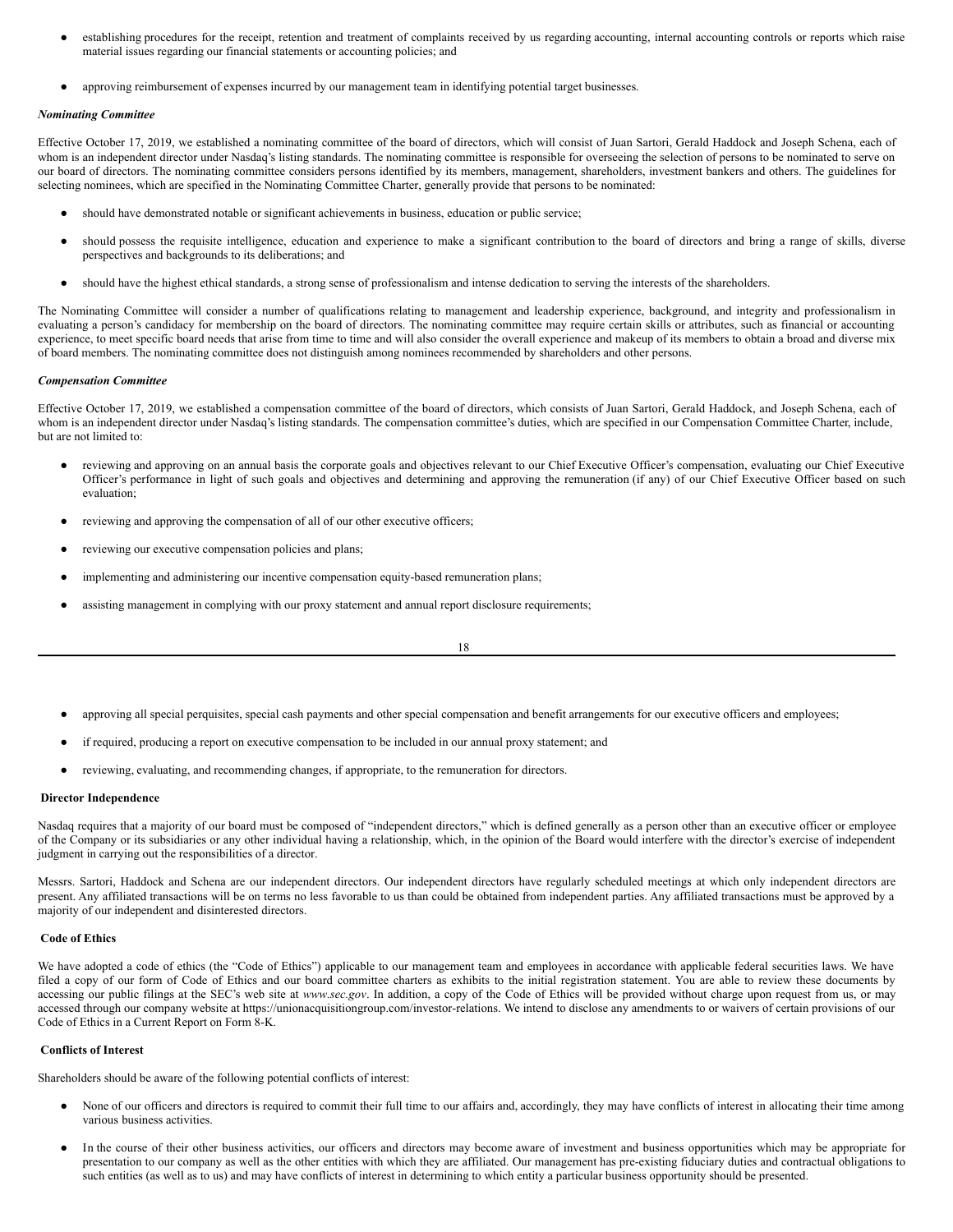- establishing procedures for the receipt, retention and treatment of complaints received by us regarding accounting, internal accounting controls or reports which raise material issues regarding our financial statements or accounting policies; and
- approving reimbursement of expenses incurred by our management team in identifying potential target businesses.

***Nominating Committee***

Effective October 17, 2019, we established a nominating committee of the board of directors, which will consist of Juan Sartori, Gerald Haddock and Joseph Schena, each of whom is an independent director under Nasdaq's listing standards. The nominating committee is responsible for overseeing the selection of persons to be nominated to serve on our board of directors. The nominating committee considers persons identified by its members, management, shareholders, investment bankers and others. The guidelines for selecting nominees, which are specified in the Nominating Committee Charter, generally provide that persons to be nominated:

- should have demonstrated notable or significant achievements in business, education or public service;
- should possess the requisite intelligence, education and experience to make a significant contribution to the board of directors and bring a range of skills, diverse perspectives and backgrounds to its deliberations; and
- should have the highest ethical standards, a strong sense of professionalism and intense dedication to serving the interests of the shareholders.

The Nominating Committee will consider a number of qualifications relating to management and leadership experience, background, and integrity and professionalism in evaluating a person's candidacy for membership on the board of directors. The nominating committee may require certain skills or attributes, such as financial or accounting experience, to meet specific board needs that arise from time to time and will also consider the overall experience and makeup of its members to obtain a broad and diverse mix of board members. The nominating committee does not distinguish among nominees recommended by shareholders and other persons.

***Compensation Committee***

Effective October 17, 2019, we established a compensation committee of the board of directors, which consists of Juan Sartori, Gerald Haddock, and Joseph Schena, each of whom is an independent director under Nasdaq's listing standards. The compensation committee's duties, which are specified in our Compensation Committee Charter, include, but are not limited to:

- reviewing and approving on an annual basis the corporate goals and objectives relevant to our Chief Executive Officer's compensation, evaluating our Chief Executive Officer's performance in light of such goals and objectives and determining and approving the remuneration (if any) of our Chief Executive Officer based on such evaluation;
- reviewing and approving the compensation of all of our other executive officers;
- reviewing our executive compensation policies and plans;
- implementing and administering our incentive compensation equity-based remuneration plans;
- assisting management in complying with our proxy statement and annual report disclosure requirements;
- approving all special perquisites, special cash payments and other special compensation and benefit arrangements for our executive officers and employees;
- if required, producing a report on executive compensation to be included in our annual proxy statement; and
- reviewing, evaluating, and recommending changes, if appropriate, to the remuneration for directors.

**Director Independence**

Nasdaq requires that a majority of our board must be composed of "independent directors," which is defined generally as a person other than an executive officer or employee of the Company or its subsidiaries or any other individual having a relationship, which, in the opinion of the Board would interfere with the director's exercise of independent judgment in carrying out the responsibilities of a director.

Messrs. Sartori, Haddock and Schena are our independent directors. Our independent directors have regularly scheduled meetings at which only independent directors are present. Any affiliated transactions will be on terms no less favorable to us than could be obtained from independent parties. Any affiliated transactions must be approved by a majority of our independent and disinterested directors.

**Code of Ethics**

We have adopted a code of ethics (the "Code of Ethics") applicable to our management team and employees in accordance with applicable federal securities laws. We have filed a copy of our form of Code of Ethics and our board committee charters as exhibits to the initial registration statement. You are able to review these documents by accessing our public filings at the SEC's web site at *www.sec.gov*. In addition, a copy of the Code of Ethics will be provided without charge upon request from us, or may accessed through our company website at https://unionacquisitiongroup.com/investor-relations. We intend to disclose any amendments to or waivers of certain provisions of our Code of Ethics in a Current Report on Form 8-K.

**Conflicts of Interest**

Shareholders should be aware of the following potential conflicts of interest:

- None of our officers and directors is required to commit their full time to our affairs and, accordingly, they may have conflicts of interest in allocating their time among various business activities.
- In the course of their other business activities, our officers and directors may become aware of investment and business opportunities which may be appropriate for presentation to our company as well as the other entities with which they are affiliated. Our management has pre-existing fiduciary duties and contractual obligations to such entities (as well as to us) and may have conflicts of interest in determining to which entity a particular business opportunity should be presented.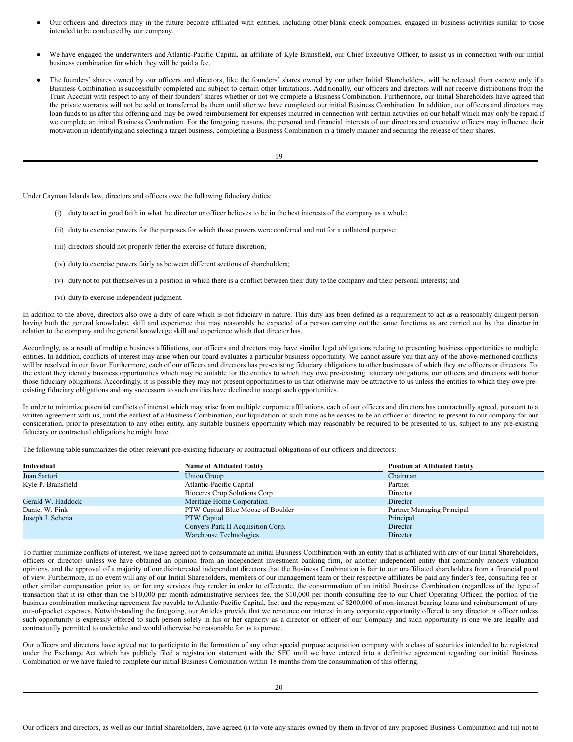- Our officers and directors may in the future become affiliated with entities, including other blank check companies, engaged in business activities similar to those intended to be conducted by our company.
- We have engaged the underwriters and Atlantic-Pacific Capital, an affiliate of Kyle Bransfield, our Chief Executive Officer, to assist us in connection with our initial business combination for which they will be paid a fee.
- The founders' shares owned by our officers and directors, like the founders' shares owned by our other Initial Shareholders, will be released from escrow only if a Business Combination is successfully completed and subject to certain other limitations. Additionally, our officers and directors will not receive distributions from the Trust Account with respect to any of their founders' shares whether or not we complete a Business Combination. Furthermore, our Initial Shareholders have agreed that the private warrants will not be sold or transferred by them until after we have completed our initial Business Combination. In addition, our officers and directors may loan funds to us after this offering and may be owed reimbursement for expenses incurred in connection with certain activities on our behalf which may only be repaid if we complete an initial Business Combination. For the foregoing reasons, the personal and financial interests of our directors and executive officers may influence their motivation in identifying and selecting a target business, completing a Business Combination in a timely manner and securing the release of their shares.

Under Cayman Islands law, directors and officers owe the following fiduciary duties:

(i) duty to act in good faith in what the director or officer believes to be in the best interests of the company as a whole;

(ii) duty to exercise powers for the purposes for which those powers were conferred and not for a collateral purpose;

(iii) directors should not properly fetter the exercise of future discretion;

(iv) duty to exercise powers fairly as between different sections of shareholders;

(v) duty not to put themselves in a position in which there is a conflict between their duty to the company and their personal interests; and

(vi) duty to exercise independent judgment.

In addition to the above, directors also owe a duty of care which is not fiduciary in nature. This duty has been defined as a requirement to act as a reasonably diligent person having both the general knowledge, skill and experience that may reasonably be expected of a person carrying out the same functions as are carried out by that director in relation to the company and the general knowledge skill and experience which that director has.

Accordingly, as a result of multiple business affiliations, our officers and directors may have similar legal obligations relating to presenting business opportunities to multiple entities. In addition, conflicts of interest may arise when our board evaluates a particular business opportunity. We cannot assure you that any of the above-mentioned conflicts will be resolved in our favor. Furthermore, each of our officers and directors has pre-existing fiduciary obligations to other businesses of which they are officers or directors. To the extent they identify business opportunities which may be suitable for the entities to which they owe pre-existing fiduciary obligations, our officers and directors will honor those fiduciary obligations. Accordingly, it is possible they may not present opportunities to us that otherwise may be attractive to us unless the entities to which they owe pre-existing fiduciary obligations and any successors to such entities have declined to accept such opportunities.

In order to minimize potential conflicts of interest which may arise from multiple corporate affiliations, each of our officers and directors has contractually agreed, pursuant to a written agreement with us, until the earliest of a Business Combination, our liquidation or such time as he ceases to be an officer or director, to present to our company for our consideration, prior to presentation to any other entity, any suitable business opportunity which may reasonably be required to be presented to us, subject to any pre-existing fiduciary or contractual obligations he might have.

The following table summarizes the other relevant pre-existing fiduciary or contractual obligations of our officers and directors:

| Individual | Name of Affiliated Entity | Position at Affiliated Entity |
|---|---|---|
| Juan Sartori | Union Group | Chairman |
| Kyle P. Bransfield | Atlantic-Pacific Capital | Partner |
| | Bioceres Crop Solutions Corp | Director |
| Gerald W. Haddock | Meritage Home Corporation | Director |
| Daniel W. Fink | PTW Capital Blue Moose of Boulder | Partner Managing Principal |
| Joseph J. Schena | PTW Capital | Principal |
| | Conyers Park II Acquisition Corp. | Director |
| | Warehouse Technologies | Director |

To further minimize conflicts of interest, we have agreed not to consummate an initial Business Combination with an entity that is affiliated with any of our Initial Shareholders, officers or directors unless we have obtained an opinion from an independent investment banking firm, or another independent entity that commonly renders valuation opinions, and the approval of a majority of our disinterested independent directors that the Business Combination is fair to our unaffiliated shareholders from a financial point of view. Furthermore, in no event will any of our Initial Shareholders, members of our management team or their respective affiliates be paid any finder's fee, consulting fee or other similar compensation prior to, or for any services they render in order to effectuate, the consummation of an initial Business Combination (regardless of the type of transaction that it is) other than the $10,000 per month administrative services fee, the $10,000 per month consulting fee to our Chief Operating Officer, the portion of the business combination marketing agreement fee payable to Atlantic-Pacific Capital, Inc. and the repayment of $200,000 of non-interest bearing loans and reimbursement of any out-of-pocket expenses. Notwithstanding the foregoing, our Articles provide that we renounce our interest in any corporate opportunity offered to any director or officer unless such opportunity is expressly offered to such person solely in his or her capacity as a director or officer of our Company and such opportunity is one we are legally and contractually permitted to undertake and would otherwise be reasonable for us to pursue.

Our officers and directors have agreed not to participate in the formation of any other special purpose acquisition company with a class of securities intended to be registered under the Exchange Act which has publicly filed a registration statement with the SEC until we have entered into a definitive agreement regarding our initial Business Combination or we have failed to complete our initial Business Combination within 18 months from the consummation of this offering.

Our officers and directors, as well as our Initial Shareholders, have agreed (i) to vote any shares owned by them in favor of any proposed Business Combination and (ii) not to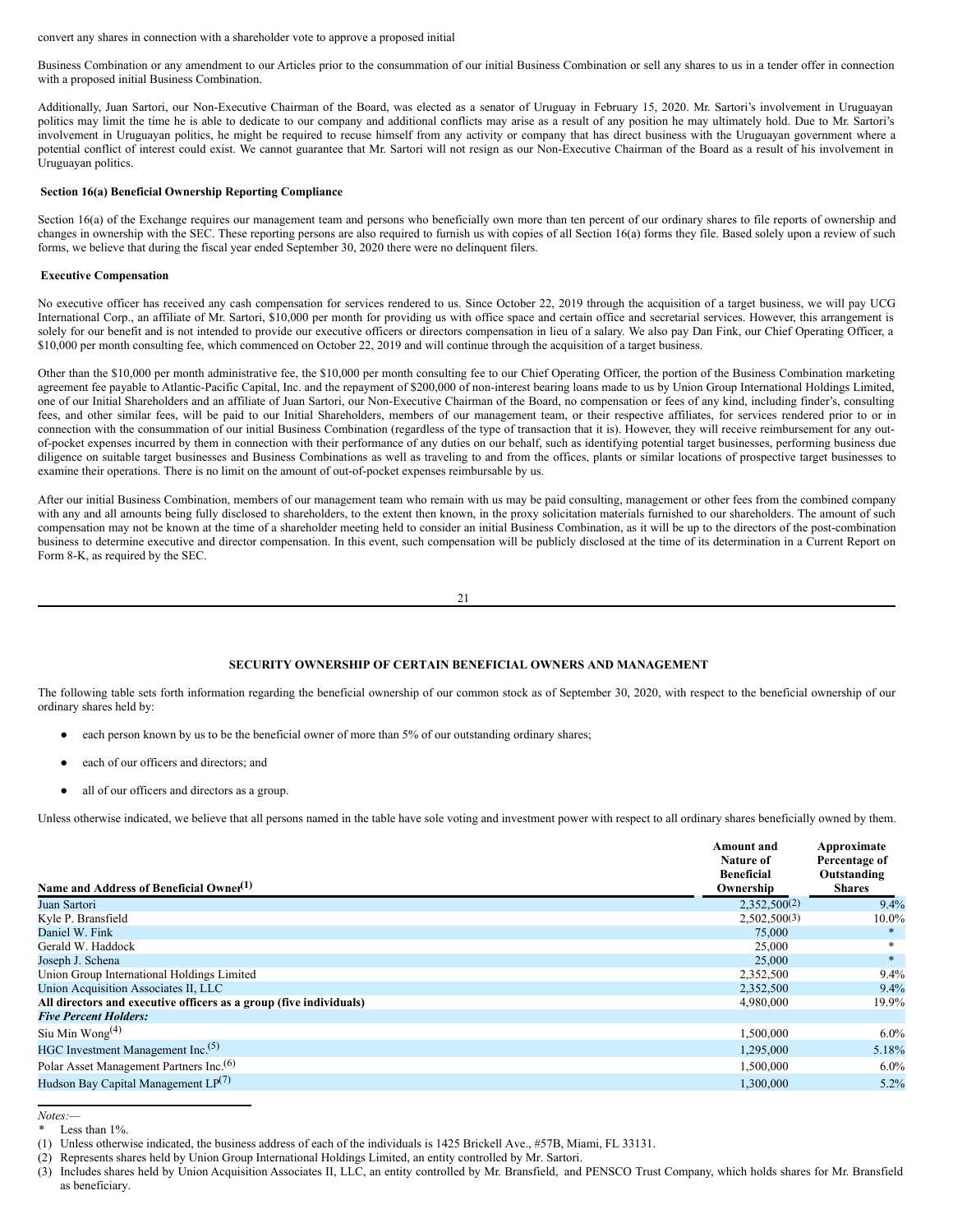convert any shares in connection with a shareholder vote to approve a proposed initial

Business Combination or any amendment to our Articles prior to the consummation of our initial Business Combination or sell any shares to us in a tender offer in connection with a proposed initial Business Combination.

Additionally, Juan Sartori, our Non-Executive Chairman of the Board, was elected as a senator of Uruguay in February 15, 2020. Mr. Sartori's involvement in Uruguayan politics may limit the time he is able to dedicate to our company and additional conflicts may arise as a result of any position he may ultimately hold. Due to Mr. Sartori's involvement in Uruguayan politics, he might be required to recuse himself from any activity or company that has direct business with the Uruguayan government where a potential conflict of interest could exist. We cannot guarantee that Mr. Sartori will not resign as our Non-Executive Chairman of the Board as a result of his involvement in Uruguayan politics.

### Section 16(a) Beneficial Ownership Reporting Compliance

Section 16(a) of the Exchange requires our management team and persons who beneficially own more than ten percent of our ordinary shares to file reports of ownership and changes in ownership with the SEC. These reporting persons are also required to furnish us with copies of all Section 16(a) forms they file. Based solely upon a review of such forms, we believe that during the fiscal year ended September 30, 2020 there were no delinquent filers.

### Executive Compensation

No executive officer has received any cash compensation for services rendered to us. Since October 22, 2019 through the acquisition of a target business, we will pay UCG International Corp., an affiliate of Mr. Sartori, $10,000 per month for providing us with office space and certain office and secretarial services. However, this arrangement is solely for our benefit and is not intended to provide our executive officers or directors compensation in lieu of a salary. We also pay Dan Fink, our Chief Operating Officer, a $10,000 per month consulting fee, which commenced on October 22, 2019 and will continue through the acquisition of a target business.

Other than the $10,000 per month administrative fee, the $10,000 per month consulting fee to our Chief Operating Officer, the portion of the Business Combination marketing agreement fee payable to Atlantic-Pacific Capital, Inc. and the repayment of $200,000 of non-interest bearing loans made to us by Union Group International Holdings Limited, one of our Initial Shareholders and an affiliate of Juan Sartori, our Non-Executive Chairman of the Board, no compensation or fees of any kind, including finder's, consulting fees, and other similar fees, will be paid to our Initial Shareholders, members of our management team, or their respective affiliates, for services rendered prior to or in connection with the consummation of our initial Business Combination (regardless of the type of transaction that it is). However, they will receive reimbursement for any out-of-pocket expenses incurred by them in connection with their performance of any duties on our behalf, such as identifying potential target businesses, performing business due diligence on suitable target businesses and Business Combinations as well as traveling to and from the offices, plants or similar locations of prospective target businesses to examine their operations. There is no limit on the amount of out-of-pocket expenses reimbursable by us.

After our initial Business Combination, members of our management team who remain with us may be paid consulting, management or other fees from the combined company with any and all amounts being fully disclosed to shareholders, to the extent then known, in the proxy solicitation materials furnished to our shareholders. The amount of such compensation may not be known at the time of a shareholder meeting held to consider an initial Business Combination, as it will be up to the directors of the post-combination business to determine executive and director compensation. In this event, such compensation will be publicly disclosed at the time of its determination in a Current Report on Form 8-K, as required by the SEC.

## SECURITY OWNERSHIP OF CERTAIN BENEFICIAL OWNERS AND MANAGEMENT

The following table sets forth information regarding the beneficial ownership of our common stock as of September 30, 2020, with respect to the beneficial ownership of our ordinary shares held by:

- each person known by us to be the beneficial owner of more than 5% of our outstanding ordinary shares;
- each of our officers and directors; and
- all of our officers and directors as a group.

Unless otherwise indicated, we believe that all persons named in the table have sole voting and investment power with respect to all ordinary shares beneficially owned by them.

| Name and Address of Beneficial Owner[(1)] | Amount and Nature of Beneficial Ownership | Approximate Percentage of Outstanding Shares |
|---|---|---|
| Juan Sartori | 2,352,500[(2)] | 9.4% |
| Kyle P. Bransfield | 2,502,500[(3)] | 10.0% |
| Daniel W. Fink | 75,000 | * |
| Gerald W. Haddock | 25,000 | * |
| Joseph J. Schena | 25,000 | * |
| Union Group International Holdings Limited | 2,352,500 | 9.4% |
| Union Acquisition Associates II, LLC | 2,352,500 | 9.4% |
| **All directors and executive officers as a group (five individuals)** | 4,980,000 | 19.9% |
| ***Five Percent Holders:*** | | |
| Siu Min Wong[(4)] | 1,500,000 | 6.0% |
| HGC Investment Management Inc.[(5)] | 1,295,000 | 5.18% |
| Polar Asset Management Partners Inc.[(6)] | 1,500,000 | 6.0% |
| Hudson Bay Capital Management LP[(7)] | 1,300,000 | 5.2% |

*Notes:—*

\* Less than 1%.

(1) Unless otherwise indicated, the business address of each of the individuals is 1425 Brickell Ave., #57B, Miami, FL 33131.

(2) Represents shares held by Union Group International Holdings Limited, an entity controlled by Mr. Sartori.

(3) Includes shares held by Union Acquisition Associates II, LLC, an entity controlled by Mr. Bransfield, and PENSCO Trust Company, which holds shares for Mr. Bransfield as beneficiary.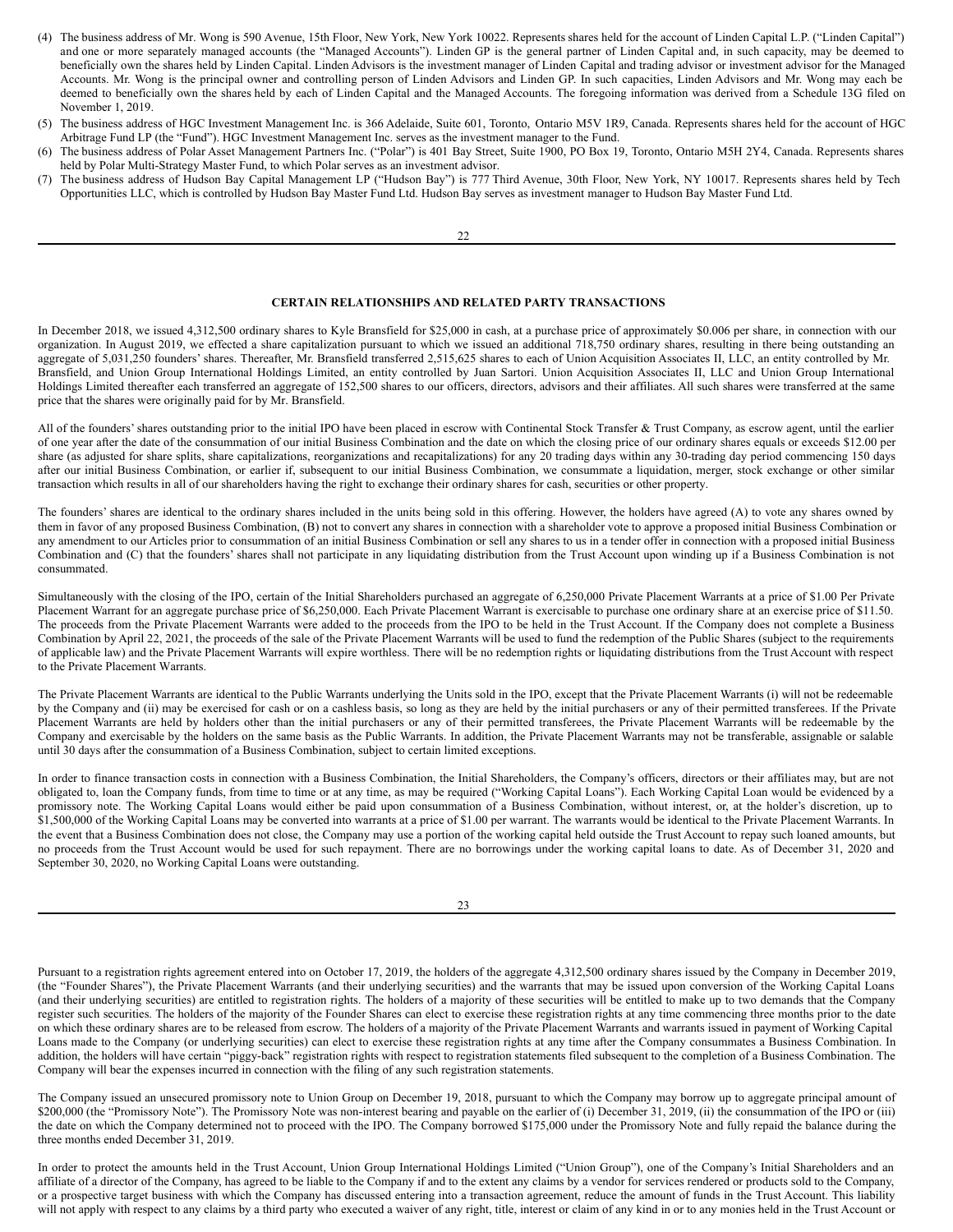(4) The business address of Mr. Wong is 590 Avenue, 15th Floor, New York, New York 10022. Represents shares held for the account of Linden Capital L.P. ("Linden Capital") and one or more separately managed accounts (the "Managed Accounts"). Linden GP is the general partner of Linden Capital and, in such capacity, may be deemed to beneficially own the shares held by Linden Capital. Linden Advisors is the investment manager of Linden Capital and trading advisor or investment advisor for the Managed Accounts. Mr. Wong is the principal owner and controlling person of Linden Advisors and Linden GP. In such capacities, Linden Advisors and Mr. Wong may each be deemed to beneficially own the shares held by each of Linden Capital and the Managed Accounts. The foregoing information was derived from a Schedule 13G filed on November 1, 2019.

(5) The business address of HGC Investment Management Inc. is 366 Adelaide, Suite 601, Toronto, Ontario M5V 1R9, Canada. Represents shares held for the account of HGC Arbitrage Fund LP (the "Fund"). HGC Investment Management Inc. serves as the investment manager to the Fund.

(6) The business address of Polar Asset Management Partners Inc. ("Polar") is 401 Bay Street, Suite 1900, PO Box 19, Toronto, Ontario M5H 2Y4, Canada. Represents shares held by Polar Multi-Strategy Master Fund, to which Polar serves as an investment advisor.

(7) The business address of Hudson Bay Capital Management LP ("Hudson Bay") is 777 Third Avenue, 30th Floor, New York, NY 10017. Represents shares held by Tech Opportunities LLC, which is controlled by Hudson Bay Master Fund Ltd. Hudson Bay serves as investment manager to Hudson Bay Master Fund Ltd.

## CERTAIN RELATIONSHIPS AND RELATED PARTY TRANSACTIONS

In December 2018, we issued 4,312,500 ordinary shares to Kyle Bransfield for $25,000 in cash, at a purchase price of approximately $0.006 per share, in connection with our organization. In August 2019, we effected a share capitalization pursuant to which we issued an additional 718,750 ordinary shares, resulting in there being outstanding an aggregate of 5,031,250 founders' shares. Thereafter, Mr. Bransfield transferred 2,515,625 shares to each of Union Acquisition Associates II, LLC, an entity controlled by Mr. Bransfield, and Union Group International Holdings Limited, an entity controlled by Juan Sartori. Union Acquisition Associates II, LLC and Union Group International Holdings Limited thereafter each transferred an aggregate of 152,500 shares to our officers, directors, advisors and their affiliates. All such shares were transferred at the same price that the shares were originally paid for by Mr. Bransfield.

All of the founders' shares outstanding prior to the initial IPO have been placed in escrow with Continental Stock Transfer & Trust Company, as escrow agent, until the earlier of one year after the date of the consummation of our initial Business Combination and the date on which the closing price of our ordinary shares equals or exceeds $12.00 per share (as adjusted for share splits, share capitalizations, reorganizations and recapitalizations) for any 20 trading days within any 30-trading day period commencing 150 days after our initial Business Combination, or earlier if, subsequent to our initial Business Combination, we consummate a liquidation, merger, stock exchange or other similar transaction which results in all of our shareholders having the right to exchange their ordinary shares for cash, securities or other property.

The founders' shares are identical to the ordinary shares included in the units being sold in this offering. However, the holders have agreed (A) to vote any shares owned by them in favor of any proposed Business Combination, (B) not to convert any shares in connection with a shareholder vote to approve a proposed initial Business Combination or any amendment to our Articles prior to consummation of an initial Business Combination or sell any shares to us in a tender offer in connection with a proposed initial Business Combination and (C) that the founders' shares shall not participate in any liquidating distribution from the Trust Account upon winding up if a Business Combination is not consummated.

Simultaneously with the closing of the IPO, certain of the Initial Shareholders purchased an aggregate of 6,250,000 Private Placement Warrants at a price of $1.00 Per Private Placement Warrant for an aggregate purchase price of $6,250,000. Each Private Placement Warrant is exercisable to purchase one ordinary share at an exercise price of $11.50. The proceeds from the Private Placement Warrants were added to the proceeds from the IPO to be held in the Trust Account. If the Company does not complete a Business Combination by April 22, 2021, the proceeds of the sale of the Private Placement Warrants will be used to fund the redemption of the Public Shares (subject to the requirements of applicable law) and the Private Placement Warrants will expire worthless. There will be no redemption rights or liquidating distributions from the Trust Account with respect to the Private Placement Warrants.

The Private Placement Warrants are identical to the Public Warrants underlying the Units sold in the IPO, except that the Private Placement Warrants (i) will not be redeemable by the Company and (ii) may be exercised for cash or on a cashless basis, so long as they are held by the initial purchasers or any of their permitted transferees. If the Private Placement Warrants are held by holders other than the initial purchasers or any of their permitted transferees, the Private Placement Warrants will be redeemable by the Company and exercisable by the holders on the same basis as the Public Warrants. In addition, the Private Placement Warrants may not be transferable, assignable or salable until 30 days after the consummation of a Business Combination, subject to certain limited exceptions.

In order to finance transaction costs in connection with a Business Combination, the Initial Shareholders, the Company's officers, directors or their affiliates may, but are not obligated to, loan the Company funds, from time to time or at any time, as may be required ("Working Capital Loans"). Each Working Capital Loan would be evidenced by a promissory note. The Working Capital Loans would either be paid upon consummation of a Business Combination, without interest, or, at the holder's discretion, up to $1,500,000 of the Working Capital Loans may be converted into warrants at a price of $1.00 per warrant. The warrants would be identical to the Private Placement Warrants. In the event that a Business Combination does not close, the Company may use a portion of the working capital held outside the Trust Account to repay such loaned amounts, but no proceeds from the Trust Account would be used for such repayment. There are no borrowings under the working capital loans to date. As of December 31, 2020 and September 30, 2020, no Working Capital Loans were outstanding.

Pursuant to a registration rights agreement entered into on October 17, 2019, the holders of the aggregate 4,312,500 ordinary shares issued by the Company in December 2019, (the "Founder Shares"), the Private Placement Warrants (and their underlying securities) and the warrants that may be issued upon conversion of the Working Capital Loans (and their underlying securities) are entitled to registration rights. The holders of a majority of these securities will be entitled to make up to two demands that the Company register such securities. The holders of the majority of the Founder Shares can elect to exercise these registration rights at any time commencing three months prior to the date on which these ordinary shares are to be released from escrow. The holders of a majority of the Private Placement Warrants and warrants issued in payment of Working Capital Loans made to the Company (or underlying securities) can elect to exercise these registration rights at any time after the Company consummates a Business Combination. In addition, the holders will have certain "piggy-back" registration rights with respect to registration statements filed subsequent to the completion of a Business Combination. The Company will bear the expenses incurred in connection with the filing of any such registration statements.

The Company issued an unsecured promissory note to Union Group on December 19, 2018, pursuant to which the Company may borrow up to aggregate principal amount of $200,000 (the "Promissory Note"). The Promissory Note was non-interest bearing and payable on the earlier of (i) December 31, 2019, (ii) the consummation of the IPO or (iii) the date on which the Company determined not to proceed with the IPO. The Company borrowed $175,000 under the Promissory Note and fully repaid the balance during the three months ended December 31, 2019.

In order to protect the amounts held in the Trust Account, Union Group International Holdings Limited ("Union Group"), one of the Company's Initial Shareholders and an affiliate of a director of the Company, has agreed to be liable to the Company if and to the extent any claims by a vendor for services rendered or products sold to the Company, or a prospective target business with which the Company has discussed entering into a transaction agreement, reduce the amount of funds in the Trust Account. This liability will not apply with respect to any claims by a third party who executed a waiver of any right, title, interest or claim of any kind in or to any monies held in the Trust Account or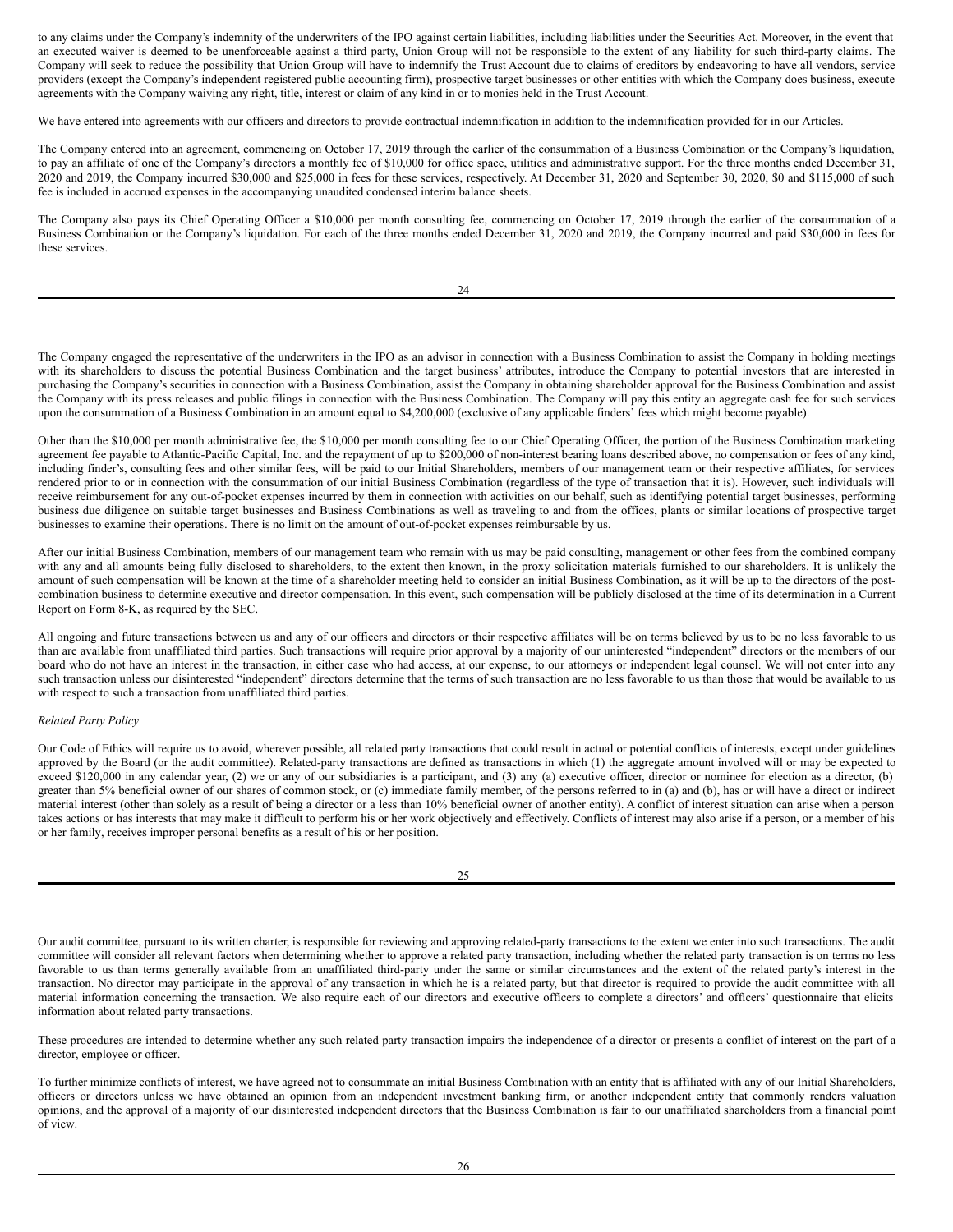to any claims under the Company's indemnity of the underwriters of the IPO against certain liabilities, including liabilities under the Securities Act. Moreover, in the event that an executed waiver is deemed to be unenforceable against a third party, Union Group will not be responsible to the extent of any liability for such third-party claims. The Company will seek to reduce the possibility that Union Group will have to indemnify the Trust Account due to claims of creditors by endeavoring to have all vendors, service providers (except the Company's independent registered public accounting firm), prospective target businesses or other entities with which the Company does business, execute agreements with the Company waiving any right, title, interest or claim of any kind in or to monies held in the Trust Account.

We have entered into agreements with our officers and directors to provide contractual indemnification in addition to the indemnification provided for in our Articles.

The Company entered into an agreement, commencing on October 17, 2019 through the earlier of the consummation of a Business Combination or the Company's liquidation, to pay an affiliate of one of the Company's directors a monthly fee of $10,000 for office space, utilities and administrative support. For the three months ended December 31, 2020 and 2019, the Company incurred $30,000 and $25,000 in fees for these services, respectively. At December 31, 2020 and September 30, 2020, $0 and $115,000 of such fee is included in accrued expenses in the accompanying unaudited condensed interim balance sheets.

The Company also pays its Chief Operating Officer a $10,000 per month consulting fee, commencing on October 17, 2019 through the earlier of the consummation of a Business Combination or the Company's liquidation. For each of the three months ended December 31, 2020 and 2019, the Company incurred and paid $30,000 in fees for these services.

The Company engaged the representative of the underwriters in the IPO as an advisor in connection with a Business Combination to assist the Company in holding meetings with its shareholders to discuss the potential Business Combination and the target business' attributes, introduce the Company to potential investors that are interested in purchasing the Company's securities in connection with a Business Combination, assist the Company in obtaining shareholder approval for the Business Combination and assist the Company with its press releases and public filings in connection with the Business Combination. The Company will pay this entity an aggregate cash fee for such services upon the consummation of a Business Combination in an amount equal to $4,200,000 (exclusive of any applicable finders' fees which might become payable).

Other than the $10,000 per month administrative fee, the $10,000 per month consulting fee to our Chief Operating Officer, the portion of the Business Combination marketing agreement fee payable to Atlantic-Pacific Capital, Inc. and the repayment of up to $200,000 of non-interest bearing loans described above, no compensation or fees of any kind, including finder's, consulting fees and other similar fees, will be paid to our Initial Shareholders, members of our management team or their respective affiliates, for services rendered prior to or in connection with the consummation of our initial Business Combination (regardless of the type of transaction that it is). However, such individuals will receive reimbursement for any out-of-pocket expenses incurred by them in connection with activities on our behalf, such as identifying potential target businesses, performing business due diligence on suitable target businesses and Business Combinations as well as traveling to and from the offices, plants or similar locations of prospective target businesses to examine their operations. There is no limit on the amount of out-of-pocket expenses reimbursable by us.

After our initial Business Combination, members of our management team who remain with us may be paid consulting, management or other fees from the combined company with any and all amounts being fully disclosed to shareholders, to the extent then known, in the proxy solicitation materials furnished to our shareholders. It is unlikely the amount of such compensation will be known at the time of a shareholder meeting held to consider an initial Business Combination, as it will be up to the directors of the post-combination business to determine executive and director compensation. In this event, such compensation will be publicly disclosed at the time of its determination in a Current Report on Form 8-K, as required by the SEC.

All ongoing and future transactions between us and any of our officers and directors or their respective affiliates will be on terms believed by us to be no less favorable to us than are available from unaffiliated third parties. Such transactions will require prior approval by a majority of our uninterested "independent" directors or the members of our board who do not have an interest in the transaction, in either case who had access, at our expense, to our attorneys or independent legal counsel. We will not enter into any such transaction unless our disinterested "independent" directors determine that the terms of such transaction are no less favorable to us than those that would be available to us with respect to such a transaction from unaffiliated third parties.

*Related Party Policy*

Our Code of Ethics will require us to avoid, wherever possible, all related party transactions that could result in actual or potential conflicts of interests, except under guidelines approved by the Board (or the audit committee). Related-party transactions are defined as transactions in which (1) the aggregate amount involved will or may be expected to exceed $120,000 in any calendar year, (2) we or any of our subsidiaries is a participant, and (3) any (a) executive officer, director or nominee for election as a director, (b) greater than 5% beneficial owner of our shares of common stock, or (c) immediate family member, of the persons referred to in (a) and (b), has or will have a direct or indirect material interest (other than solely as a result of being a director or a less than 10% beneficial owner of another entity). A conflict of interest situation can arise when a person takes actions or has interests that may make it difficult to perform his or her work objectively and effectively. Conflicts of interest may also arise if a person, or a member of his or her family, receives improper personal benefits as a result of his or her position.

Our audit committee, pursuant to its written charter, is responsible for reviewing and approving related-party transactions to the extent we enter into such transactions. The audit committee will consider all relevant factors when determining whether to approve a related party transaction, including whether the related party transaction is on terms no less favorable to us than terms generally available from an unaffiliated third-party under the same or similar circumstances and the extent of the related party's interest in the transaction. No director may participate in the approval of any transaction in which he is a related party, but that director is required to provide the audit committee with all material information concerning the transaction. We also require each of our directors and executive officers to complete a directors' and officers' questionnaire that elicits information about related party transactions.

These procedures are intended to determine whether any such related party transaction impairs the independence of a director or presents a conflict of interest on the part of a director, employee or officer.

To further minimize conflicts of interest, we have agreed not to consummate an initial Business Combination with an entity that is affiliated with any of our Initial Shareholders, officers or directors unless we have obtained an opinion from an independent investment banking firm, or another independent entity that commonly renders valuation opinions, and the approval of a majority of our disinterested independent directors that the Business Combination is fair to our unaffiliated shareholders from a financial point of view.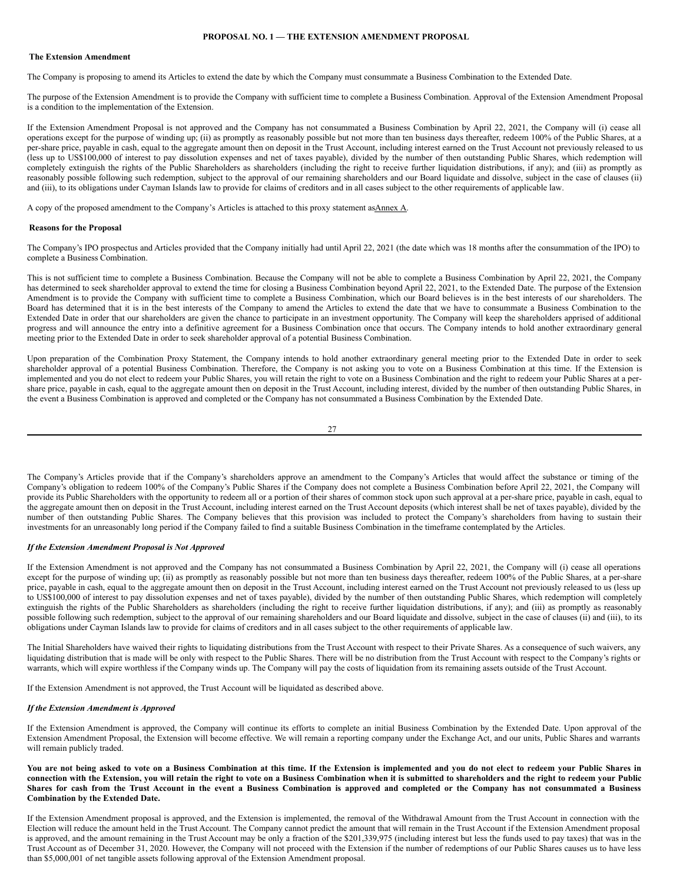## PROPOSAL NO. 1 — THE EXTENSION AMENDMENT PROPOSAL

### The Extension Amendment

The Company is proposing to amend its Articles to extend the date by which the Company must consummate a Business Combination to the Extended Date.

The purpose of the Extension Amendment is to provide the Company with sufficient time to complete a Business Combination. Approval of the Extension Amendment Proposal is a condition to the implementation of the Extension.

If the Extension Amendment Proposal is not approved and the Company has not consummated a Business Combination by April 22, 2021, the Company will (i) cease all operations except for the purpose of winding up; (ii) as promptly as reasonably possible but not more than ten business days thereafter, redeem 100% of the Public Shares, at a per-share price, payable in cash, equal to the aggregate amount then on deposit in the Trust Account, including interest earned on the Trust Account not previously released to us (less up to US$100,000 of interest to pay dissolution expenses and net of taxes payable), divided by the number of then outstanding Public Shares, which redemption will completely extinguish the rights of the Public Shareholders as shareholders (including the right to receive further liquidation distributions, if any); and (iii) as promptly as reasonably possible following such redemption, subject to the approval of our remaining shareholders and our Board liquidate and dissolve, subject in the case of clauses (ii) and (iii), to its obligations under Cayman Islands law to provide for claims of creditors and in all cases subject to the other requirements of applicable law.

A copy of the proposed amendment to the Company's Articles is attached to this proxy statement as Annex A.

### Reasons for the Proposal

The Company's IPO prospectus and Articles provided that the Company initially had until April 22, 2021 (the date which was 18 months after the consummation of the IPO) to complete a Business Combination.

This is not sufficient time to complete a Business Combination. Because the Company will not be able to complete a Business Combination by April 22, 2021, the Company has determined to seek shareholder approval to extend the time for closing a Business Combination beyond April 22, 2021, to the Extended Date. The purpose of the Extension Amendment is to provide the Company with sufficient time to complete a Business Combination, which our Board believes is in the best interests of our shareholders. The Board has determined that it is in the best interests of the Company to amend the Articles to extend the date that we have to consummate a Business Combination to the Extended Date in order that our shareholders are given the chance to participate in an investment opportunity. The Company will keep the shareholders apprised of additional progress and will announce the entry into a definitive agreement for a Business Combination once that occurs. The Company intends to hold another extraordinary general meeting prior to the Extended Date in order to seek shareholder approval of a potential Business Combination.

Upon preparation of the Combination Proxy Statement, the Company intends to hold another extraordinary general meeting prior to the Extended Date in order to seek shareholder approval of a potential Business Combination. Therefore, the Company is not asking you to vote on a Business Combination at this time. If the Extension is implemented and you do not elect to redeem your Public Shares, you will retain the right to vote on a Business Combination and the right to redeem your Public Shares at a per-share price, payable in cash, equal to the aggregate amount then on deposit in the Trust Account, including interest, divided by the number of then outstanding Public Shares, in the event a Business Combination is approved and completed or the Company has not consummated a Business Combination by the Extended Date.

The Company's Articles provide that if the Company's shareholders approve an amendment to the Company's Articles that would affect the substance or timing of the Company's obligation to redeem 100% of the Company's Public Shares if the Company does not complete a Business Combination before April 22, 2021, the Company will provide its Public Shareholders with the opportunity to redeem all or a portion of their shares of common stock upon such approval at a per-share price, payable in cash, equal to the aggregate amount then on deposit in the Trust Account, including interest earned on the Trust Account deposits (which interest shall be net of taxes payable), divided by the number of then outstanding Public Shares. The Company believes that this provision was included to protect the Company's shareholders from having to sustain their investments for an unreasonably long period if the Company failed to find a suitable Business Combination in the timeframe contemplated by the Articles.

### *If the Extension Amendment Proposal is Not Approved*

If the Extension Amendment is not approved and the Company has not consummated a Business Combination by April 22, 2021, the Company will (i) cease all operations except for the purpose of winding up; (ii) as promptly as reasonably possible but not more than ten business days thereafter, redeem 100% of the Public Shares, at a per-share price, payable in cash, equal to the aggregate amount then on deposit in the Trust Account, including interest earned on the Trust Account not previously released to us (less up to US$100,000 of interest to pay dissolution expenses and net of taxes payable), divided by the number of then outstanding Public Shares, which redemption will completely extinguish the rights of the Public Shareholders as shareholders (including the right to receive further liquidation distributions, if any); and (iii) as promptly as reasonably possible following such redemption, subject to the approval of our remaining shareholders and our Board liquidate and dissolve, subject in the case of clauses (ii) and (iii), to its obligations under Cayman Islands law to provide for claims of creditors and in all cases subject to the other requirements of applicable law.

The Initial Shareholders have waived their rights to liquidating distributions from the Trust Account with respect to their Private Shares. As a consequence of such waivers, any liquidating distribution that is made will be only with respect to the Public Shares. There will be no distribution from the Trust Account with respect to the Company's rights or warrants, which will expire worthless if the Company winds up. The Company will pay the costs of liquidation from its remaining assets outside of the Trust Account.

If the Extension Amendment is not approved, the Trust Account will be liquidated as described above.

### *If the Extension Amendment is Approved*

If the Extension Amendment is approved, the Company will continue its efforts to complete an initial Business Combination by the Extended Date. Upon approval of the Extension Amendment Proposal, the Extension will become effective. We will remain a reporting company under the Exchange Act, and our units, Public Shares and warrants will remain publicly traded.

**You are not being asked to vote on a Business Combination at this time. If the Extension is implemented and you do not elect to redeem your Public Shares in connection with the Extension, you will retain the right to vote on a Business Combination when it is submitted to shareholders and the right to redeem your Public Shares for cash from the Trust Account in the event a Business Combination is approved and completed or the Company has not consummated a Business Combination by the Extended Date.**

If the Extension Amendment proposal is approved, and the Extension is implemented, the removal of the Withdrawal Amount from the Trust Account in connection with the Election will reduce the amount held in the Trust Account. The Company cannot predict the amount that will remain in the Trust Account if the Extension Amendment proposal is approved, and the amount remaining in the Trust Account may be only a fraction of the $201,339,975 (including interest but less the funds used to pay taxes) that was in the Trust Account as of December 31, 2020. However, the Company will not proceed with the Extension if the number of redemptions of our Public Shares causes us to have less than $5,000,001 of net tangible assets following approval of the Extension Amendment proposal.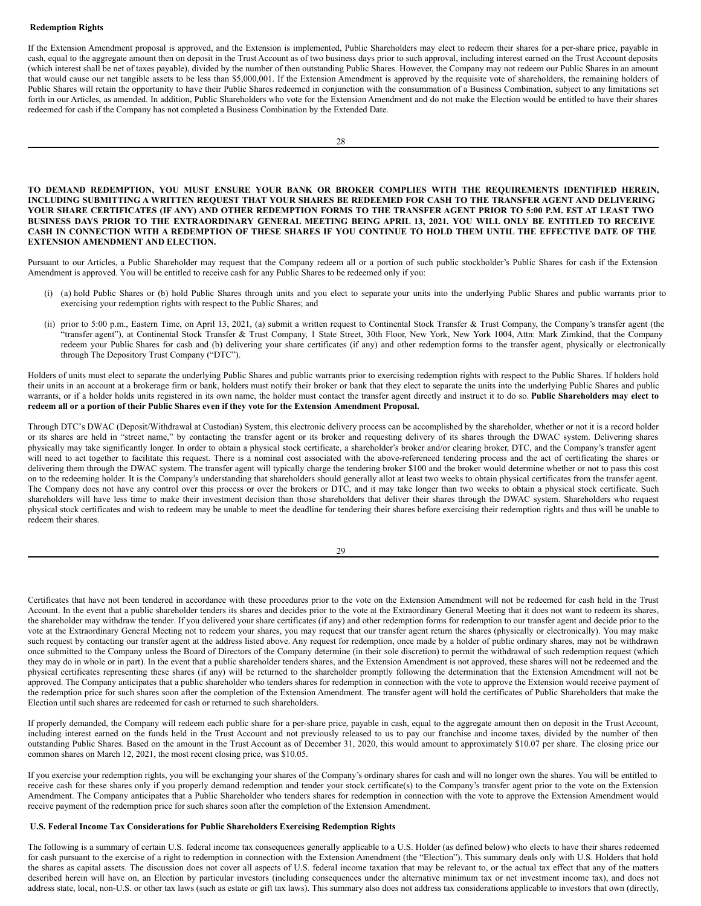**Redemption Rights**

If the Extension Amendment proposal is approved, and the Extension is implemented, Public Shareholders may elect to redeem their shares for a per-share price, payable in cash, equal to the aggregate amount then on deposit in the Trust Account as of two business days prior to such approval, including interest earned on the Trust Account deposits (which interest shall be net of taxes payable), divided by the number of then outstanding Public Shares. However, the Company may not redeem our Public Shares in an amount that would cause our net tangible assets to be less than $5,000,001. If the Extension Amendment is approved by the requisite vote of shareholders, the remaining holders of Public Shares will retain the opportunity to have their Public Shares redeemed in conjunction with the consummation of a Business Combination, subject to any limitations set forth in our Articles, as amended. In addition, Public Shareholders who vote for the Extension Amendment and do not make the Election would be entitled to have their shares redeemed for cash if the Company has not completed a Business Combination by the Extended Date.

**TO DEMAND REDEMPTION, YOU MUST ENSURE YOUR BANK OR BROKER COMPLIES WITH THE REQUIREMENTS IDENTIFIED HEREIN, INCLUDING SUBMITTING A WRITTEN REQUEST THAT YOUR SHARES BE REDEEMED FOR CASH TO THE TRANSFER AGENT AND DELIVERING YOUR SHARE CERTIFICATES (IF ANY) AND OTHER REDEMPTION FORMS TO THE TRANSFER AGENT PRIOR TO 5:00 P.M. EST AT LEAST TWO BUSINESS DAYS PRIOR TO THE EXTRAORDINARY GENERAL MEETING BEING APRIL 13, 2021. YOU WILL ONLY BE ENTITLED TO RECEIVE CASH IN CONNECTION WITH A REDEMPTION OF THESE SHARES IF YOU CONTINUE TO HOLD THEM UNTIL THE EFFECTIVE DATE OF THE EXTENSION AMENDMENT AND ELECTION.**

Pursuant to our Articles, a Public Shareholder may request that the Company redeem all or a portion of such public stockholder's Public Shares for cash if the Extension Amendment is approved. You will be entitled to receive cash for any Public Shares to be redeemed only if you:

(i) (a) hold Public Shares or (b) hold Public Shares through units and you elect to separate your units into the underlying Public Shares and public warrants prior to exercising your redemption rights with respect to the Public Shares; and

(ii) prior to 5:00 p.m., Eastern Time, on April 13, 2021, (a) submit a written request to Continental Stock Transfer & Trust Company, the Company's transfer agent (the "transfer agent"), at Continental Stock Transfer & Trust Company, 1 State Street, 30th Floor, New York, New York 1004, Attn: Mark Zimkind, that the Company redeem your Public Shares for cash and (b) delivering your share certificates (if any) and other redemption forms to the transfer agent, physically or electronically through The Depository Trust Company ("DTC").

Holders of units must elect to separate the underlying Public Shares and public warrants prior to exercising redemption rights with respect to the Public Shares. If holders hold their units in an account at a brokerage firm or bank, holders must notify their broker or bank that they elect to separate the units into the underlying Public Shares and public warrants, or if a holder holds units registered in its own name, the holder must contact the transfer agent directly and instruct it to do so. **Public Shareholders may elect to redeem all or a portion of their Public Shares even if they vote for the Extension Amendment Proposal.**

Through DTC's DWAC (Deposit/Withdrawal at Custodian) System, this electronic delivery process can be accomplished by the shareholder, whether or not it is a record holder or its shares are held in "street name," by contacting the transfer agent or its broker and requesting delivery of its shares through the DWAC system. Delivering shares physically may take significantly longer. In order to obtain a physical stock certificate, a shareholder's broker and/or clearing broker, DTC, and the Company's transfer agent will need to act together to facilitate this request. There is a nominal cost associated with the above-referenced tendering process and the act of certificating the shares or delivering them through the DWAC system. The transfer agent will typically charge the tendering broker $100 and the broker would determine whether or not to pass this cost on to the redeeming holder. It is the Company's understanding that shareholders should generally allot at least two weeks to obtain physical certificates from the transfer agent. The Company does not have any control over this process or over the brokers or DTC, and it may take longer than two weeks to obtain a physical stock certificate. Such shareholders will have less time to make their investment decision than those shareholders that deliver their shares through the DWAC system. Shareholders who request physical stock certificates and wish to redeem may be unable to meet the deadline for tendering their shares before exercising their redemption rights and thus will be unable to redeem their shares.

Certificates that have not been tendered in accordance with these procedures prior to the vote on the Extension Amendment will not be redeemed for cash held in the Trust Account. In the event that a public shareholder tenders its shares and decides prior to the vote at the Extraordinary General Meeting that it does not want to redeem its shares, the shareholder may withdraw the tender. If you delivered your share certificates (if any) and other redemption forms for redemption to our transfer agent and decide prior to the vote at the Extraordinary General Meeting not to redeem your shares, you may request that our transfer agent return the shares (physically or electronically). You may make such request by contacting our transfer agent at the address listed above. Any request for redemption, once made by a holder of public ordinary shares, may not be withdrawn once submitted to the Company unless the Board of Directors of the Company determine (in their sole discretion) to permit the withdrawal of such redemption request (which they may do in whole or in part). In the event that a public shareholder tenders shares, and the Extension Amendment is not approved, these shares will not be redeemed and the physical certificates representing these shares (if any) will be returned to the shareholder promptly following the determination that the Extension Amendment will not be approved. The Company anticipates that a public shareholder who tenders shares for redemption in connection with the vote to approve the Extension would receive payment of the redemption price for such shares soon after the completion of the Extension Amendment. The transfer agent will hold the certificates of Public Shareholders that make the Election until such shares are redeemed for cash or returned to such shareholders.

If properly demanded, the Company will redeem each public share for a per-share price, payable in cash, equal to the aggregate amount then on deposit in the Trust Account, including interest earned on the funds held in the Trust Account and not previously released to us to pay our franchise and income taxes, divided by the number of then outstanding Public Shares. Based on the amount in the Trust Account as of December 31, 2020, this would amount to approximately $10.07 per share. The closing price our common shares on March 12, 2021, the most recent closing price, was $10.05.

If you exercise your redemption rights, you will be exchanging your shares of the Company's ordinary shares for cash and will no longer own the shares. You will be entitled to receive cash for these shares only if you properly demand redemption and tender your stock certificate(s) to the Company's transfer agent prior to the vote on the Extension Amendment. The Company anticipates that a Public Shareholder who tenders shares for redemption in connection with the vote to approve the Extension Amendment would receive payment of the redemption price for such shares soon after the completion of the Extension Amendment.

**U.S. Federal Income Tax Considerations for Public Shareholders Exercising Redemption Rights**

The following is a summary of certain U.S. federal income tax consequences generally applicable to a U.S. Holder (as defined below) who elects to have their shares redeemed for cash pursuant to the exercise of a right to redemption in connection with the Extension Amendment (the "Election"). This summary deals only with U.S. Holders that hold the shares as capital assets. The discussion does not cover all aspects of U.S. federal income taxation that may be relevant to, or the actual tax effect that any of the matters described herein will have on, an Election by particular investors (including consequences under the alternative minimum tax or net investment income tax), and does not address state, local, non-U.S. or other tax laws (such as estate or gift tax laws). This summary also does not address tax considerations applicable to investors that own (directly,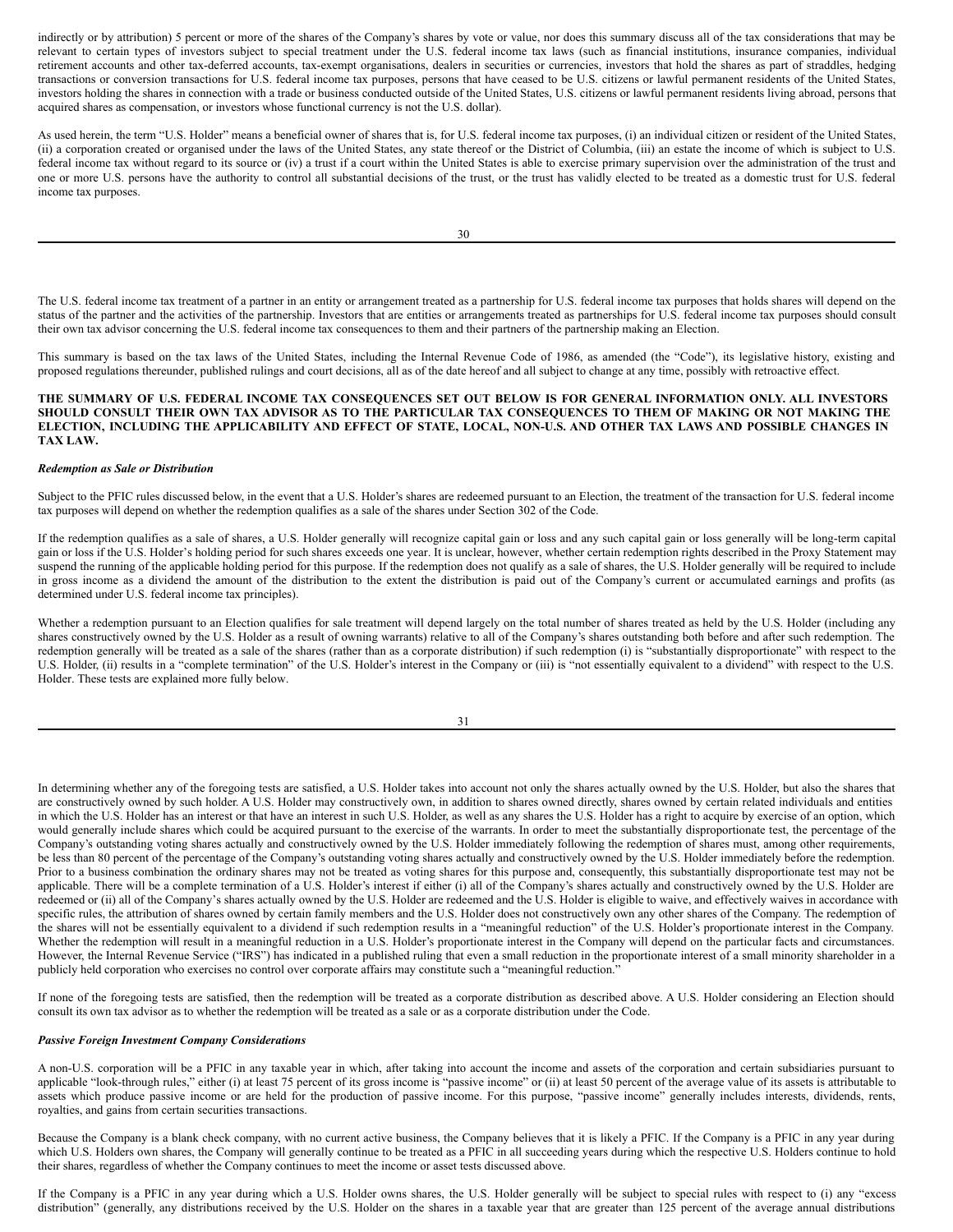indirectly or by attribution) 5 percent or more of the shares of the Company's shares by vote or value, nor does this summary discuss all of the tax considerations that may be relevant to certain types of investors subject to special treatment under the U.S. federal income tax laws (such as financial institutions, insurance companies, individual retirement accounts and other tax-deferred accounts, tax-exempt organisations, dealers in securities or currencies, investors that hold the shares as part of straddles, hedging transactions or conversion transactions for U.S. federal income tax purposes, persons that have ceased to be U.S. citizens or lawful permanent residents of the United States, investors holding the shares in connection with a trade or business conducted outside of the United States, U.S. citizens or lawful permanent residents living abroad, persons that acquired shares as compensation, or investors whose functional currency is not the U.S. dollar).

As used herein, the term "U.S. Holder" means a beneficial owner of shares that is, for U.S. federal income tax purposes, (i) an individual citizen or resident of the United States, (ii) a corporation created or organised under the laws of the United States, any state thereof or the District of Columbia, (iii) an estate the income of which is subject to U.S. federal income tax without regard to its source or (iv) a trust if a court within the United States is able to exercise primary supervision over the administration of the trust and one or more U.S. persons have the authority to control all substantial decisions of the trust, or the trust has validly elected to be treated as a domestic trust for U.S. federal income tax purposes.

The U.S. federal income tax treatment of a partner in an entity or arrangement treated as a partnership for U.S. federal income tax purposes that holds shares will depend on the status of the partner and the activities of the partnership. Investors that are entities or arrangements treated as partnerships for U.S. federal income tax purposes should consult their own tax advisor concerning the U.S. federal income tax consequences to them and their partners of the partnership making an Election.

This summary is based on the tax laws of the United States, including the Internal Revenue Code of 1986, as amended (the "Code"), its legislative history, existing and proposed regulations thereunder, published rulings and court decisions, all as of the date hereof and all subject to change at any time, possibly with retroactive effect.

**THE SUMMARY OF U.S. FEDERAL INCOME TAX CONSEQUENCES SET OUT BELOW IS FOR GENERAL INFORMATION ONLY. ALL INVESTORS SHOULD CONSULT THEIR OWN TAX ADVISOR AS TO THE PARTICULAR TAX CONSEQUENCES TO THEM OF MAKING OR NOT MAKING THE ELECTION, INCLUDING THE APPLICABILITY AND EFFECT OF STATE, LOCAL, NON-U.S. AND OTHER TAX LAWS AND POSSIBLE CHANGES IN TAX LAW.**

***Redemption as Sale or Distribution***

Subject to the PFIC rules discussed below, in the event that a U.S. Holder's shares are redeemed pursuant to an Election, the treatment of the transaction for U.S. federal income tax purposes will depend on whether the redemption qualifies as a sale of the shares under Section 302 of the Code.

If the redemption qualifies as a sale of shares, a U.S. Holder generally will recognize capital gain or loss and any such capital gain or loss generally will be long-term capital gain or loss if the U.S. Holder's holding period for such shares exceeds one year. It is unclear, however, whether certain redemption rights described in the Proxy Statement may suspend the running of the applicable holding period for this purpose. If the redemption does not qualify as a sale of shares, the U.S. Holder generally will be required to include in gross income as a dividend the amount of the distribution to the extent the distribution is paid out of the Company's current or accumulated earnings and profits (as determined under U.S. federal income tax principles).

Whether a redemption pursuant to an Election qualifies for sale treatment will depend largely on the total number of shares treated as held by the U.S. Holder (including any shares constructively owned by the U.S. Holder as a result of owning warrants) relative to all of the Company's shares outstanding both before and after such redemption. The redemption generally will be treated as a sale of the shares (rather than as a corporate distribution) if such redemption (i) is "substantially disproportionate" with respect to the U.S. Holder, (ii) results in a "complete termination" of the U.S. Holder's interest in the Company or (iii) is "not essentially equivalent to a dividend" with respect to the U.S. Holder. These tests are explained more fully below.

In determining whether any of the foregoing tests are satisfied, a U.S. Holder takes into account not only the shares actually owned by the U.S. Holder, but also the shares that are constructively owned by such holder. A U.S. Holder may constructively own, in addition to shares owned directly, shares owned by certain related individuals and entities in which the U.S. Holder has an interest or that have an interest in such U.S. Holder, as well as any shares the U.S. Holder has a right to acquire by exercise of an option, which would generally include shares which could be acquired pursuant to the exercise of the warrants. In order to meet the substantially disproportionate test, the percentage of the Company's outstanding voting shares actually and constructively owned by the U.S. Holder immediately following the redemption of shares must, among other requirements, be less than 80 percent of the percentage of the Company's outstanding voting shares actually and constructively owned by the U.S. Holder immediately before the redemption. Prior to a business combination the ordinary shares may not be treated as voting shares for this purpose and, consequently, this substantially disproportionate test may not be applicable. There will be a complete termination of a U.S. Holder's interest if either (i) all of the Company's shares actually and constructively owned by the U.S. Holder are redeemed or (ii) all of the Company's shares actually owned by the U.S. Holder are redeemed and the U.S. Holder is eligible to waive, and effectively waives in accordance with specific rules, the attribution of shares owned by certain family members and the U.S. Holder does not constructively own any other shares of the Company. The redemption of the shares will not be essentially equivalent to a dividend if such redemption results in a "meaningful reduction" of the U.S. Holder's proportionate interest in the Company. Whether the redemption will result in a meaningful reduction in a U.S. Holder's proportionate interest in the Company will depend on the particular facts and circumstances. However, the Internal Revenue Service ("IRS") has indicated in a published ruling that even a small reduction in the proportionate interest of a small minority shareholder in a publicly held corporation who exercises no control over corporate affairs may constitute such a "meaningful reduction."

If none of the foregoing tests are satisfied, then the redemption will be treated as a corporate distribution as described above. A U.S. Holder considering an Election should consult its own tax advisor as to whether the redemption will be treated as a sale or as a corporate distribution under the Code.

***Passive Foreign Investment Company Considerations***

A non-U.S. corporation will be a PFIC in any taxable year in which, after taking into account the income and assets of the corporation and certain subsidiaries pursuant to applicable "look-through rules," either (i) at least 75 percent of its gross income is "passive income" or (ii) at least 50 percent of the average value of its assets is attributable to assets which produce passive income or are held for the production of passive income. For this purpose, "passive income" generally includes interests, dividends, rents, royalties, and gains from certain securities transactions.

Because the Company is a blank check company, with no current active business, the Company believes that it is likely a PFIC. If the Company is a PFIC in any year during which U.S. Holders own shares, the Company will generally continue to be treated as a PFIC in all succeeding years during which the respective U.S. Holders continue to hold their shares, regardless of whether the Company continues to meet the income or asset tests discussed above.

If the Company is a PFIC in any year during which a U.S. Holder owns shares, the U.S. Holder generally will be subject to special rules with respect to (i) any "excess distribution" (generally, any distributions received by the U.S. Holder on the shares in a taxable year that are greater than 125 percent of the average annual distributions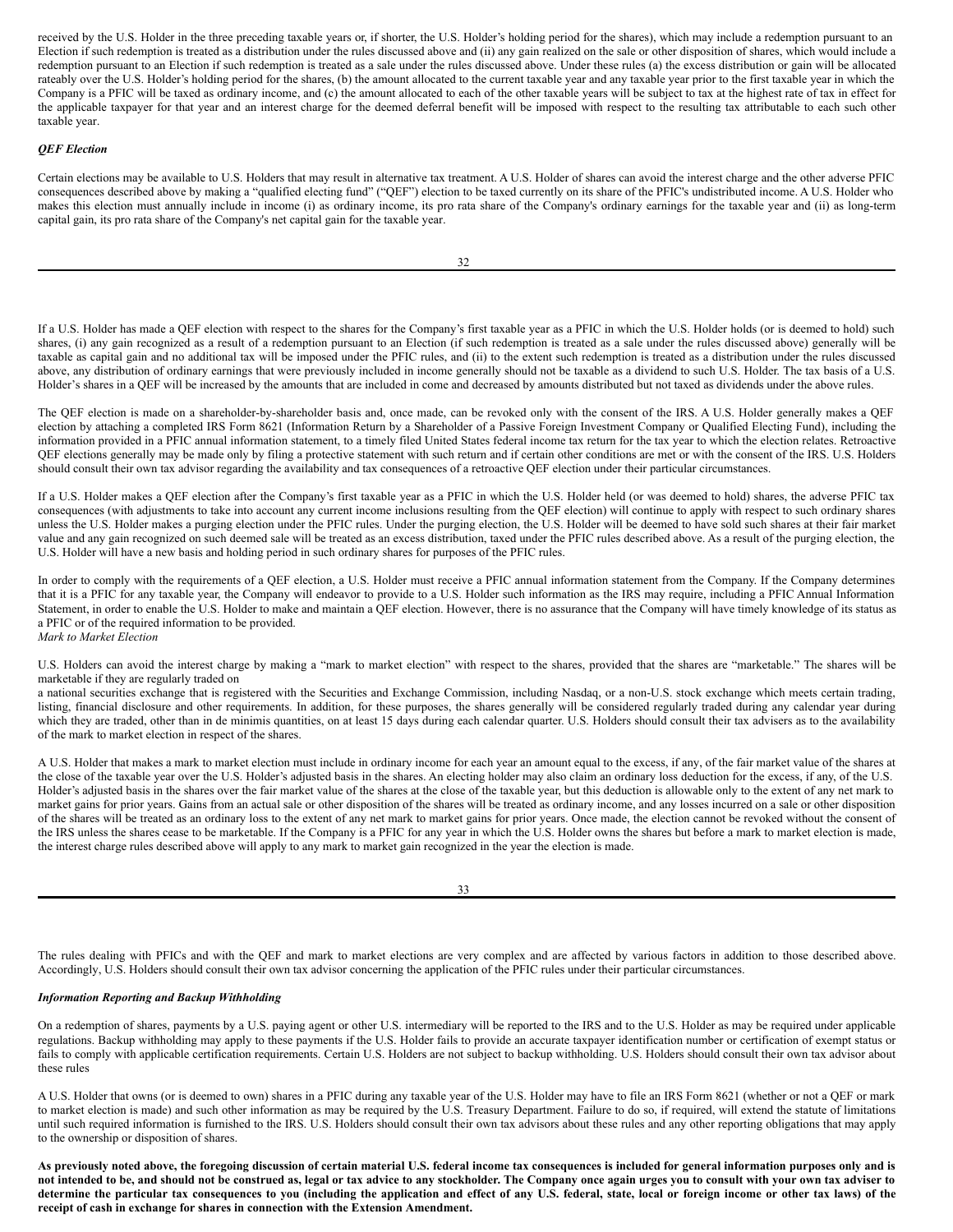received by the U.S. Holder in the three preceding taxable years or, if shorter, the U.S. Holder's holding period for the shares), which may include a redemption pursuant to an Election if such redemption is treated as a distribution under the rules discussed above and (ii) any gain realized on the sale or other disposition of shares, which would include a redemption pursuant to an Election if such redemption is treated as a sale under the rules discussed above. Under these rules (a) the excess distribution or gain will be allocated rateably over the U.S. Holder's holding period for the shares, (b) the amount allocated to the current taxable year and any taxable year prior to the first taxable year in which the Company is a PFIC will be taxed as ordinary income, and (c) the amount allocated to each of the other taxable years will be subject to tax at the highest rate of tax in effect for the applicable taxpayer for that year and an interest charge for the deemed deferral benefit will be imposed with respect to the resulting tax attributable to each such other taxable year.

***QEF Election***

Certain elections may be available to U.S. Holders that may result in alternative tax treatment. A U.S. Holder of shares can avoid the interest charge and the other adverse PFIC consequences described above by making a "qualified electing fund" ("QEF") election to be taxed currently on its share of the PFIC's undistributed income. A U.S. Holder who makes this election must annually include in income (i) as ordinary income, its pro rata share of the Company's ordinary earnings for the taxable year and (ii) as long-term capital gain, its pro rata share of the Company's net capital gain for the taxable year.

If a U.S. Holder has made a QEF election with respect to the shares for the Company's first taxable year as a PFIC in which the U.S. Holder holds (or is deemed to hold) such shares, (i) any gain recognized as a result of a redemption pursuant to an Election (if such redemption is treated as a sale under the rules discussed above) generally will be taxable as capital gain and no additional tax will be imposed under the PFIC rules, and (ii) to the extent such redemption is treated as a distribution under the rules discussed above, any distribution of ordinary earnings that were previously included in income generally should not be taxable as a dividend to such U.S. Holder. The tax basis of a U.S. Holder's shares in a QEF will be increased by the amounts that are included in come and decreased by amounts distributed but not taxed as dividends under the above rules.

The QEF election is made on a shareholder-by-shareholder basis and, once made, can be revoked only with the consent of the IRS. A U.S. Holder generally makes a QEF election by attaching a completed IRS Form 8621 (Information Return by a Shareholder of a Passive Foreign Investment Company or Qualified Electing Fund), including the information provided in a PFIC annual information statement, to a timely filed United States federal income tax return for the tax year to which the election relates. Retroactive QEF elections generally may be made only by filing a protective statement with such return and if certain other conditions are met or with the consent of the IRS. U.S. Holders should consult their own tax advisor regarding the availability and tax consequences of a retroactive QEF election under their particular circumstances.

If a U.S. Holder makes a QEF election after the Company's first taxable year as a PFIC in which the U.S. Holder held (or was deemed to hold) shares, the adverse PFIC tax consequences (with adjustments to take into account any current income inclusions resulting from the QEF election) will continue to apply with respect to such ordinary shares unless the U.S. Holder makes a purging election under the PFIC rules. Under the purging election, the U.S. Holder will be deemed to have sold such shares at their fair market value and any gain recognized on such deemed sale will be treated as an excess distribution, taxed under the PFIC rules described above. As a result of the purging election, the U.S. Holder will have a new basis and holding period in such ordinary shares for purposes of the PFIC rules.

In order to comply with the requirements of a QEF election, a U.S. Holder must receive a PFIC annual information statement from the Company. If the Company determines that it is a PFIC for any taxable year, the Company will endeavor to provide to a U.S. Holder such information as the IRS may require, including a PFIC Annual Information Statement, in order to enable the U.S. Holder to make and maintain a QEF election. However, there is no assurance that the Company will have timely knowledge of its status as a PFIC or of the required information to be provided.

*Mark to Market Election*

U.S. Holders can avoid the interest charge by making a "mark to market election" with respect to the shares, provided that the shares are "marketable." The shares will be marketable if they are regularly traded on a national securities exchange that is registered with the Securities and Exchange Commission, including Nasdaq, or a non-U.S. stock exchange which meets certain trading, listing, financial disclosure and other requirements. In addition, for these purposes, the shares generally will be considered regularly traded during any calendar year during which they are traded, other than in de minimis quantities, on at least 15 days during each calendar quarter. U.S. Holders should consult their tax advisers as to the availability of the mark to market election in respect of the shares.

A U.S. Holder that makes a mark to market election must include in ordinary income for each year an amount equal to the excess, if any, of the fair market value of the shares at the close of the taxable year over the U.S. Holder's adjusted basis in the shares. An electing holder may also claim an ordinary loss deduction for the excess, if any, of the U.S. Holder's adjusted basis in the shares over the fair market value of the shares at the close of the taxable year, but this deduction is allowable only to the extent of any net mark to market gains for prior years. Gains from an actual sale or other disposition of the shares will be treated as ordinary income, and any losses incurred on a sale or other disposition of the shares will be treated as an ordinary loss to the extent of any net mark to market gains for prior years. Once made, the election cannot be revoked without the consent of the IRS unless the shares cease to be marketable. If the Company is a PFIC for any year in which the U.S. Holder owns the shares but before a mark to market election is made, the interest charge rules described above will apply to any mark to market gain recognized in the year the election is made.

The rules dealing with PFICs and with the QEF and mark to market elections are very complex and are affected by various factors in addition to those described above. Accordingly, U.S. Holders should consult their own tax advisor concerning the application of the PFIC rules under their particular circumstances.

***Information Reporting and Backup Withholding***

On a redemption of shares, payments by a U.S. paying agent or other U.S. intermediary will be reported to the IRS and to the U.S. Holder as may be required under applicable regulations. Backup withholding may apply to these payments if the U.S. Holder fails to provide an accurate taxpayer identification number or certification of exempt status or fails to comply with applicable certification requirements. Certain U.S. Holders are not subject to backup withholding. U.S. Holders should consult their own tax advisor about these rules

A U.S. Holder that owns (or is deemed to own) shares in a PFIC during any taxable year of the U.S. Holder may have to file an IRS Form 8621 (whether or not a QEF or mark to market election is made) and such other information as may be required by the U.S. Treasury Department. Failure to do so, if required, will extend the statute of limitations until such required information is furnished to the IRS. U.S. Holders should consult their own tax advisors about these rules and any other reporting obligations that may apply to the ownership or disposition of shares.

**As previously noted above, the foregoing discussion of certain material U.S. federal income tax consequences is included for general information purposes only and is not intended to be, and should not be construed as, legal or tax advice to any stockholder. The Company once again urges you to consult with your own tax adviser to determine the particular tax consequences to you (including the application and effect of any U.S. federal, state, local or foreign income or other tax laws) of the receipt of cash in exchange for shares in connection with the Extension Amendment.**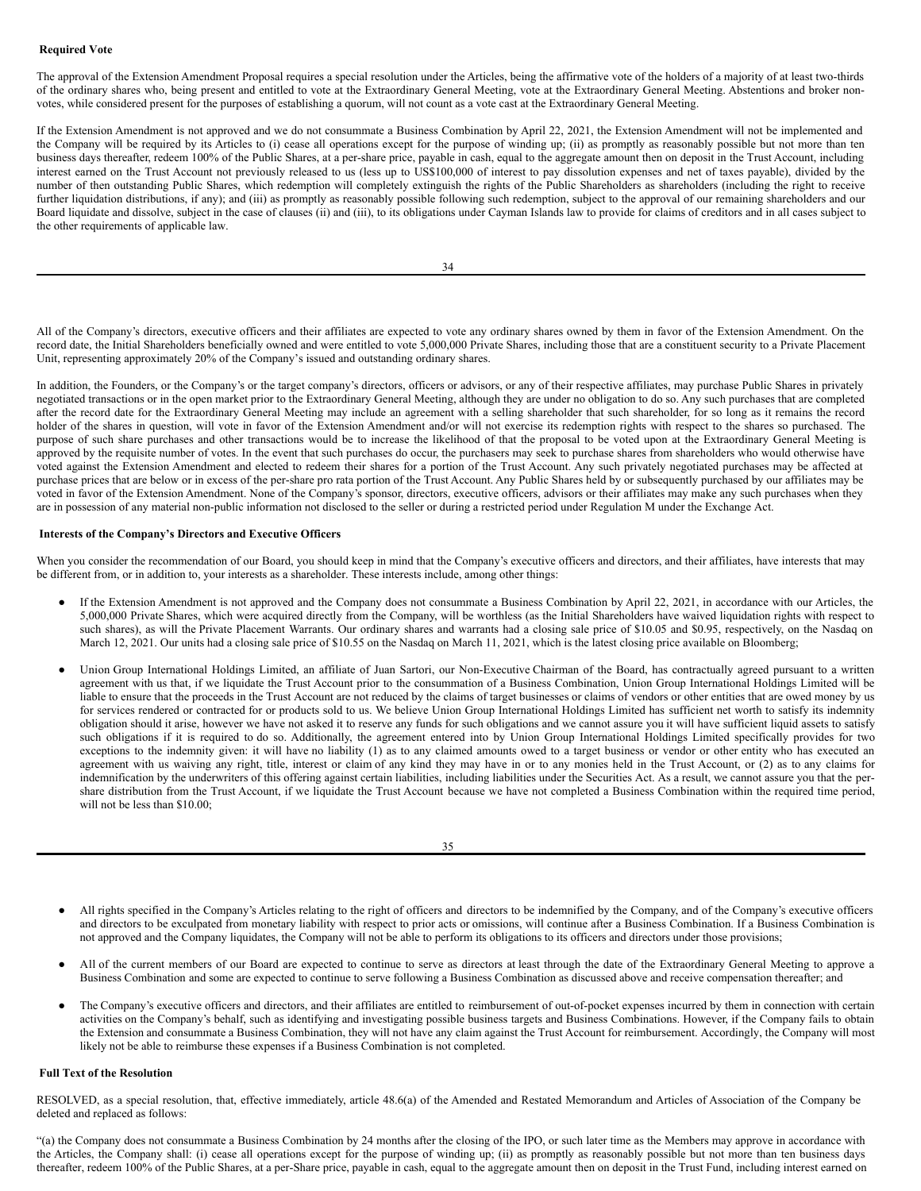**Required Vote**

The approval of the Extension Amendment Proposal requires a special resolution under the Articles, being the affirmative vote of the holders of a majority of at least two-thirds of the ordinary shares who, being present and entitled to vote at the Extraordinary General Meeting, vote at the Extraordinary General Meeting. Abstentions and broker non-votes, while considered present for the purposes of establishing a quorum, will not count as a vote cast at the Extraordinary General Meeting.

If the Extension Amendment is not approved and we do not consummate a Business Combination by April 22, 2021, the Extension Amendment will not be implemented and the Company will be required by its Articles to (i) cease all operations except for the purpose of winding up; (ii) as promptly as reasonably possible but not more than ten business days thereafter, redeem 100% of the Public Shares, at a per-share price, payable in cash, equal to the aggregate amount then on deposit in the Trust Account, including interest earned on the Trust Account not previously released to us (less up to US$100,000 of interest to pay dissolution expenses and net of taxes payable), divided by the number of then outstanding Public Shares, which redemption will completely extinguish the rights of the Public Shareholders as shareholders (including the right to receive further liquidation distributions, if any); and (iii) as promptly as reasonably possible following such redemption, subject to the approval of our remaining shareholders and our Board liquidate and dissolve, subject in the case of clauses (ii) and (iii), to its obligations under Cayman Islands law to provide for claims of creditors and in all cases subject to the other requirements of applicable law.

All of the Company's directors, executive officers and their affiliates are expected to vote any ordinary shares owned by them in favor of the Extension Amendment. On the record date, the Initial Shareholders beneficially owned and were entitled to vote 5,000,000 Private Shares, including those that are a constituent security to a Private Placement Unit, representing approximately 20% of the Company's issued and outstanding ordinary shares.

In addition, the Founders, or the Company's or the target company's directors, officers or advisors, or any of their respective affiliates, may purchase Public Shares in privately negotiated transactions or in the open market prior to the Extraordinary General Meeting, although they are under no obligation to do so. Any such purchases that are completed after the record date for the Extraordinary General Meeting may include an agreement with a selling shareholder that such shareholder, for so long as it remains the record holder of the shares in question, will vote in favor of the Extension Amendment and/or will not exercise its redemption rights with respect to the shares so purchased. The purpose of such share purchases and other transactions would be to increase the likelihood of that the proposal to be voted upon at the Extraordinary General Meeting is approved by the requisite number of votes. In the event that such purchases do occur, the purchasers may seek to purchase shares from shareholders who would otherwise have voted against the Extension Amendment and elected to redeem their shares for a portion of the Trust Account. Any such privately negotiated purchases may be affected at purchase prices that are below or in excess of the per-share pro rata portion of the Trust Account. Any Public Shares held by or subsequently purchased by our affiliates may be voted in favor of the Extension Amendment. None of the Company's sponsor, directors, executive officers, advisors or their affiliates may make any such purchases when they are in possession of any material non-public information not disclosed to the seller or during a restricted period under Regulation M under the Exchange Act.

**Interests of the Company's Directors and Executive Officers**

When you consider the recommendation of our Board, you should keep in mind that the Company's executive officers and directors, and their affiliates, have interests that may be different from, or in addition to, your interests as a shareholder. These interests include, among other things:

- If the Extension Amendment is not approved and the Company does not consummate a Business Combination by April 22, 2021, in accordance with our Articles, the 5,000,000 Private Shares, which were acquired directly from the Company, will be worthless (as the Initial Shareholders have waived liquidation rights with respect to such shares), as will the Private Placement Warrants. Our ordinary shares and warrants had a closing sale price of $10.05 and $0.95, respectively, on the Nasdaq on March 12, 2021. Our units had a closing sale price of $10.55 on the Nasdaq on March 11, 2021, which is the latest closing price available on Bloomberg;
- Union Group International Holdings Limited, an affiliate of Juan Sartori, our Non-Executive Chairman of the Board, has contractually agreed pursuant to a written agreement with us that, if we liquidate the Trust Account prior to the consummation of a Business Combination, Union Group International Holdings Limited will be liable to ensure that the proceeds in the Trust Account are not reduced by the claims of target businesses or claims of vendors or other entities that are owed money by us for services rendered or contracted for or products sold to us. We believe Union Group International Holdings Limited has sufficient net worth to satisfy its indemnity obligation should it arise, however we have not asked it to reserve any funds for such obligations and we cannot assure you it will have sufficient liquid assets to satisfy such obligations if it is required to do so. Additionally, the agreement entered into by Union Group International Holdings Limited specifically provides for two exceptions to the indemnity given: it will have no liability (1) as to any claimed amounts owed to a target business or vendor or other entity who has executed an agreement with us waiving any right, title, interest or claim of any kind they may have in or to any monies held in the Trust Account, or (2) as to any claims for indemnification by the underwriters of this offering against certain liabilities, including liabilities under the Securities Act. As a result, we cannot assure you that the per-share distribution from the Trust Account, if we liquidate the Trust Account because we have not completed a Business Combination within the required time period, will not be less than $10.00;
- All rights specified in the Company's Articles relating to the right of officers and directors to be indemnified by the Company, and of the Company's executive officers and directors to be exculpated from monetary liability with respect to prior acts or omissions, will continue after a Business Combination. If a Business Combination is not approved and the Company liquidates, the Company will not be able to perform its obligations to its officers and directors under those provisions;
- All of the current members of our Board are expected to continue to serve as directors at least through the date of the Extraordinary General Meeting to approve a Business Combination and some are expected to continue to serve following a Business Combination as discussed above and receive compensation thereafter; and
- The Company's executive officers and directors, and their affiliates are entitled to reimbursement of out-of-pocket expenses incurred by them in connection with certain activities on the Company's behalf, such as identifying and investigating possible business targets and Business Combinations. However, if the Company fails to obtain the Extension and consummate a Business Combination, they will not have any claim against the Trust Account for reimbursement. Accordingly, the Company will most likely not be able to reimburse these expenses if a Business Combination is not completed.

**Full Text of the Resolution**

RESOLVED, as a special resolution, that, effective immediately, article 48.6(a) of the Amended and Restated Memorandum and Articles of Association of the Company be deleted and replaced as follows:

"(a) the Company does not consummate a Business Combination by 24 months after the closing of the IPO, or such later time as the Members may approve in accordance with the Articles, the Company shall: (i) cease all operations except for the purpose of winding up; (ii) as promptly as reasonably possible but not more than ten business days thereafter, redeem 100% of the Public Shares, at a per-Share price, payable in cash, equal to the aggregate amount then on deposit in the Trust Fund, including interest earned on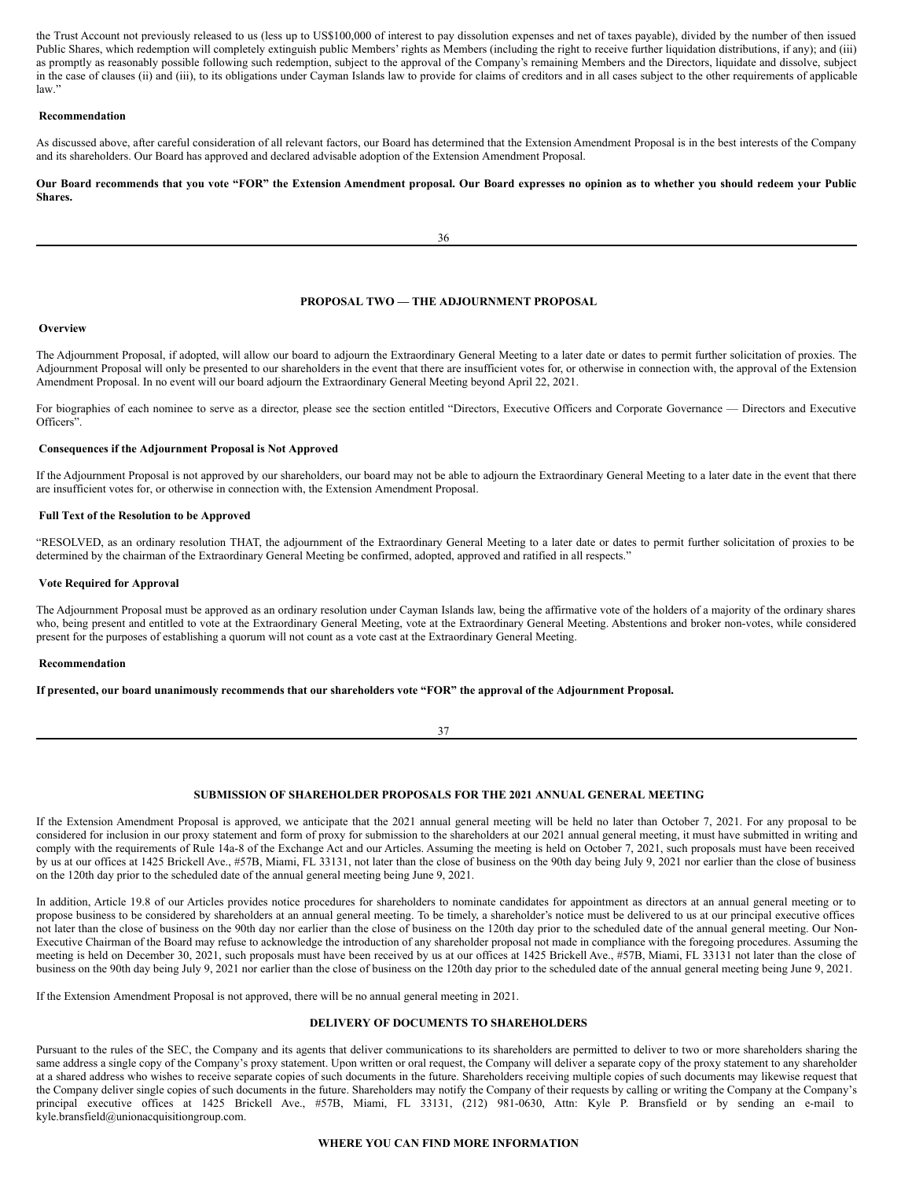the Trust Account not previously released to us (less up to US$100,000 of interest to pay dissolution expenses and net of taxes payable), divided by the number of then issued Public Shares, which redemption will completely extinguish public Members' rights as Members (including the right to receive further liquidation distributions, if any); and (iii) as promptly as reasonably possible following such redemption, subject to the approval of the Company's remaining Members and the Directors, liquidate and dissolve, subject in the case of clauses (ii) and (iii), to its obligations under Cayman Islands law to provide for claims of creditors and in all cases subject to the other requirements of applicable law."

### Recommendation

As discussed above, after careful consideration of all relevant factors, our Board has determined that the Extension Amendment Proposal is in the best interests of the Company and its shareholders. Our Board has approved and declared advisable adoption of the Extension Amendment Proposal.

**Our Board recommends that you vote "FOR" the Extension Amendment proposal. Our Board expresses no opinion as to whether you should redeem your Public Shares.**

## PROPOSAL TWO — THE ADJOURNMENT PROPOSAL

### Overview

The Adjournment Proposal, if adopted, will allow our board to adjourn the Extraordinary General Meeting to a later date or dates to permit further solicitation of proxies. The Adjournment Proposal will only be presented to our shareholders in the event that there are insufficient votes for, or otherwise in connection with, the approval of the Extension Amendment Proposal. In no event will our board adjourn the Extraordinary General Meeting beyond April 22, 2021.

For biographies of each nominee to serve as a director, please see the section entitled "Directors, Executive Officers and Corporate Governance — Directors and Executive Officers".

### Consequences if the Adjournment Proposal is Not Approved

If the Adjournment Proposal is not approved by our shareholders, our board may not be able to adjourn the Extraordinary General Meeting to a later date in the event that there are insufficient votes for, or otherwise in connection with, the Extension Amendment Proposal.

### Full Text of the Resolution to be Approved

"RESOLVED, as an ordinary resolution THAT, the adjournment of the Extraordinary General Meeting to a later date or dates to permit further solicitation of proxies to be determined by the chairman of the Extraordinary General Meeting be confirmed, adopted, approved and ratified in all respects."

### Vote Required for Approval

The Adjournment Proposal must be approved as an ordinary resolution under Cayman Islands law, being the affirmative vote of the holders of a majority of the ordinary shares who, being present and entitled to vote at the Extraordinary General Meeting, vote at the Extraordinary General Meeting. Abstentions and broker non-votes, while considered present for the purposes of establishing a quorum will not count as a vote cast at the Extraordinary General Meeting.

### Recommendation

**If presented, our board unanimously recommends that our shareholders vote "FOR" the approval of the Adjournment Proposal.**

## SUBMISSION OF SHAREHOLDER PROPOSALS FOR THE 2021 ANNUAL GENERAL MEETING

If the Extension Amendment Proposal is approved, we anticipate that the 2021 annual general meeting will be held no later than October 7, 2021. For any proposal to be considered for inclusion in our proxy statement and form of proxy for submission to the shareholders at our 2021 annual general meeting, it must have submitted in writing and comply with the requirements of Rule 14a-8 of the Exchange Act and our Articles. Assuming the meeting is held on October 7, 2021, such proposals must have been received by us at our offices at 1425 Brickell Ave., #57B, Miami, FL 33131, not later than the close of business on the 90th day being July 9, 2021 nor earlier than the close of business on the 120th day prior to the scheduled date of the annual general meeting being June 9, 2021.

In addition, Article 19.8 of our Articles provides notice procedures for shareholders to nominate candidates for appointment as directors at an annual general meeting or to propose business to be considered by shareholders at an annual general meeting. To be timely, a shareholder's notice must be delivered to us at our principal executive offices not later than the close of business on the 90th day nor earlier than the close of business on the 120th day prior to the scheduled date of the annual general meeting. Our Non-Executive Chairman of the Board may refuse to acknowledge the introduction of any shareholder proposal not made in compliance with the foregoing procedures. Assuming the meeting is held on December 30, 2021, such proposals must have been received by us at our offices at 1425 Brickell Ave., #57B, Miami, FL 33131 not later than the close of business on the 90th day being July 9, 2021 nor earlier than the close of business on the 120th day prior to the scheduled date of the annual general meeting being June 9, 2021.

If the Extension Amendment Proposal is not approved, there will be no annual general meeting in 2021.

## DELIVERY OF DOCUMENTS TO SHAREHOLDERS

Pursuant to the rules of the SEC, the Company and its agents that deliver communications to its shareholders are permitted to deliver to two or more shareholders sharing the same address a single copy of the Company's proxy statement. Upon written or oral request, the Company will deliver a separate copy of the proxy statement to any shareholder at a shared address who wishes to receive separate copies of such documents in the future. Shareholders receiving multiple copies of such documents may likewise request that the Company deliver single copies of such documents in the future. Shareholders may notify the Company of their requests by calling or writing the Company at the Company's principal executive offices at 1425 Brickell Ave., #57B, Miami, FL 33131, (212) 981-0630, Attn: Kyle P. Bransfield or by sending an e-mail to kyle.bransfield@unionacquisitiongroup.com.

## WHERE YOU CAN FIND MORE INFORMATION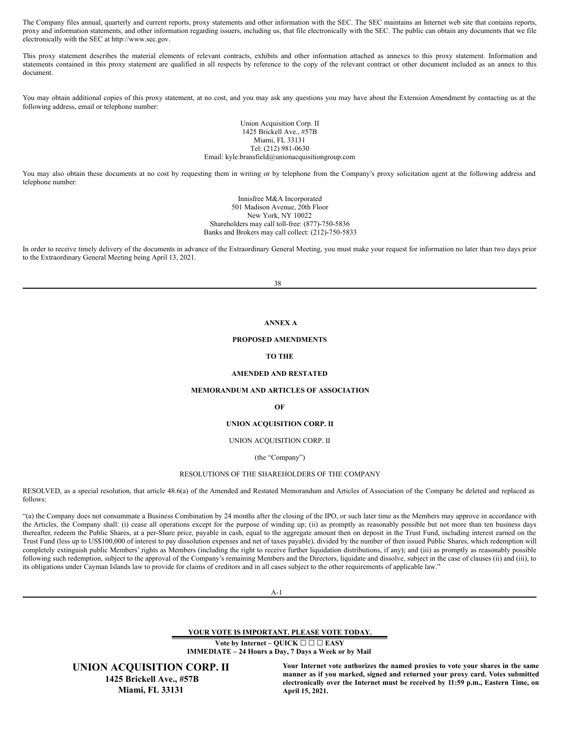The Company files annual, quarterly and current reports, proxy statements and other information with the SEC. The SEC maintains an Internet web site that contains reports, proxy and information statements, and other information regarding issuers, including us, that file electronically with the SEC. The public can obtain any documents that we file electronically with the SEC at http://www.sec.gov.

This proxy statement describes the material elements of relevant contracts, exhibits and other information attached as annexes to this proxy statement. Information and statements contained in this proxy statement are qualified in all respects by reference to the copy of the relevant contract or other document included as an annex to this document.

You may obtain additional copies of this proxy statement, at no cost, and you may ask any questions you may have about the Extension Amendment by contacting us at the following address, email or telephone number:

Union Acquisition Corp. II
1425 Brickell Ave., #57B
Miami, FL 33131
Tel: (212) 981-0630
Email: kyle.bransfield@unionacquisitiongroup.com

You may also obtain these documents at no cost by requesting them in writing or by telephone from the Company's proxy solicitation agent at the following address and telephone number:

Innisfree M&A Incorporated
501 Madison Avenue, 20th Floor
New York, NY 10022
Shareholders may call toll-free: (877)-750-5836
Banks and Brokers may call collect: (212)-750-5833

In order to receive timely delivery of the documents in advance of the Extraordinary General Meeting, you must make your request for information no later than two days prior to the Extraordinary General Meeting being April 13, 2021.

**ANNEX A**

**PROPOSED AMENDMENTS**

**TO THE**

**AMENDED AND RESTATED**

**MEMORANDUM AND ARTICLES OF ASSOCIATION**

**OF**

**UNION ACQUISITION CORP. II**

UNION ACQUISITION CORP. II

(the "Company")

RESOLUTIONS OF THE SHAREHOLDERS OF THE COMPANY

RESOLVED, as a special resolution, that article 48.6(a) of the Amended and Restated Memorandum and Articles of Association of the Company be deleted and replaced as follows:

"(a) the Company does not consummate a Business Combination by 24 months after the closing of the IPO, or such later time as the Members may approve in accordance with the Articles, the Company shall: (i) cease all operations except for the purpose of winding up; (ii) as promptly as reasonably possible but not more than ten business days thereafter, redeem the Public Shares, at a per-Share price, payable in cash, equal to the aggregate amount then on deposit in the Trust Fund, including interest earned on the Trust Fund (less up to US$100,000 of interest to pay dissolution expenses and net of taxes payable), divided by the number of then issued Public Shares, which redemption will completely extinguish public Members' rights as Members (including the right to receive further liquidation distributions, if any); and (iii) as promptly as reasonably possible following such redemption, subject to the approval of the Company's remaining Members and the Directors, liquidate and dissolve, subject in the case of clauses (ii) and (iii), to its obligations under Cayman Islands law to provide for claims of creditors and in all cases subject to the other requirements of applicable law."

**YOUR VOTE IS IMPORTANT. PLEASE VOTE TODAY.**

**Vote by Internet – QUICK ☐ ☐ ☐ EASY**
**IMMEDIATE – 24 Hours a Day, 7 Days a Week or by Mail**

**UNION ACQUISITION CORP. II**
**1425 Brickell Ave., #57B**
**Miami, FL 33131**

**Your Internet vote authorizes the named proxies to vote your shares in the same manner as if you marked, signed and returned your proxy card. Votes submitted electronically over the Internet must be received by 11:59 p.m., Eastern Time, on April 15, 2021.**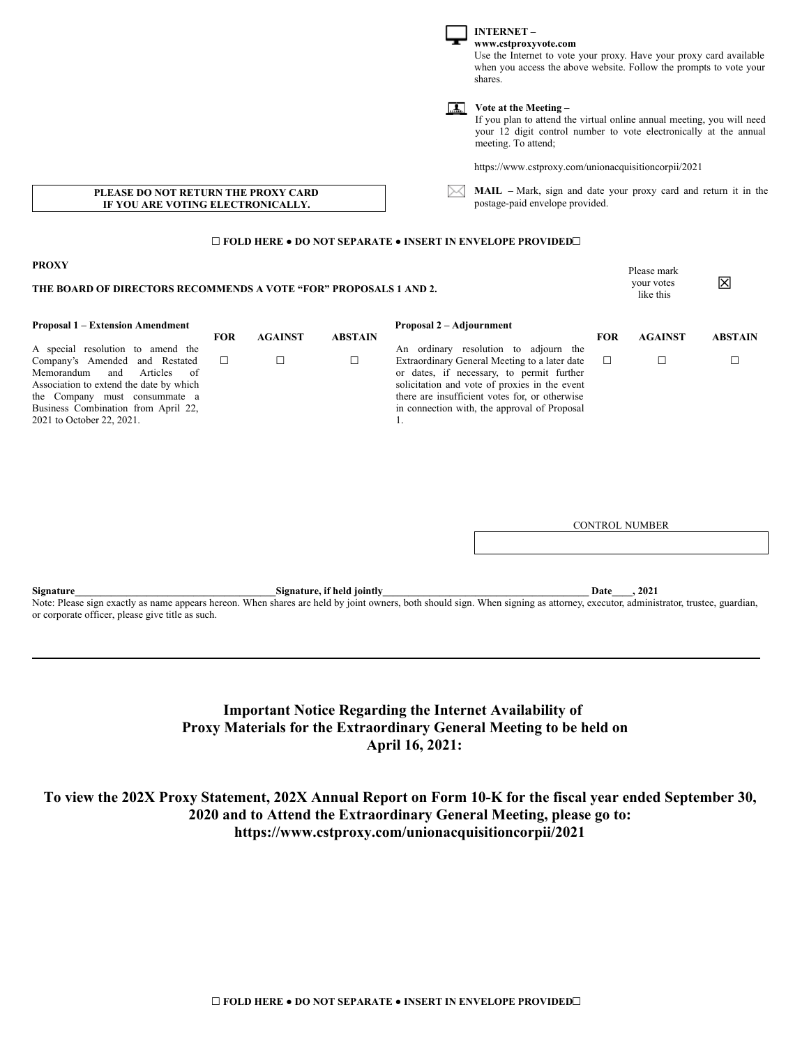**INTERNET – www.cstproxyvote.com**
Use the Internet to vote your proxy. Have your proxy card available when you access the above website. Follow the prompts to vote your shares.

**Vote at the Meeting –**
If you plan to attend the virtual online annual meeting, you will need your 12 digit control number to vote electronically at the annual meeting. To attend;

https://www.cstproxy.com/unionacquisitioncorpii/2021

**MAIL –** Mark, sign and date your proxy card and return it in the postage-paid envelope provided.

**PLEASE DO NOT RETURN THE PROXY CARD IF YOU ARE VOTING ELECTRONICALLY.**

**☐ FOLD HERE ● DO NOT SEPARATE ● INSERT IN ENVELOPE PROVIDED☐**

**PROXY**

**THE BOARD OF DIRECTORS RECOMMENDS A VOTE "FOR" PROPOSALS 1 AND 2.**

Please mark your votes like this ☒

| **Proposal 1 – Extension Amendment** | **FOR** | **AGAINST** | **ABSTAIN** |
|---|---|---|---|
| A special resolution to amend the Company's Amended and Restated Memorandum and Articles of Association to extend the date by which the Company must consummate a Business Combination from April 22, 2021 to October 22, 2021. | ☐ | ☐ | ☐ |

| **Proposal 2 – Adjournment** | **FOR** | **AGAINST** | **ABSTAIN** |
|---|---|---|---|
| An ordinary resolution to adjourn the Extraordinary General Meeting to a later date or dates, if necessary, to permit further solicitation and vote of proxies in the event there are insufficient votes for, or otherwise in connection with, the approval of Proposal 1. | ☐ | ☐ | ☐ |

CONTROL NUMBER

**Signature**\_\_\_\_\_\_\_\_\_\_\_\_\_\_\_\_\_\_\_\_\_\_\_\_\_\_\_\_\_\_\_\_\_\_\_\_\_\_\_\_**Signature, if held jointly**\_\_\_\_\_\_\_\_\_\_\_\_\_\_\_\_\_\_\_\_\_\_\_\_\_\_\_\_\_\_\_\_\_\_\_\_\_\_\_\_ **Date**\_\_\_\_**, 2021**

Note: Please sign exactly as name appears hereon. When shares are held by joint owners, both should sign. When signing as attorney, executor, administrator, trustee, guardian, or corporate officer, please give title as such.

---

## Important Notice Regarding the Internet Availability of Proxy Materials for the Extraordinary General Meeting to be held on April 16, 2021:

## To view the 202X Proxy Statement, 202X Annual Report on Form 10-K for the fiscal year ended September 30, 2020 and to Attend the Extraordinary General Meeting, please go to: https://www.cstproxy.com/unionacquisitioncorpii/2021

**☐ FOLD HERE ● DO NOT SEPARATE ● INSERT IN ENVELOPE PROVIDED☐**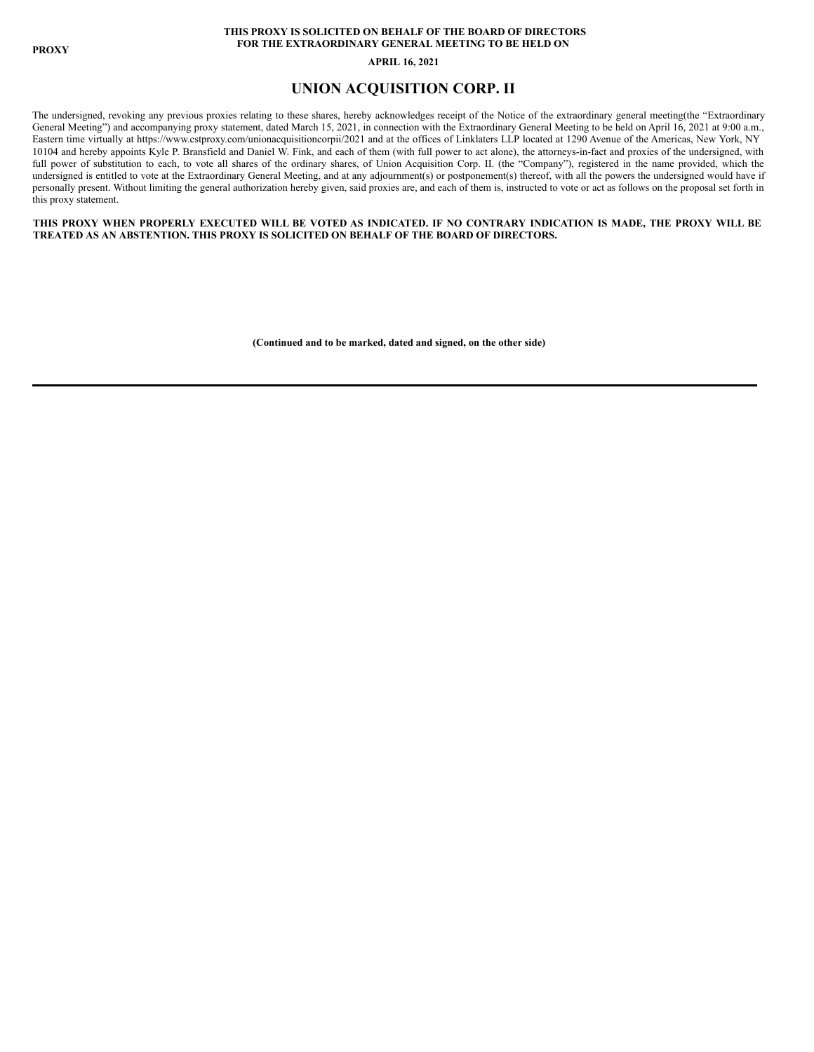**PROXY**

**THIS PROXY IS SOLICITED ON BEHALF OF THE BOARD OF DIRECTORS FOR THE EXTRAORDINARY GENERAL MEETING TO BE HELD ON**

**APRIL 16, 2021**

# UNION ACQUISITION CORP. II

The undersigned, revoking any previous proxies relating to these shares, hereby acknowledges receipt of the Notice of the extraordinary general meeting(the "Extraordinary General Meeting") and accompanying proxy statement, dated March 15, 2021, in connection with the Extraordinary General Meeting to be held on April 16, 2021 at 9:00 a.m., Eastern time virtually at https://www.cstproxy.com/unionacquisitioncorpii/2021 and at the offices of Linklaters LLP located at 1290 Avenue of the Americas, New York, NY 10104 and hereby appoints Kyle P. Bransfield and Daniel W. Fink, and each of them (with full power to act alone), the attorneys-in-fact and proxies of the undersigned, with full power of substitution to each, to vote all shares of the ordinary shares, of Union Acquisition Corp. II. (the "Company"), registered in the name provided, which the undersigned is entitled to vote at the Extraordinary General Meeting, and at any adjournment(s) or postponement(s) thereof, with all the powers the undersigned would have if personally present. Without limiting the general authorization hereby given, said proxies are, and each of them is, instructed to vote or act as follows on the proposal set forth in this proxy statement.

**THIS PROXY WHEN PROPERLY EXECUTED WILL BE VOTED AS INDICATED. IF NO CONTRARY INDICATION IS MADE, THE PROXY WILL BE TREATED AS AN ABSTENTION. THIS PROXY IS SOLICITED ON BEHALF OF THE BOARD OF DIRECTORS.**

**(Continued and to be marked, dated and signed, on the other side)**